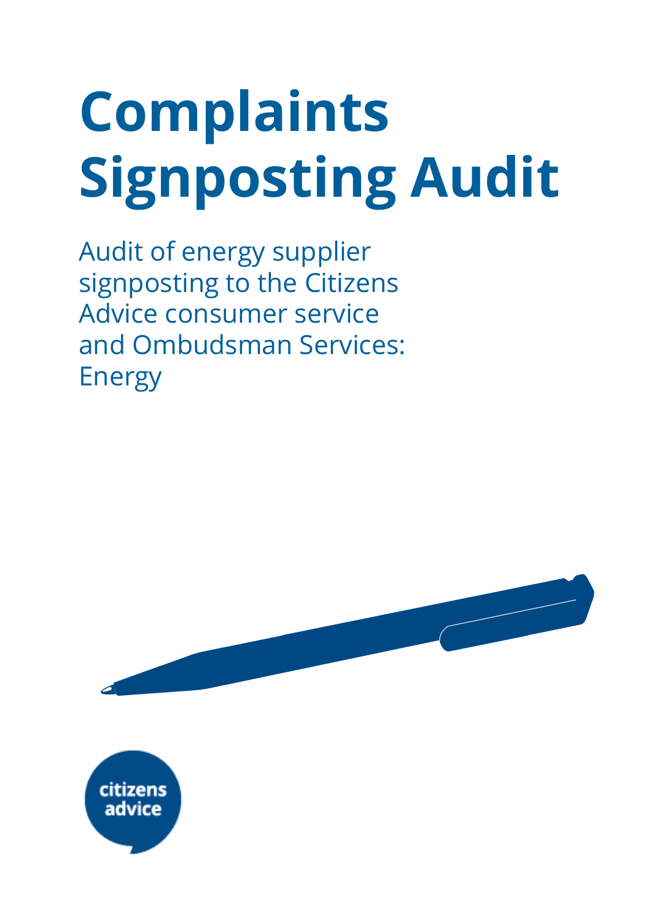# Complaints Signposting Audit

Audit of energy supplier signposting to the Citizens Advice consumer service and Ombudsman Services: Energy

citizens advice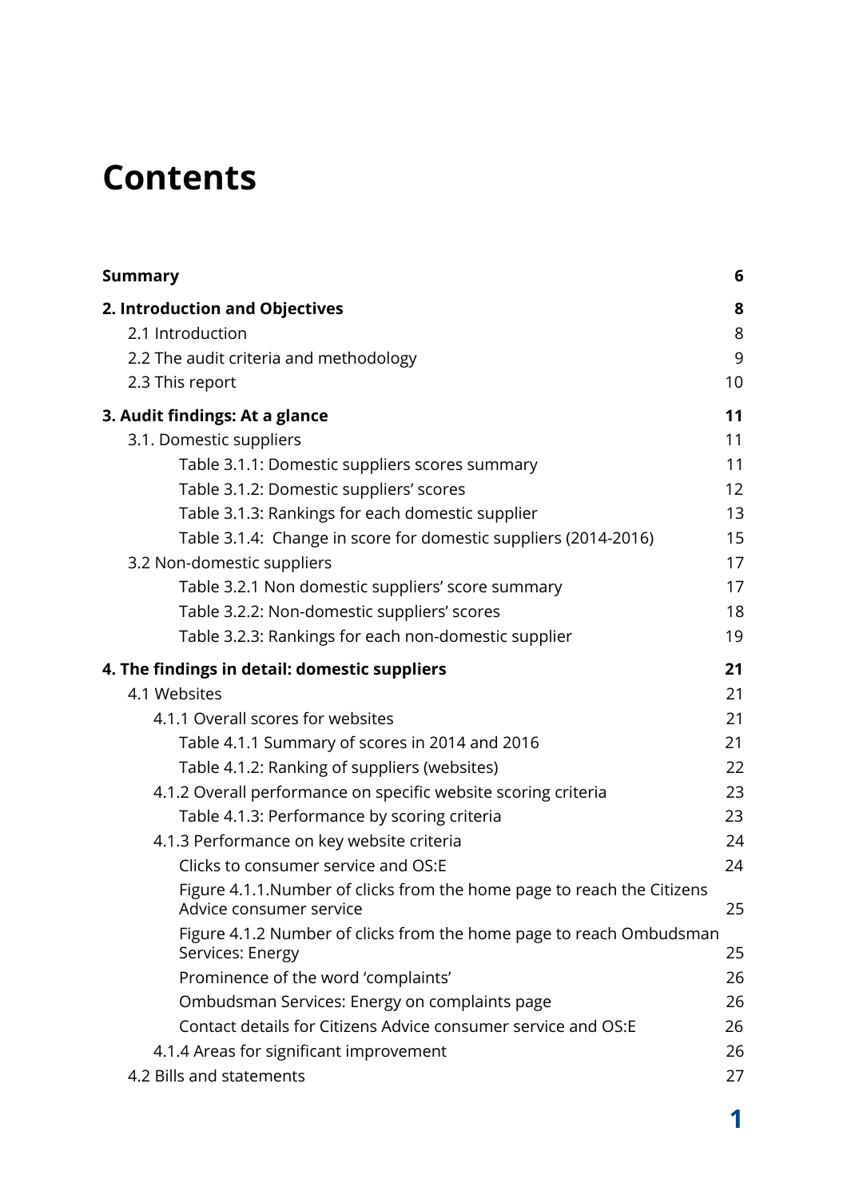# Contents

| | |
|---|---|
| **Summary** | **6** |
| **2. Introduction and Objectives** | **8** |
| 2.1 Introduction | 8 |
| 2.2 The audit criteria and methodology | 9 |
| 2.3 This report | 10 |
| **3. Audit findings: At a glance** | **11** |
| 3.1. Domestic suppliers | 11 |
| Table 3.1.1: Domestic suppliers scores summary | 11 |
| Table 3.1.2: Domestic suppliers' scores | 12 |
| Table 3.1.3: Rankings for each domestic supplier | 13 |
| Table 3.1.4: Change in score for domestic suppliers (2014-2016) | 15 |
| 3.2 Non-domestic suppliers | 17 |
| Table 3.2.1 Non domestic suppliers' score summary | 17 |
| Table 3.2.2: Non-domestic suppliers' scores | 18 |
| Table 3.2.3: Rankings for each non-domestic supplier | 19 |
| **4. The findings in detail: domestic suppliers** | **21** |
| 4.1 Websites | 21 |
| 4.1.1 Overall scores for websites | 21 |
| Table 4.1.1 Summary of scores in 2014 and 2016 | 21 |
| Table 4.1.2: Ranking of suppliers (websites) | 22 |
| 4.1.2 Overall performance on specific website scoring criteria | 23 |
| Table 4.1.3: Performance by scoring criteria | 23 |
| 4.1.3 Performance on key website criteria | 24 |
| Clicks to consumer service and OS:E | 24 |
| Figure 4.1.1.Number of clicks from the home page to reach the Citizens Advice consumer service | 25 |
| Figure 4.1.2 Number of clicks from the home page to reach Ombudsman Services: Energy | 25 |
| Prominence of the word 'complaints' | 26 |
| Ombudsman Services: Energy on complaints page | 26 |
| Contact details for Citizens Advice consumer service and OS:E | 26 |
| 4.1.4 Areas for significant improvement | 26 |
| 4.2 Bills and statements | 27 |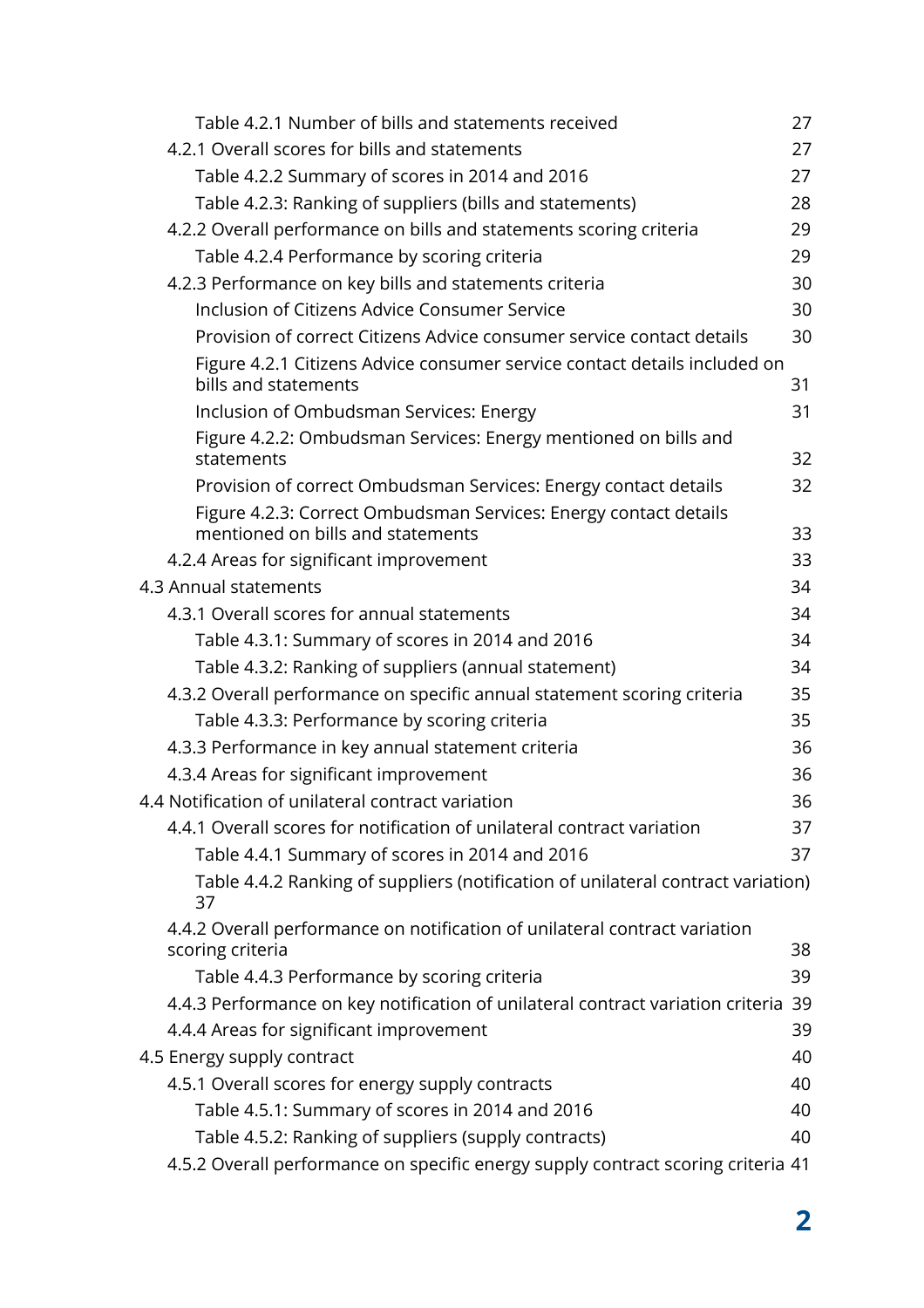Table 4.2.1 Number of bills and statements received 27

4.2.1 Overall scores for bills and statements 27

Table 4.2.2 Summary of scores in 2014 and 2016 27

Table 4.2.3: Ranking of suppliers (bills and statements) 28

4.2.2 Overall performance on bills and statements scoring criteria 29

Table 4.2.4 Performance by scoring criteria 29

4.2.3 Performance on key bills and statements criteria 30

Inclusion of Citizens Advice Consumer Service 30

Provision of correct Citizens Advice consumer service contact details 30

Figure 4.2.1 Citizens Advice consumer service contact details included on bills and statements 31

Inclusion of Ombudsman Services: Energy 31

Figure 4.2.2: Ombudsman Services: Energy mentioned on bills and statements 32

Provision of correct Ombudsman Services: Energy contact details 32

Figure 4.2.3: Correct Ombudsman Services: Energy contact details mentioned on bills and statements 33

4.2.4 Areas for significant improvement 33

4.3 Annual statements 34

4.3.1 Overall scores for annual statements 34

Table 4.3.1: Summary of scores in 2014 and 2016 34

Table 4.3.2: Ranking of suppliers (annual statement) 34

4.3.2 Overall performance on specific annual statement scoring criteria 35

Table 4.3.3: Performance by scoring criteria 35

4.3.3 Performance in key annual statement criteria 36

4.3.4 Areas for significant improvement 36

4.4 Notification of unilateral contract variation 36

4.4.1 Overall scores for notification of unilateral contract variation 37

Table 4.4.1 Summary of scores in 2014 and 2016 37

Table 4.4.2 Ranking of suppliers (notification of unilateral contract variation) 37

4.4.2 Overall performance on notification of unilateral contract variation scoring criteria 38

Table 4.4.3 Performance by scoring criteria 39

4.4.3 Performance on key notification of unilateral contract variation criteria 39

4.4.4 Areas for significant improvement 39

4.5 Energy supply contract 40

4.5.1 Overall scores for energy supply contracts 40

Table 4.5.1: Summary of scores in 2014 and 2016 40

Table 4.5.2: Ranking of suppliers (supply contracts) 40

4.5.2 Overall performance on specific energy supply contract scoring criteria 41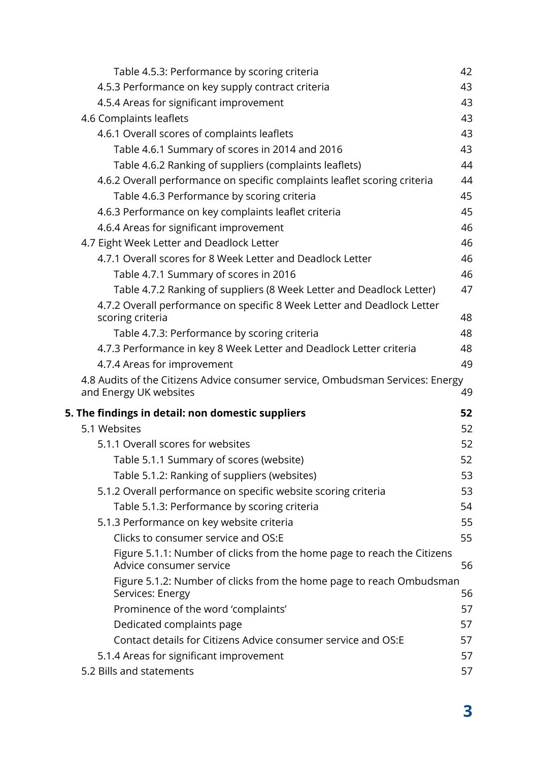- Table 4.5.3: Performance by scoring criteria 42
- 4.5.3 Performance on key supply contract criteria 43
- 4.5.4 Areas for significant improvement 43
- 4.6 Complaints leaflets 43
  - 4.6.1 Overall scores of complaints leaflets 43
    - Table 4.6.1 Summary of scores in 2014 and 2016 43
    - Table 4.6.2 Ranking of suppliers (complaints leaflets) 44
  - 4.6.2 Overall performance on specific complaints leaflet scoring criteria 44
    - Table 4.6.3 Performance by scoring criteria 45
  - 4.6.3 Performance on key complaints leaflet criteria 45
  - 4.6.4 Areas for significant improvement 46
- 4.7 Eight Week Letter and Deadlock Letter 46
  - 4.7.1 Overall scores for 8 Week Letter and Deadlock Letter 46
    - Table 4.7.1 Summary of scores in 2016 46
    - Table 4.7.2 Ranking of suppliers (8 Week Letter and Deadlock Letter) 47
  - 4.7.2 Overall performance on specific 8 Week Letter and Deadlock Letter scoring criteria 48
    - Table 4.7.3: Performance by scoring criteria 48
  - 4.7.3 Performance in key 8 Week Letter and Deadlock Letter criteria 48
  - 4.7.4 Areas for improvement 49
- 4.8 Audits of the Citizens Advice consumer service, Ombudsman Services: Energy and Energy UK websites 49

**5. The findings in detail: non domestic suppliers 52**

- 5.1 Websites 52
  - 5.1.1 Overall scores for websites 52
    - Table 5.1.1 Summary of scores (website) 52
    - Table 5.1.2: Ranking of suppliers (websites) 53
  - 5.1.2 Overall performance on specific website scoring criteria 53
    - Table 5.1.3: Performance by scoring criteria 54
  - 5.1.3 Performance on key website criteria 55
    - Clicks to consumer service and OS:E 55
    - Figure 5.1.1: Number of clicks from the home page to reach the Citizens Advice consumer service 56
    - Figure 5.1.2: Number of clicks from the home page to reach Ombudsman Services: Energy 56
    - Prominence of the word 'complaints' 57
    - Dedicated complaints page 57
    - Contact details for Citizens Advice consumer service and OS:E 57
  - 5.1.4 Areas for significant improvement 57
- 5.2 Bills and statements 57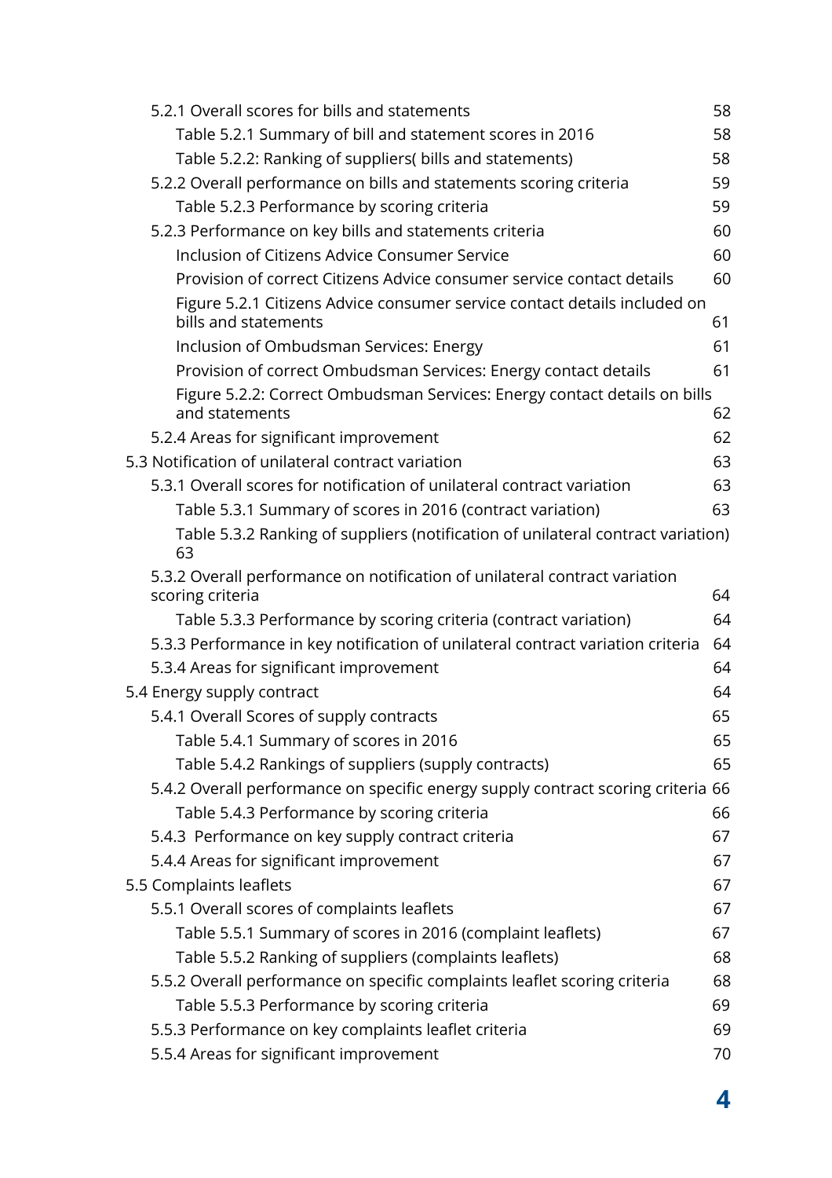- 5.2.1 Overall scores for bills and statements 58
  - Table 5.2.1 Summary of bill and statement scores in 2016 58
  - Table 5.2.2: Ranking of suppliers( bills and statements) 58
- 5.2.2 Overall performance on bills and statements scoring criteria 59
  - Table 5.2.3 Performance by scoring criteria 59
- 5.2.3 Performance on key bills and statements criteria 60
  - Inclusion of Citizens Advice Consumer Service 60
  - Provision of correct Citizens Advice consumer service contact details 60
  - Figure 5.2.1 Citizens Advice consumer service contact details included on bills and statements 61
  - Inclusion of Ombudsman Services: Energy 61
  - Provision of correct Ombudsman Services: Energy contact details 61
  - Figure 5.2.2: Correct Ombudsman Services: Energy contact details on bills and statements 62
- 5.2.4 Areas for significant improvement 62

5.3 Notification of unilateral contract variation 63

- 5.3.1 Overall scores for notification of unilateral contract variation 63
  - Table 5.3.1 Summary of scores in 2016 (contract variation) 63
  - Table 5.3.2 Ranking of suppliers (notification of unilateral contract variation) 63
- 5.3.2 Overall performance on notification of unilateral contract variation scoring criteria 64
  - Table 5.3.3 Performance by scoring criteria (contract variation) 64
- 5.3.3 Performance in key notification of unilateral contract variation criteria 64
- 5.3.4 Areas for significant improvement 64

5.4 Energy supply contract 64

- 5.4.1 Overall Scores of supply contracts 65
  - Table 5.4.1 Summary of scores in 2016 65
  - Table 5.4.2 Rankings of suppliers (supply contracts) 65
- 5.4.2 Overall performance on specific energy supply contract scoring criteria 66
  - Table 5.4.3 Performance by scoring criteria 66
- 5.4.3 Performance on key supply contract criteria 67
- 5.4.4 Areas for significant improvement 67

5.5 Complaints leaflets 67

- 5.5.1 Overall scores of complaints leaflets 67
  - Table 5.5.1 Summary of scores in 2016 (complaint leaflets) 67
  - Table 5.5.2 Ranking of suppliers (complaints leaflets) 68
- 5.5.2 Overall performance on specific complaints leaflet scoring criteria 68
  - Table 5.5.3 Performance by scoring criteria 69
- 5.5.3 Performance on key complaints leaflet criteria 69
- 5.5.4 Areas for significant improvement 70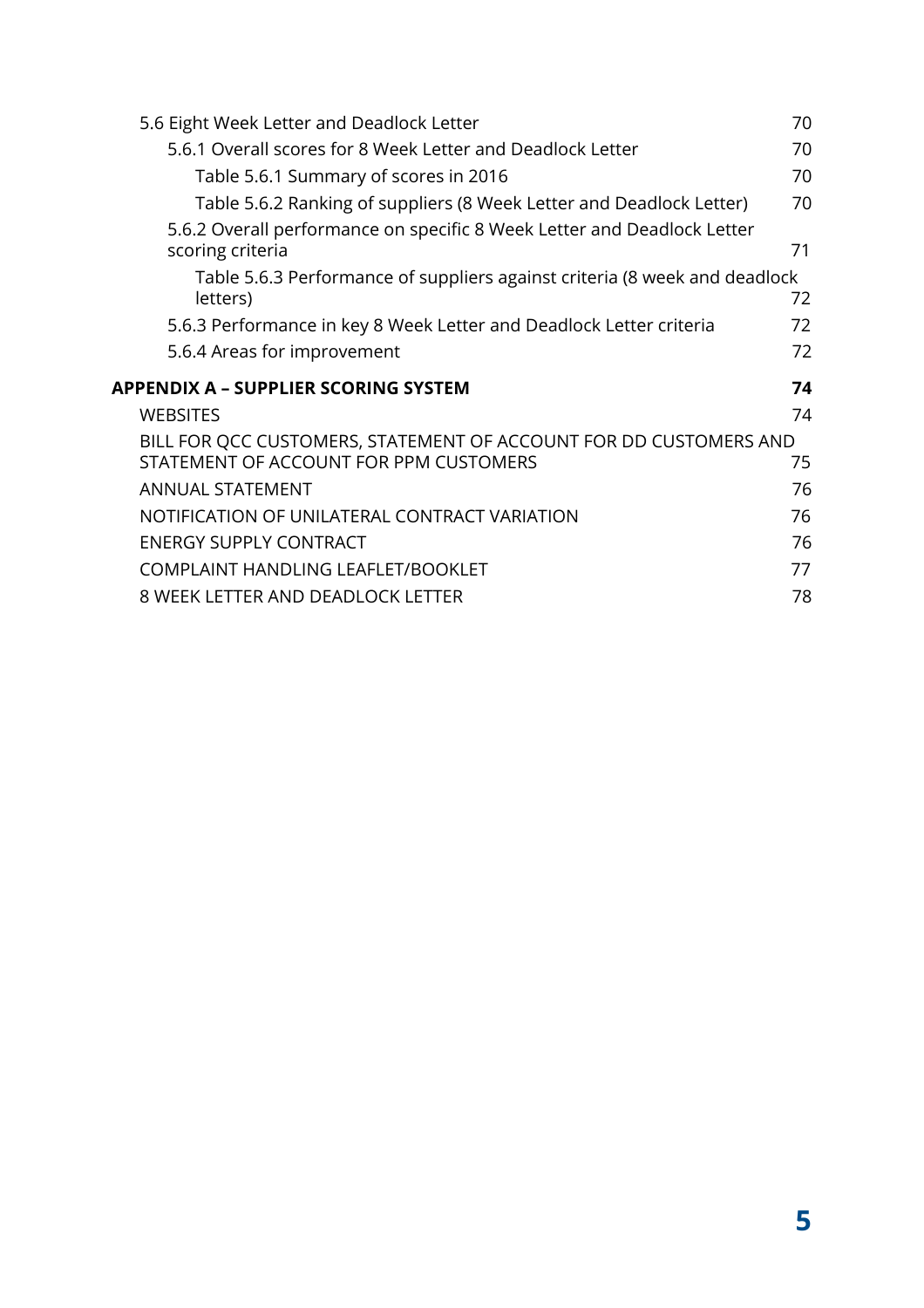5.6 Eight Week Letter and Deadlock Letter 70

- 5.6.1 Overall scores for 8 Week Letter and Deadlock Letter 70
  - Table 5.6.1 Summary of scores in 2016 70
  - Table 5.6.2 Ranking of suppliers (8 Week Letter and Deadlock Letter) 70
- 5.6.2 Overall performance on specific 8 Week Letter and Deadlock Letter scoring criteria 71
  - Table 5.6.3 Performance of suppliers against criteria (8 week and deadlock letters) 72
- 5.6.3 Performance in key 8 Week Letter and Deadlock Letter criteria 72
- 5.6.4 Areas for improvement 72

**APPENDIX A – SUPPLIER SCORING SYSTEM 74**

- WEBSITES 74
- BILL FOR QCC CUSTOMERS, STATEMENT OF ACCOUNT FOR DD CUSTOMERS AND STATEMENT OF ACCOUNT FOR PPM CUSTOMERS 75
- ANNUAL STATEMENT 76
- NOTIFICATION OF UNILATERAL CONTRACT VARIATION 76
- ENERGY SUPPLY CONTRACT 76
- COMPLAINT HANDLING LEAFLET/BOOKLET 77
- 8 WEEK LETTER AND DEADLOCK LETTER 78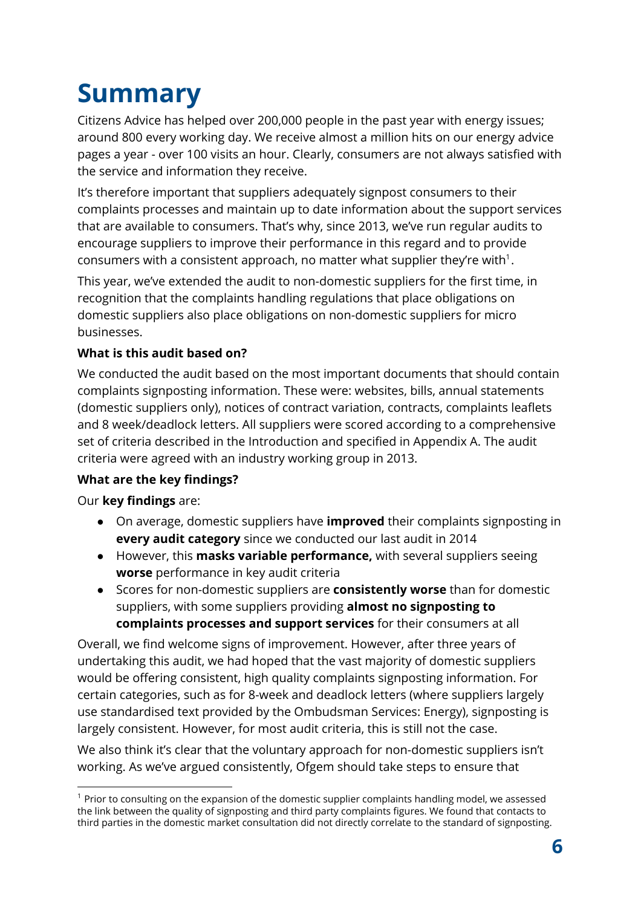# Summary

Citizens Advice has helped over 200,000 people in the past year with energy issues; around 800 every working day. We receive almost a million hits on our energy advice pages a year - over 100 visits an hour. Clearly, consumers are not always satisfied with the service and information they receive.

It's therefore important that suppliers adequately signpost consumers to their complaints processes and maintain up to date information about the support services that are available to consumers. That's why, since 2013, we've run regular audits to encourage suppliers to improve their performance in this regard and to provide consumers with a consistent approach, no matter what supplier they're with[1].

This year, we've extended the audit to non-domestic suppliers for the first time, in recognition that the complaints handling regulations that place obligations on domestic suppliers also place obligations on non-domestic suppliers for micro businesses.

**What is this audit based on?**

We conducted the audit based on the most important documents that should contain complaints signposting information. These were: websites, bills, annual statements (domestic suppliers only), notices of contract variation, contracts, complaints leaflets and 8 week/deadlock letters. All suppliers were scored according to a comprehensive set of criteria described in the Introduction and specified in Appendix A. The audit criteria were agreed with an industry working group in 2013.

**What are the key findings?**

Our **key findings** are:

- On average, domestic suppliers have **improved** their complaints signposting in **every audit category** since we conducted our last audit in 2014
- However, this **masks variable performance,** with several suppliers seeing **worse** performance in key audit criteria
- Scores for non-domestic suppliers are **consistently worse** than for domestic suppliers, with some suppliers providing **almost no signposting to complaints processes and support services** for their consumers at all

Overall, we find welcome signs of improvement. However, after three years of undertaking this audit, we had hoped that the vast majority of domestic suppliers would be offering consistent, high quality complaints signposting information. For certain categories, such as for 8-week and deadlock letters (where suppliers largely use standardised text provided by the Ombudsman Services: Energy), signposting is largely consistent. However, for most audit criteria, this is still not the case.

We also think it's clear that the voluntary approach for non-domestic suppliers isn't working. As we've argued consistently, Ofgem should take steps to ensure that

[1] Prior to consulting on the expansion of the domestic supplier complaints handling model, we assessed the link between the quality of signposting and third party complaints figures. We found that contacts to third parties in the domestic market consultation did not directly correlate to the standard of signposting.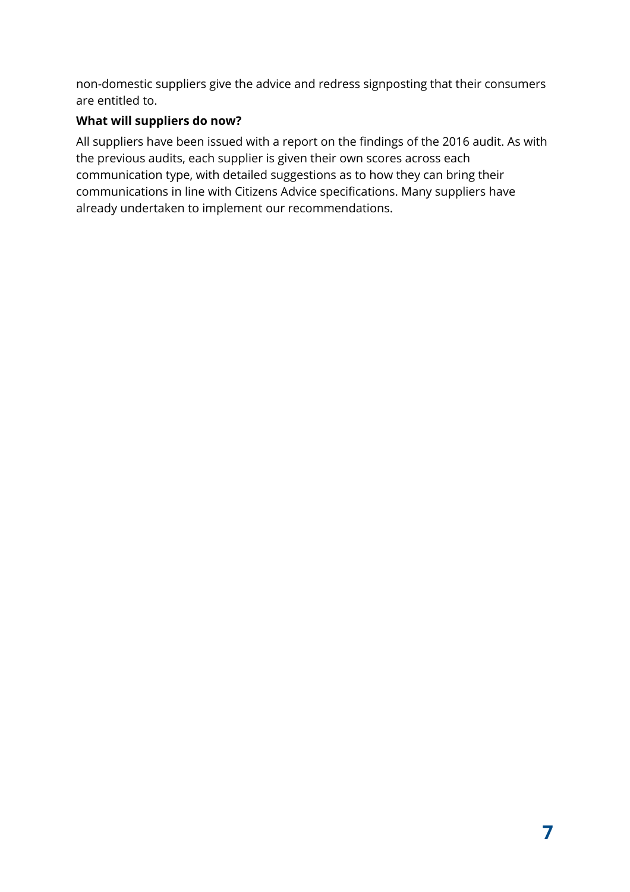non-domestic suppliers give the advice and redress signposting that their consumers are entitled to.

**What will suppliers do now?**

All suppliers have been issued with a report on the findings of the 2016 audit. As with the previous audits, each supplier is given their own scores across each communication type, with detailed suggestions as to how they can bring their communications in line with Citizens Advice specifications. Many suppliers have already undertaken to implement our recommendations.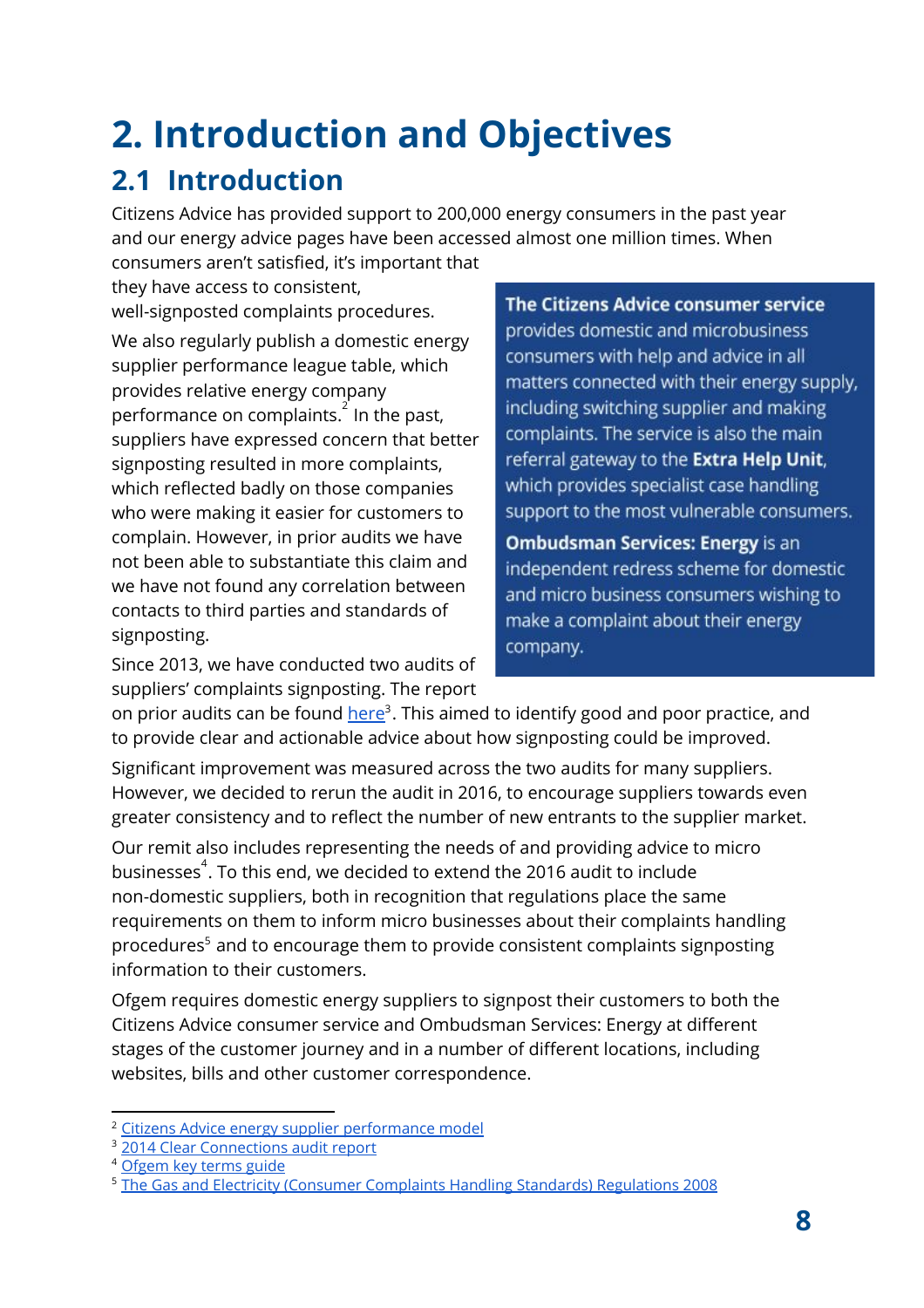# 2. Introduction and Objectives

## 2.1 Introduction

Citizens Advice has provided support to 200,000 energy consumers in the past year and our energy advice pages have been accessed almost one million times. When consumers aren't satisfied, it's important that they have access to consistent, well-signposted complaints procedures.

We also regularly publish a domestic energy supplier performance league table, which provides relative energy company performance on complaints.[2] In the past, suppliers have expressed concern that better signposting resulted in more complaints, which reflected badly on those companies who were making it easier for customers to complain. However, in prior audits we have not been able to substantiate this claim and we have not found any correlation between contacts to third parties and standards of signposting.

Since 2013, we have conducted two audits of suppliers' complaints signposting. The report on prior audits can be found here[3]. This aimed to identify good and poor practice, and to provide clear and actionable advice about how signposting could be improved.

Significant improvement was measured across the two audits for many suppliers. However, we decided to rerun the audit in 2016, to encourage suppliers towards even greater consistency and to reflect the number of new entrants to the supplier market.

Our remit also includes representing the needs of and providing advice to micro businesses[4]. To this end, we decided to extend the 2016 audit to include non-domestic suppliers, both in recognition that regulations place the same requirements on them to inform micro businesses about their complaints handling procedures[5] and to encourage them to provide consistent complaints signposting information to their customers.

Ofgem requires domestic energy suppliers to signpost their customers to both the Citizens Advice consumer service and Ombudsman Services: Energy at different stages of the customer journey and in a number of different locations, including websites, bills and other customer correspondence.

**The Citizens Advice consumer service** provides domestic and microbusiness consumers with help and advice in all matters connected with their energy supply, including switching supplier and making complaints. The service is also the main referral gateway to the **Extra Help Unit**, which provides specialist case handling support to the most vulnerable consumers.

**Ombudsman Services: Energy** is an independent redress scheme for domestic and micro business consumers wishing to make a complaint about their energy company.

---

[2] Citizens Advice energy supplier performance model

[3] 2014 Clear Connections audit report

[4] Ofgem key terms guide

[5] The Gas and Electricity (Consumer Complaints Handling Standards) Regulations 2008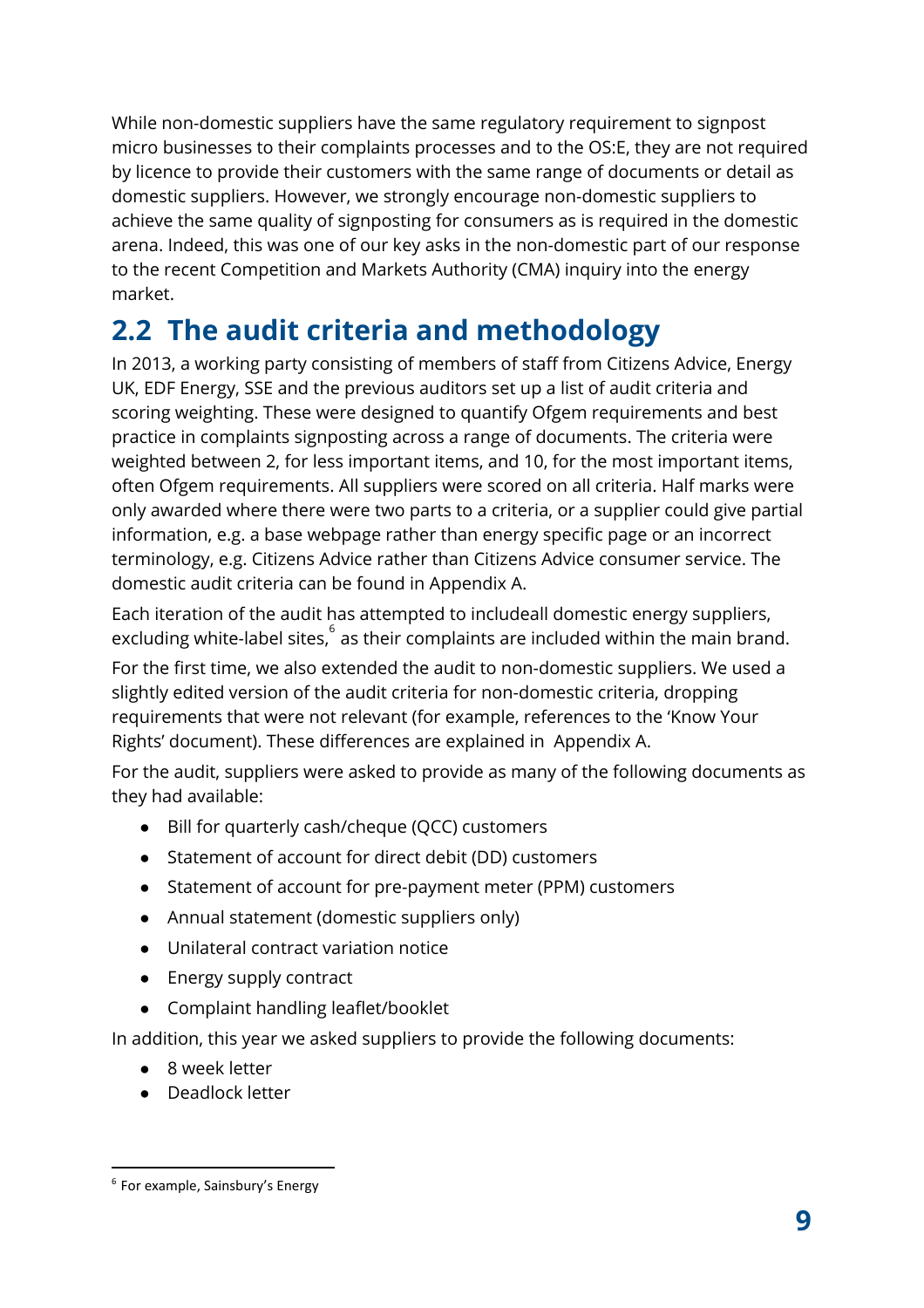While non-domestic suppliers have the same regulatory requirement to signpost micro businesses to their complaints processes and to the OS:E, they are not required by licence to provide their customers with the same range of documents or detail as domestic suppliers. However, we strongly encourage non-domestic suppliers to achieve the same quality of signposting for consumers as is required in the domestic arena. Indeed, this was one of our key asks in the non-domestic part of our response to the recent Competition and Markets Authority (CMA) inquiry into the energy market.

## 2.2 The audit criteria and methodology

In 2013, a working party consisting of members of staff from Citizens Advice, Energy UK, EDF Energy, SSE and the previous auditors set up a list of audit criteria and scoring weighting. These were designed to quantify Ofgem requirements and best practice in complaints signposting across a range of documents. The criteria were weighted between 2, for less important items, and 10, for the most important items, often Ofgem requirements. All suppliers were scored on all criteria. Half marks were only awarded where there were two parts to a criteria, or a supplier could give partial information, e.g. a base webpage rather than energy specific page or an incorrect terminology, e.g. Citizens Advice rather than Citizens Advice consumer service. The domestic audit criteria can be found in Appendix A.

Each iteration of the audit has attempted to includeall domestic energy suppliers, excluding white-label sites,[6] as their complaints are included within the main brand.

For the first time, we also extended the audit to non-domestic suppliers. We used a slightly edited version of the audit criteria for non-domestic criteria, dropping requirements that were not relevant (for example, references to the 'Know Your Rights' document). These differences are explained in Appendix A.

For the audit, suppliers were asked to provide as many of the following documents as they had available:

- Bill for quarterly cash/cheque (QCC) customers
- Statement of account for direct debit (DD) customers
- Statement of account for pre-payment meter (PPM) customers
- Annual statement (domestic suppliers only)
- Unilateral contract variation notice
- Energy supply contract
- Complaint handling leaflet/booklet

In addition, this year we asked suppliers to provide the following documents:

- 8 week letter
- Deadlock letter

[6] For example, Sainsbury's Energy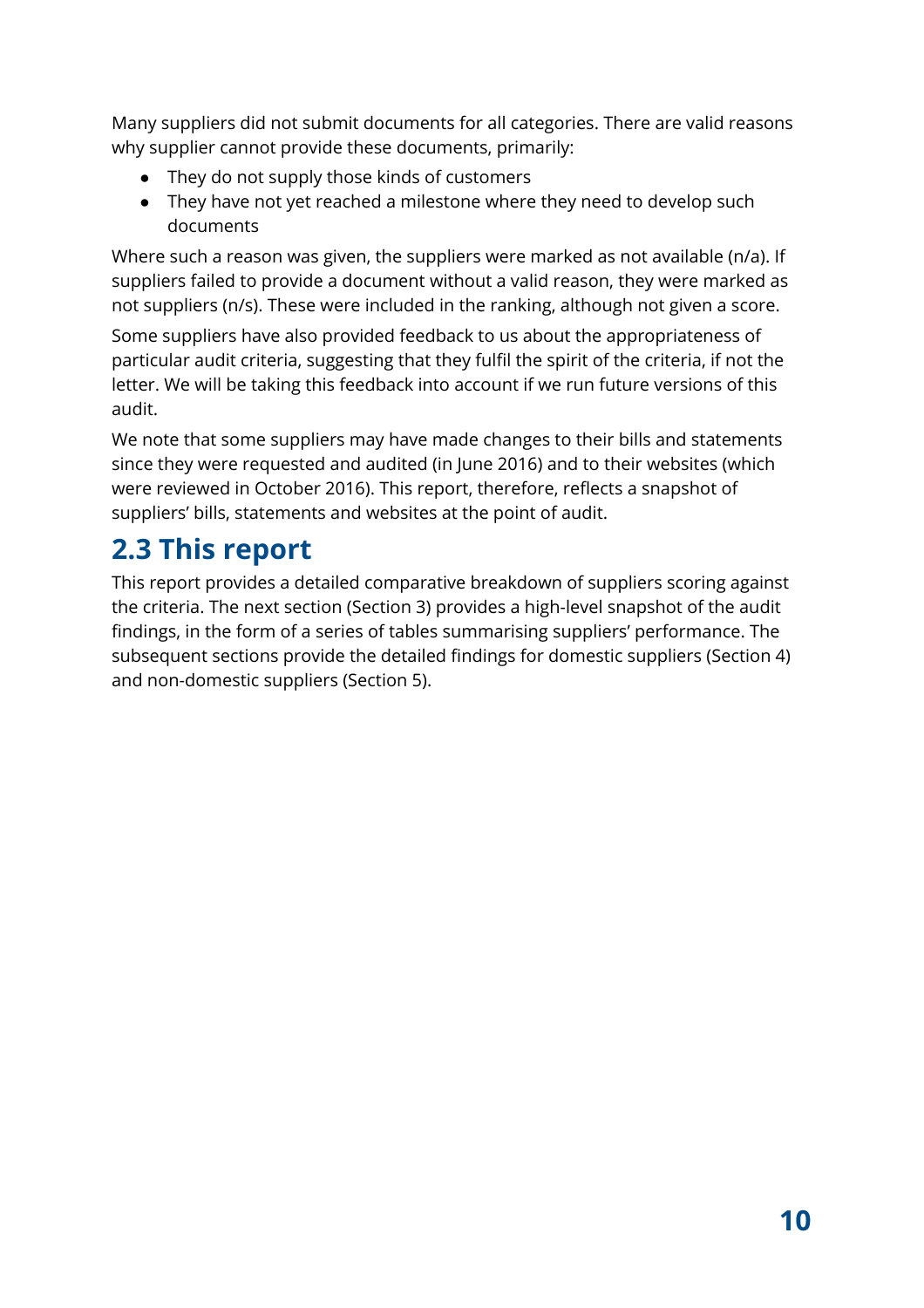Many suppliers did not submit documents for all categories. There are valid reasons why supplier cannot provide these documents, primarily:

- They do not supply those kinds of customers
- They have not yet reached a milestone where they need to develop such documents

Where such a reason was given, the suppliers were marked as not available (n/a). If suppliers failed to provide a document without a valid reason, they were marked as not suppliers (n/s). These were included in the ranking, although not given a score.

Some suppliers have also provided feedback to us about the appropriateness of particular audit criteria, suggesting that they fulfil the spirit of the criteria, if not the letter. We will be taking this feedback into account if we run future versions of this audit.

We note that some suppliers may have made changes to their bills and statements since they were requested and audited (in June 2016) and to their websites (which were reviewed in October 2016). This report, therefore, reflects a snapshot of suppliers' bills, statements and websites at the point of audit.

## 2.3 This report

This report provides a detailed comparative breakdown of suppliers scoring against the criteria. The next section (Section 3) provides a high-level snapshot of the audit findings, in the form of a series of tables summarising suppliers' performance. The subsequent sections provide the detailed findings for domestic suppliers (Section 4) and non-domestic suppliers (Section 5).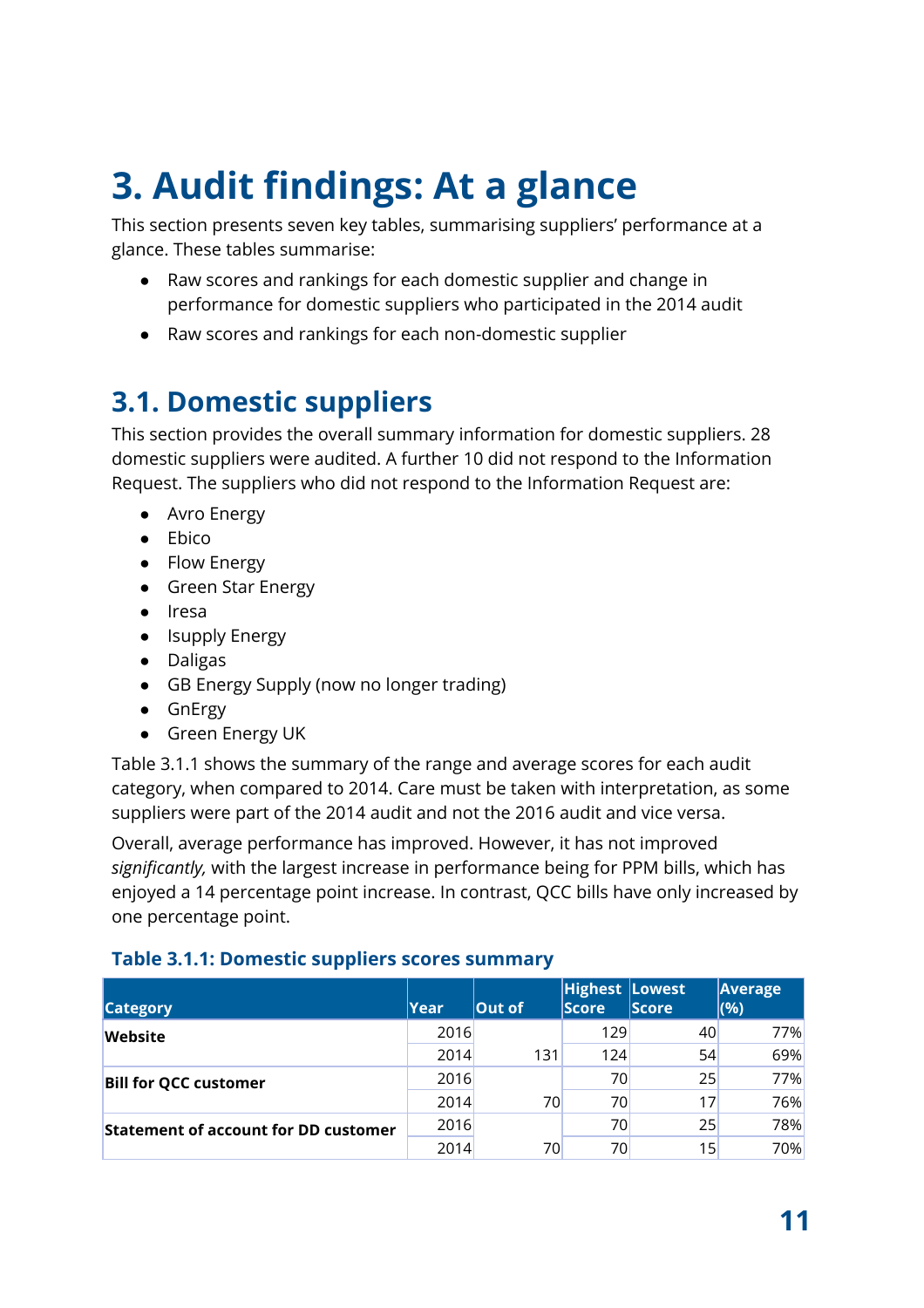# 3. Audit findings: At a glance

This section presents seven key tables, summarising suppliers' performance at a glance. These tables summarise:

- Raw scores and rankings for each domestic supplier and change in performance for domestic suppliers who participated in the 2014 audit
- Raw scores and rankings for each non-domestic supplier

## 3.1. Domestic suppliers

This section provides the overall summary information for domestic suppliers. 28 domestic suppliers were audited. A further 10 did not respond to the Information Request. The suppliers who did not respond to the Information Request are:

- Avro Energy
- Ebico
- Flow Energy
- Green Star Energy
- Iresa
- Isupply Energy
- Daligas
- GB Energy Supply (now no longer trading)
- GnErgy
- Green Energy UK

Table 3.1.1 shows the summary of the range and average scores for each audit category, when compared to 2014. Care must be taken with interpretation, as some suppliers were part of the 2014 audit and not the 2016 audit and vice versa.

Overall, average performance has improved. However, it has not improved *significantly,* with the largest increase in performance being for PPM bills, which has enjoyed a 14 percentage point increase. In contrast, QCC bills have only increased by one percentage point.

### Table 3.1.1: Domestic suppliers scores summary

| Category | Year | Out of | Highest Score | Lowest Score | Average (%) |
|---|---|---|---|---|---|
| **Website** | 2016 | | 129 | 40 | 77% |
| | 2014 | 131 | 124 | 54 | 69% |
| **Bill for QCC customer** | 2016 | | 70 | 25 | 77% |
| | 2014 | 70 | 70 | 17 | 76% |
| **Statement of account for DD customer** | 2016 | | 70 | 25 | 78% |
| | 2014 | 70 | 70 | 15 | 70% |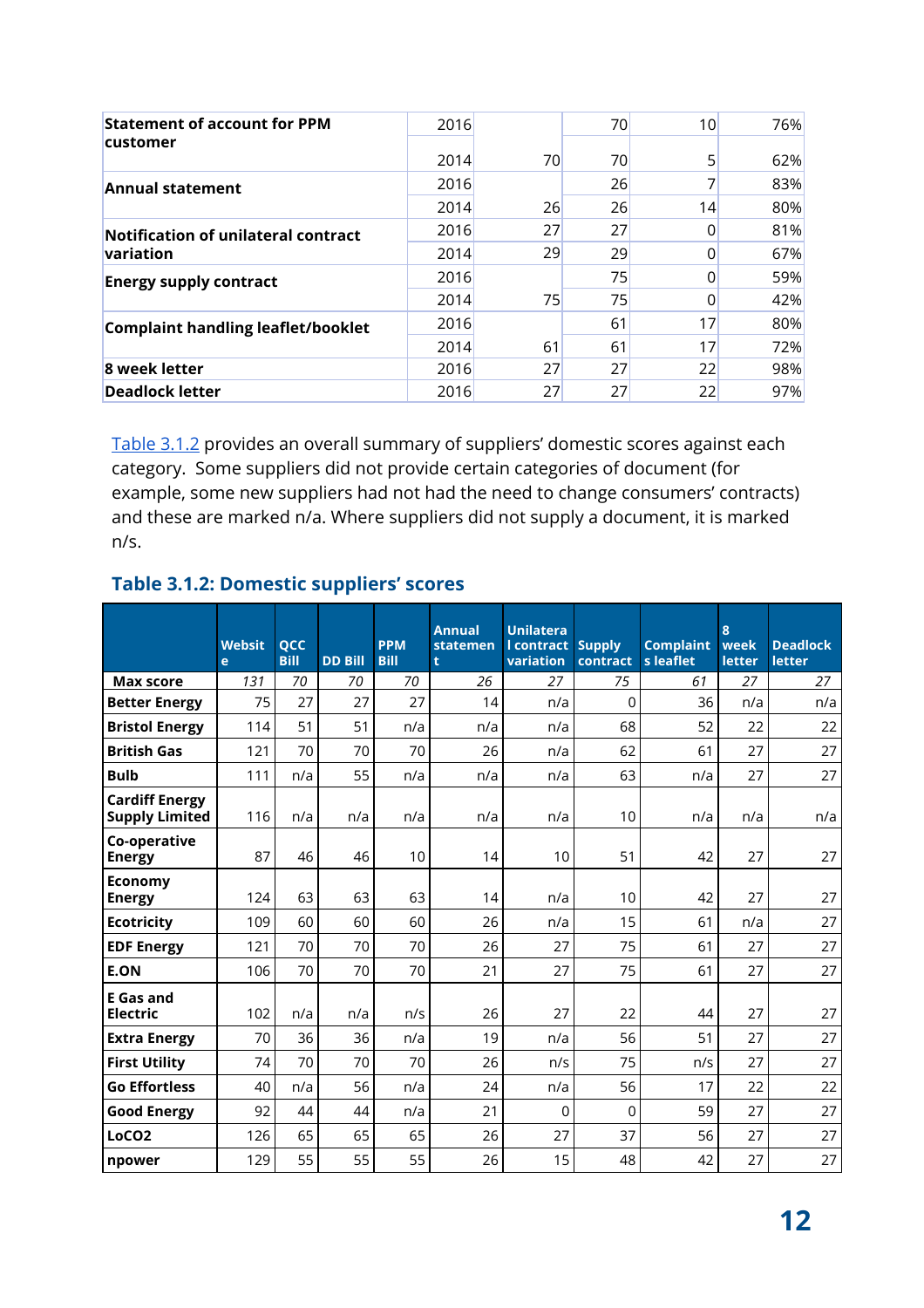| | | | | | |
|---|---|---|---|---|---|
| **Statement of account for PPM customer** | 2016 | | 70 | 10 | 76% |
| | 2014 | 70 | 70 | 5 | 62% |
| **Annual statement** | 2016 | | 26 | 7 | 83% |
| | 2014 | 26 | 26 | 14 | 80% |
| **Notification of unilateral contract variation** | 2016 | 27 | 27 | 0 | 81% |
| | 2014 | 29 | 29 | 0 | 67% |
| **Energy supply contract** | 2016 | | 75 | 0 | 59% |
| | 2014 | 75 | 75 | 0 | 42% |
| **Complaint handling leaflet/booklet** | 2016 | | 61 | 17 | 80% |
| | 2014 | 61 | 61 | 17 | 72% |
| **8 week letter** | 2016 | 27 | 27 | 22 | 98% |
| **Deadlock letter** | 2016 | 27 | 27 | 22 | 97% |

Table 3.1.2 provides an overall summary of suppliers' domestic scores against each category. Some suppliers did not provide certain categories of document (for example, some new suppliers had not had the need to change consumers' contracts) and these are marked n/a. Where suppliers did not supply a document, it is marked n/s.

### Table 3.1.2: Domestic suppliers' scores

| | Website | QCC Bill | DD Bill | PPM Bill | Annual statement | Unilateral contract variation | Supply contract | Complaints leaflet | 8 week letter | Deadlock letter |
|---|---|---|---|---|---|---|---|---|---|---|
| **Max score** | *131* | *70* | *70* | *70* | *26* | *27* | *75* | *61* | *27* | *27* |
| **Better Energy** | 75 | 27 | 27 | 27 | 14 | n/a | 0 | 36 | n/a | n/a |
| **Bristol Energy** | 114 | 51 | 51 | n/a | n/a | n/a | 68 | 52 | 22 | 22 |
| **British Gas** | 121 | 70 | 70 | 70 | 26 | n/a | 62 | 61 | 27 | 27 |
| **Bulb** | 111 | n/a | 55 | n/a | n/a | n/a | 63 | n/a | 27 | 27 |
| **Cardiff Energy Supply Limited** | 116 | n/a | n/a | n/a | n/a | n/a | 10 | n/a | n/a | n/a |
| **Co-operative Energy** | 87 | 46 | 46 | 10 | 14 | 10 | 51 | 42 | 27 | 27 |
| **Economy Energy** | 124 | 63 | 63 | 63 | 14 | n/a | 10 | 42 | 27 | 27 |
| **Ecotricity** | 109 | 60 | 60 | 60 | 26 | n/a | 15 | 61 | n/a | 27 |
| **EDF Energy** | 121 | 70 | 70 | 70 | 26 | 27 | 75 | 61 | 27 | 27 |
| **E.ON** | 106 | 70 | 70 | 70 | 21 | 27 | 75 | 61 | 27 | 27 |
| **E Gas and Electric** | 102 | n/a | n/a | n/s | 26 | 27 | 22 | 44 | 27 | 27 |
| **Extra Energy** | 70 | 36 | 36 | n/a | 19 | n/a | 56 | 51 | 27 | 27 |
| **First Utility** | 74 | 70 | 70 | 70 | 26 | n/s | 75 | n/s | 27 | 27 |
| **Go Effortless** | 40 | n/a | 56 | n/a | 24 | n/a | 56 | 17 | 22 | 22 |
| **Good Energy** | 92 | 44 | 44 | n/a | 21 | 0 | 0 | 59 | 27 | 27 |
| **LoCO2** | 126 | 65 | 65 | 65 | 26 | 27 | 37 | 56 | 27 | 27 |
| **npower** | 129 | 55 | 55 | 55 | 26 | 15 | 48 | 42 | 27 | 27 |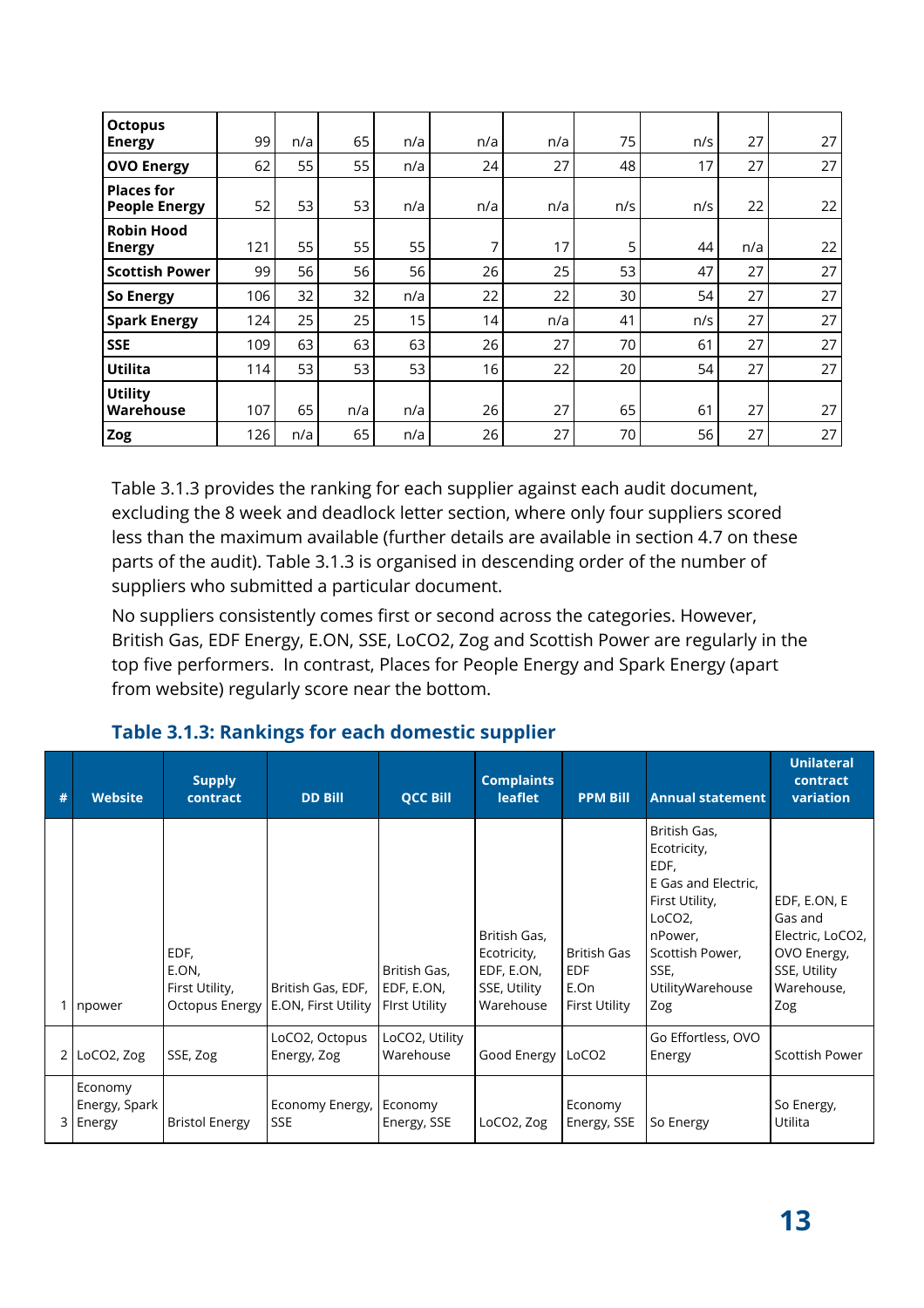| | | | | | | | | | | |
|---|---|---|---|---|---|---|---|---|---|---|
| **Octopus Energy** | 99 | n/a | 65 | n/a | n/a | n/a | 75 | n/s | 27 | 27 |
| **OVO Energy** | 62 | 55 | 55 | n/a | 24 | 27 | 48 | 17 | 27 | 27 |
| **Places for People Energy** | 52 | 53 | 53 | n/a | n/a | n/a | n/s | n/s | 22 | 22 |
| **Robin Hood Energy** | 121 | 55 | 55 | 55 | 7 | 17 | 5 | 44 | n/a | 22 |
| **Scottish Power** | 99 | 56 | 56 | 56 | 26 | 25 | 53 | 47 | 27 | 27 |
| **So Energy** | 106 | 32 | 32 | n/a | 22 | 22 | 30 | 54 | 27 | 27 |
| **Spark Energy** | 124 | 25 | 25 | 15 | 14 | n/a | 41 | n/s | 27 | 27 |
| **SSE** | 109 | 63 | 63 | 63 | 26 | 27 | 70 | 61 | 27 | 27 |
| **Utilita** | 114 | 53 | 53 | 53 | 16 | 22 | 20 | 54 | 27 | 27 |
| **Utility Warehouse** | 107 | 65 | n/a | n/a | 26 | 27 | 65 | 61 | 27 | 27 |
| **Zog** | 126 | n/a | 65 | n/a | 26 | 27 | 70 | 56 | 27 | 27 |

Table 3.1.3 provides the ranking for each supplier against each audit document, excluding the 8 week and deadlock letter section, where only four suppliers scored less than the maximum available (further details are available in section 4.7 on these parts of the audit). Table 3.1.3 is organised in descending order of the number of suppliers who submitted a particular document.

No suppliers consistently comes first or second across the categories. However, British Gas, EDF Energy, E.ON, SSE, LoCO2, Zog and Scottish Power are regularly in the top five performers. In contrast, Places for People Energy and Spark Energy (apart from website) regularly score near the bottom.

### Table 3.1.3: Rankings for each domestic supplier

| # | Website | Supply contract | DD Bill | QCC Bill | Complaints leaflet | PPM Bill | Annual statement | Unilateral contract variation |
|---|---|---|---|---|---|---|---|---|
| 1 | npower | EDF, E.ON, First Utility, Octopus Energy | British Gas, EDF, E.ON, First Utility | British Gas, EDF, E.ON, FIrst Utility | British Gas, Ecotricity, EDF, E.ON, SSE, Utility Warehouse | British Gas EDF E.On First Utility | British Gas, Ecotricity, EDF, E Gas and Electric, First Utility, LoCO2, nPower, Scottish Power, SSE, UtilityWarehouse Zog | EDF, E.ON, E Gas and Electric, LoCO2, OVO Energy, SSE, Utility Warehouse, Zog |
| 2 | LoCO2, Zog | SSE, Zog | LoCO2, Octopus Energy, Zog | LoCO2, Utility Warehouse | Good Energy | LoCO2 | Go Effortless, OVO Energy | Scottish Power |
| 3 | Economy Energy, Spark Energy | Bristol Energy | Economy Energy, SSE | Economy Energy, SSE | LoCO2, Zog | Economy Energy, SSE | So Energy | So Energy, Utilita |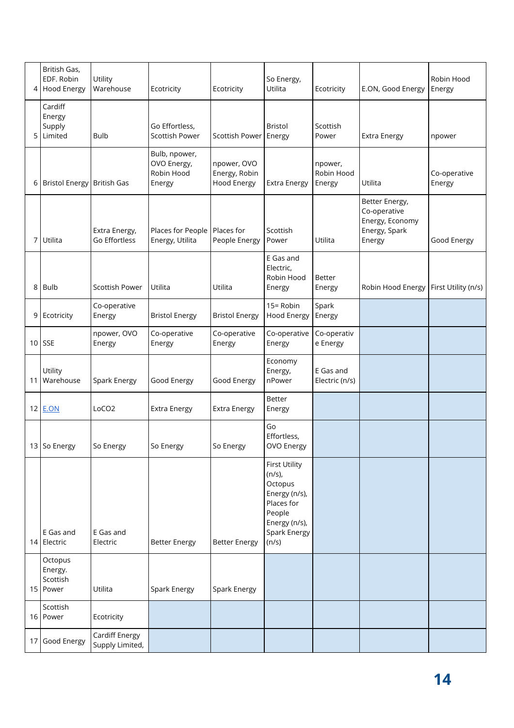| | | | | | | | | |
|---|---|---|---|---|---|---|---|---|
| 4 | British Gas, EDF. Robin Hood Energy | Utility Warehouse | Ecotricity | Ecotricity | So Energy, Utilita | Ecotricity | E.ON, Good Energy | Robin Hood Energy |
| 5 | Cardiff Energy Supply Limited | Bulb | Go Effortless, Scottish Power | Scottish Power | Bristol Energy | Scottish Power | Extra Energy | npower |
| 6 | Bristol Energy | British Gas | Bulb, npower, OVO Energy, Robin Hood Energy | npower, OVO Energy, Robin Hood Energy | Extra Energy | npower, Robin Hood Energy | Utilita | Co-operative Energy |
| 7 | Utilita | Extra Energy, Go Effortless | Places for People Energy, Utilita | Places for People Energy | Scottish Power | Utilita | Better Energy, Co-operative Energy, Economy Energy, Spark Energy | Good Energy |
| 8 | Bulb | Scottish Power | Utilita | Utilita | E Gas and Electric, Robin Hood Energy | Better Energy | Robin Hood Energy | First Utility (n/s) |
| 9 | Ecotricity | Co-operative Energy | Bristol Energy | Bristol Energy | 15= Robin Hood Energy | Spark Energy | | |
| 10 | SSE | npower, OVO Energy | Co-operative Energy | Co-operative Energy | Co-operative Energy | Co-operative Energy | | |
| 11 | Utility Warehouse | Spark Energy | Good Energy | Good Energy | Economy Energy, nPower | E Gas and Electric (n/s) | | |
| 12 | E.ON | LoCO2 | Extra Energy | Extra Energy | Better Energy | | | |
| 13 | So Energy | So Energy | So Energy | So Energy | Go Effortless, OVO Energy | | | |
| 14 | E Gas and Electric | E Gas and Electric | Better Energy | Better Energy | First Utility (n/s), Octopus Energy (n/s), Places for People Energy (n/s), Spark Energy (n/s) | | | |
| 15 | Octopus Energy. Scottish Power | Utilita | Spark Energy | Spark Energy | | | | |
| 16 | Scottish Power | Ecotricity | | | | | | |
| 17 | Good Energy | Cardiff Energy Supply Limited, | | | | | | |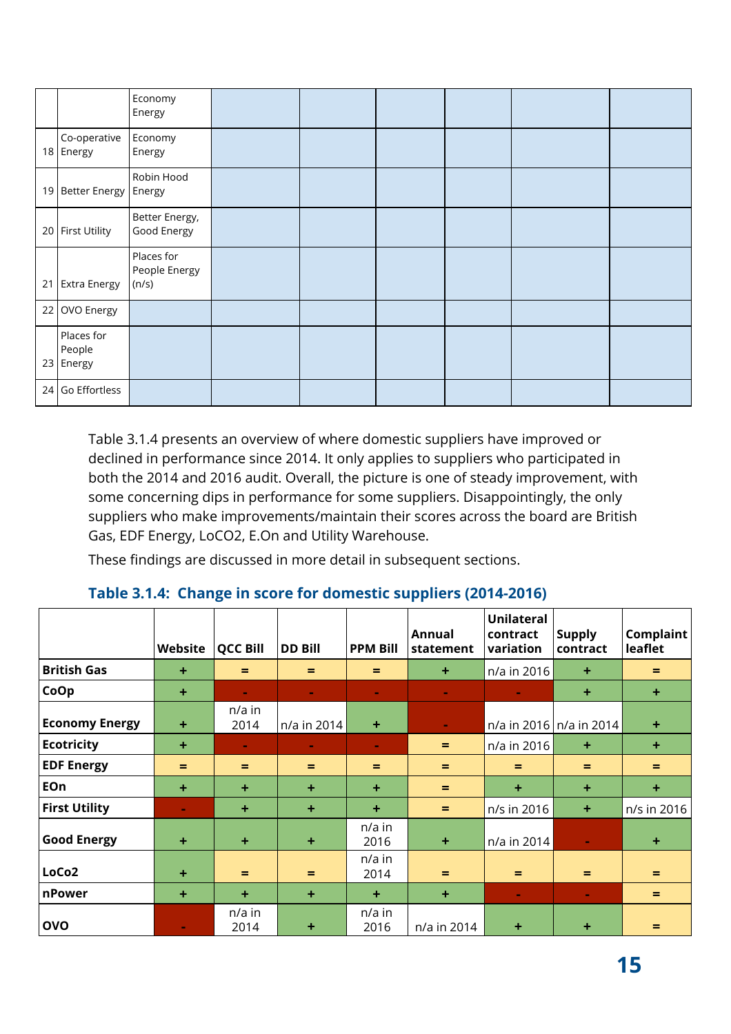| | | Economy Energy | | | | | | |
|---|---|---|---|---|---|---|---|---|
| 18 | Co-operative Energy | Economy Energy | | | | | | |
| 19 | Better Energy | Robin Hood Energy | | | | | | |
| 20 | First Utility | Better Energy, Good Energy | | | | | | |
| 21 | Extra Energy | Places for People Energy (n/s) | | | | | | |
| 22 | OVO Energy | | | | | | | |
| 23 | Places for People Energy | | | | | | | |
| 24 | Go Effortless | | | | | | | |

Table 3.1.4 presents an overview of where domestic suppliers have improved or declined in performance since 2014. It only applies to suppliers who participated in both the 2014 and 2016 audit. Overall, the picture is one of steady improvement, with some concerning dips in performance for some suppliers. Disappointingly, the only suppliers who make improvements/maintain their scores across the board are British Gas, EDF Energy, LoCO2, E.On and Utility Warehouse.

These findings are discussed in more detail in subsequent sections.

### Table 3.1.4: Change in score for domestic suppliers (2014-2016)

| | Website | QCC Bill | DD Bill | PPM Bill | Annual statement | Unilateral contract variation | Supply contract | Complaint leaflet |
|---|---|---|---|---|---|---|---|---|
| **British Gas** | + | = | = | = | + | n/a in 2016 | + | = |
| **CoOp** | + | - | - | - | - | - | + | + |
| **Economy Energy** | + | n/a in 2014 | n/a in 2014 | + | - | n/a in 2016 | n/a in 2014 | + |
| **Ecotricity** | + | - | - | - | = | n/a in 2016 | + | + |
| **EDF Energy** | = | = | = | = | = | = | = | = |
| **EOn** | + | + | + | + | = | + | + | + |
| **First Utility** | - | + | + | + | = | n/s in 2016 | + | n/s in 2016 |
| **Good Energy** | + | + | + | n/a in 2016 | + | n/a in 2014 | - | + |
| **LoCo2** | + | = | = | n/a in 2014 | = | = | = | = |
| **nPower** | + | + | + | + | + | - | - | = |
| **OVO** | - | n/a in 2014 | + | n/a in 2016 | n/a in 2014 | + | + | = |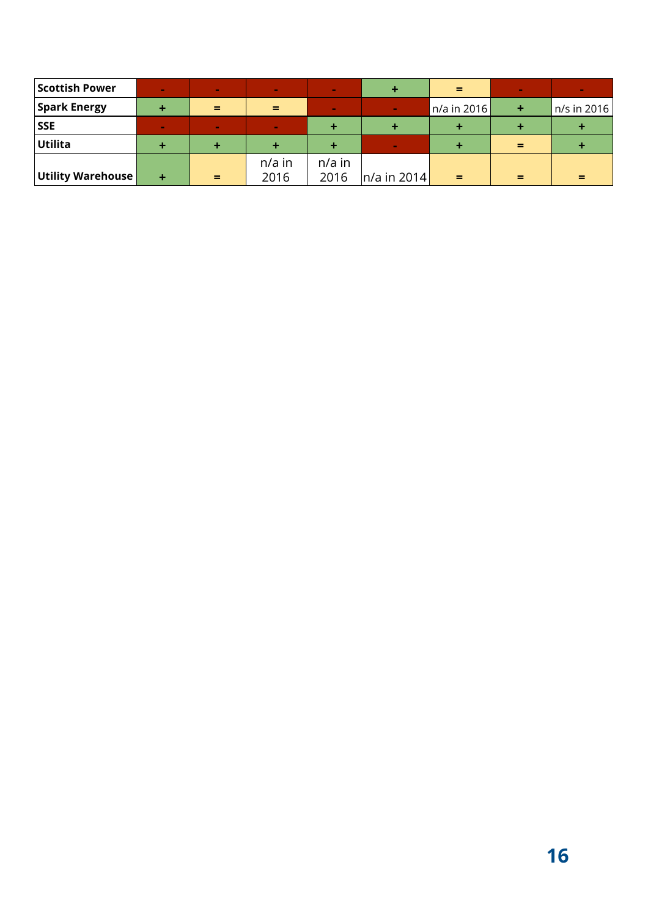| | | | | | | | | |
|---|---|---|---|---|---|---|---|---|
| **Scottish Power** | - | - | - | - | + | = | - | - |
| **Spark Energy** | + | = | = | - | - | n/a in 2016 | + | n/s in 2016 |
| **SSE** | - | - | - | + | + | + | + | + |
| **Utilita** | + | + | + | + | - | + | = | + |
| **Utility Warehouse** | + | = | n/a in 2016 | n/a in 2016 | n/a in 2014 | = | = | = |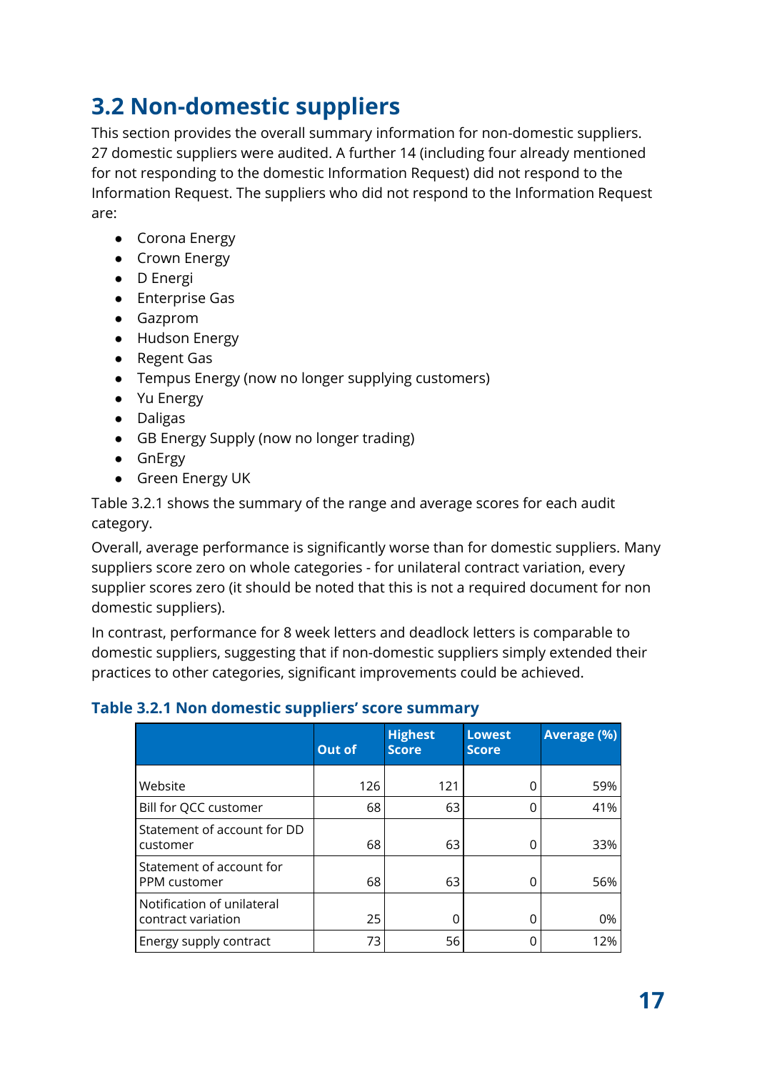## 3.2 Non-domestic suppliers

This section provides the overall summary information for non-domestic suppliers. 27 domestic suppliers were audited. A further 14 (including four already mentioned for not responding to the domestic Information Request) did not respond to the Information Request. The suppliers who did not respond to the Information Request are:

- Corona Energy
- Crown Energy
- D Energi
- Enterprise Gas
- Gazprom
- Hudson Energy
- Regent Gas
- Tempus Energy (now no longer supplying customers)
- Yu Energy
- Daligas
- GB Energy Supply (now no longer trading)
- GnErgy
- Green Energy UK

Table 3.2.1 shows the summary of the range and average scores for each audit category.

Overall, average performance is significantly worse than for domestic suppliers. Many suppliers score zero on whole categories - for unilateral contract variation, every supplier scores zero (it should be noted that this is not a required document for non domestic suppliers).

In contrast, performance for 8 week letters and deadlock letters is comparable to domestic suppliers, suggesting that if non-domestic suppliers simply extended their practices to other categories, significant improvements could be achieved.

### Table 3.2.1 Non domestic suppliers' score summary

| | Out of | Highest Score | Lowest Score | Average (%) |
|---|---|---|---|---|
| Website | 126 | 121 | 0 | 59% |
| Bill for QCC customer | 68 | 63 | 0 | 41% |
| Statement of account for DD customer | 68 | 63 | 0 | 33% |
| Statement of account for PPM customer | 68 | 63 | 0 | 56% |
| Notification of unilateral contract variation | 25 | 0 | 0 | 0% |
| Energy supply contract | 73 | 56 | 0 | 12% |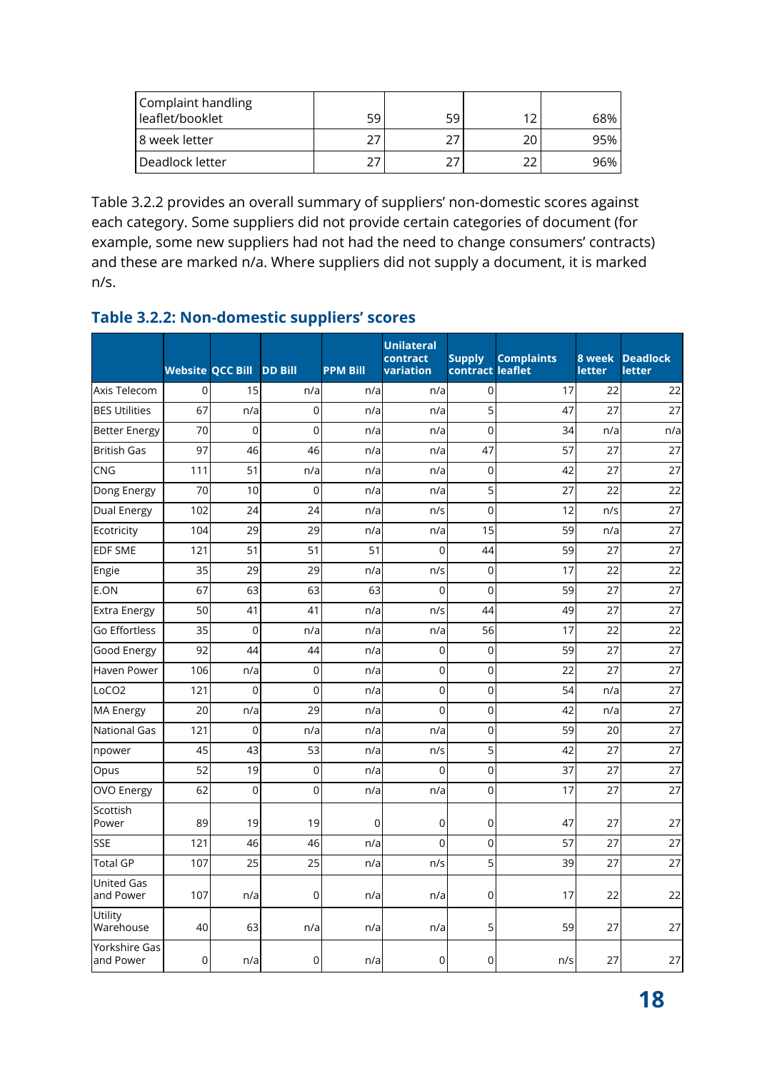| | | | | |
|---|---|---|---|---|
| Complaint handling leaflet/booklet | 59 | 59 | 12 | 68% |
| 8 week letter | 27 | 27 | 20 | 95% |
| Deadlock letter | 27 | 27 | 22 | 96% |

Table 3.2.2 provides an overall summary of suppliers' non-domestic scores against each category. Some suppliers did not provide certain categories of document (for example, some new suppliers had not had the need to change consumers' contracts) and these are marked n/a. Where suppliers did not supply a document, it is marked n/s.

### Table 3.2.2: Non-domestic suppliers' scores

| | Website | QCC Bill | DD Bill | PPM Bill | Unilateral contract variation | Supply contract | Complaints leaflet | 8 week letter | Deadlock letter |
|---|---|---|---|---|---|---|---|---|---|
| Axis Telecom | 0 | 15 | n/a | n/a | n/a | 0 | 17 | 22 | 22 |
| BES Utilities | 67 | n/a | 0 | n/a | n/a | 5 | 47 | 27 | 27 |
| Better Energy | 70 | 0 | 0 | n/a | n/a | 0 | 34 | n/a | n/a |
| British Gas | 97 | 46 | 46 | n/a | n/a | 47 | 57 | 27 | 27 |
| CNG | 111 | 51 | n/a | n/a | n/a | 0 | 42 | 27 | 27 |
| Dong Energy | 70 | 10 | 0 | n/a | n/a | 5 | 27 | 22 | 22 |
| Dual Energy | 102 | 24 | 24 | n/a | n/s | 0 | 12 | n/s | 27 |
| Ecotricity | 104 | 29 | 29 | n/a | n/a | 15 | 59 | n/a | 27 |
| EDF SME | 121 | 51 | 51 | 51 | 0 | 44 | 59 | 27 | 27 |
| Engie | 35 | 29 | 29 | n/a | n/s | 0 | 17 | 22 | 22 |
| E.ON | 67 | 63 | 63 | 63 | 0 | 0 | 59 | 27 | 27 |
| Extra Energy | 50 | 41 | 41 | n/a | n/s | 44 | 49 | 27 | 27 |
| Go Effortless | 35 | 0 | n/a | n/a | n/a | 56 | 17 | 22 | 22 |
| Good Energy | 92 | 44 | 44 | n/a | 0 | 0 | 59 | 27 | 27 |
| Haven Power | 106 | n/a | 0 | n/a | 0 | 0 | 22 | 27 | 27 |
| LoCO2 | 121 | 0 | 0 | n/a | 0 | 0 | 54 | n/a | 27 |
| MA Energy | 20 | n/a | 29 | n/a | 0 | 0 | 42 | n/a | 27 |
| National Gas | 121 | 0 | n/a | n/a | n/a | 0 | 59 | 20 | 27 |
| npower | 45 | 43 | 53 | n/a | n/s | 5 | 42 | 27 | 27 |
| Opus | 52 | 19 | 0 | n/a | 0 | 0 | 37 | 27 | 27 |
| OVO Energy | 62 | 0 | 0 | n/a | n/a | 0 | 17 | 27 | 27 |
| Scottish Power | 89 | 19 | 19 | 0 | 0 | 0 | 47 | 27 | 27 |
| SSE | 121 | 46 | 46 | n/a | 0 | 0 | 57 | 27 | 27 |
| Total GP | 107 | 25 | 25 | n/a | n/s | 5 | 39 | 27 | 27 |
| United Gas and Power | 107 | n/a | 0 | n/a | n/a | 0 | 17 | 22 | 22 |
| Utility Warehouse | 40 | 63 | n/a | n/a | n/a | 5 | 59 | 27 | 27 |
| Yorkshire Gas and Power | 0 | n/a | 0 | n/a | 0 | 0 | n/s | 27 | 27 |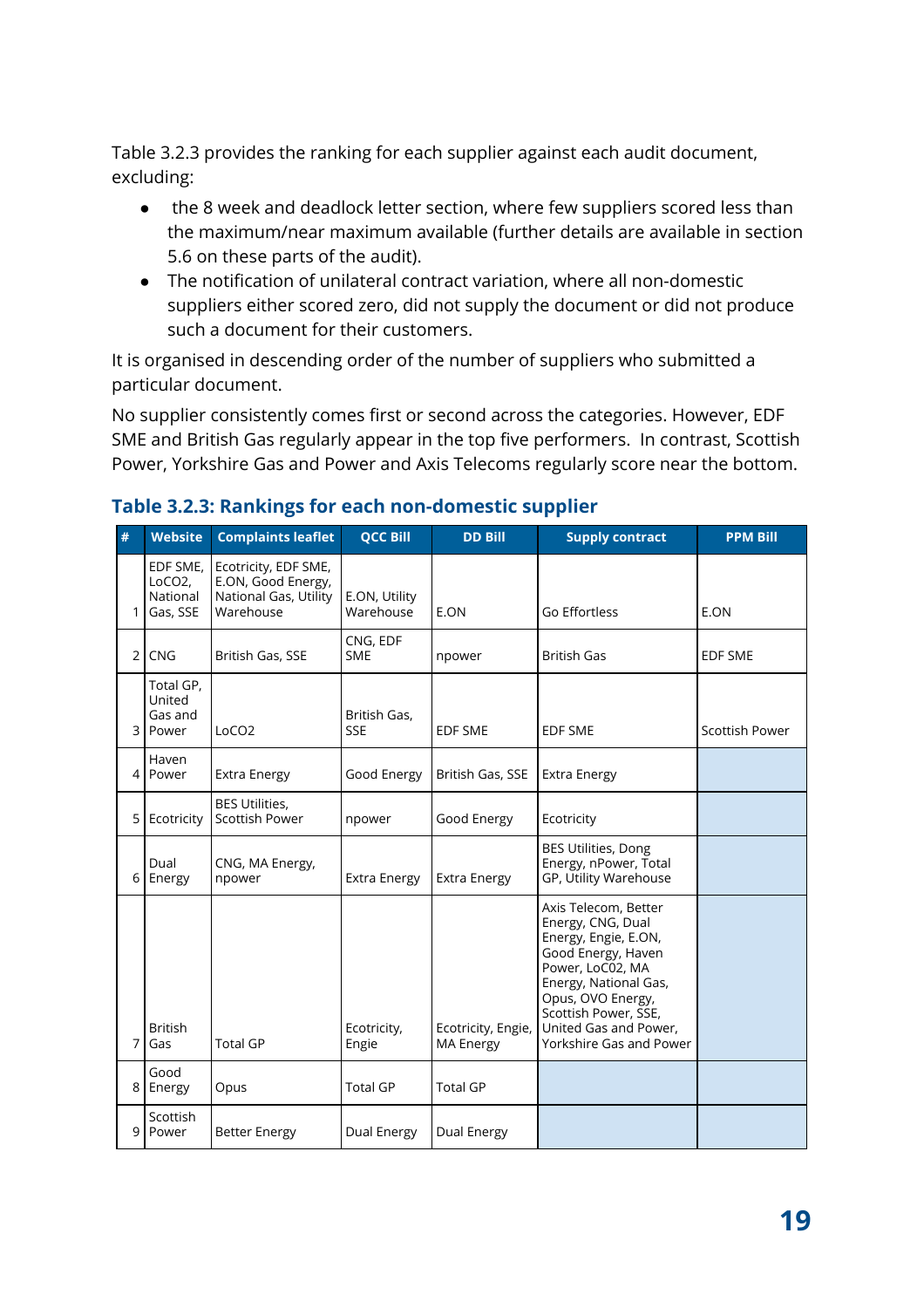Table 3.2.3 provides the ranking for each supplier against each audit document, excluding:

- the 8 week and deadlock letter section, where few suppliers scored less than the maximum/near maximum available (further details are available in section 5.6 on these parts of the audit).
- The notification of unilateral contract variation, where all non-domestic suppliers either scored zero, did not supply the document or did not produce such a document for their customers.

It is organised in descending order of the number of suppliers who submitted a particular document.

No supplier consistently comes first or second across the categories. However, EDF SME and British Gas regularly appear in the top five performers. In contrast, Scottish Power, Yorkshire Gas and Power and Axis Telecoms regularly score near the bottom.

### Table 3.2.3: Rankings for each non-domestic supplier

| # | Website | Complaints leaflet | QCC Bill | DD Bill | Supply contract | PPM Bill |
|---|---|---|---|---|---|---|
| 1 | EDF SME, LoCO2, National Gas, SSE | Ecotricity, EDF SME, E.ON, Good Energy, National Gas, Utility Warehouse | E.ON, Utility Warehouse | E.ON | Go Effortless | E.ON |
| 2 | CNG | British Gas, SSE | CNG, EDF SME | npower | British Gas | EDF SME |
| 3 | Total GP, United Gas and Power | LoCO2 | British Gas, SSE | EDF SME | EDF SME | Scottish Power |
| 4 | Haven Power | Extra Energy | Good Energy | British Gas, SSE | Extra Energy | |
| 5 | Ecotricity | BES Utilities, Scottish Power | npower | Good Energy | Ecotricity | |
| 6 | Dual Energy | CNG, MA Energy, npower | Extra Energy | Extra Energy | BES Utilities, Dong Energy, nPower, Total GP, Utility Warehouse | |
| 7 | British Gas | Total GP | Ecotricity, Engie | Ecotricity, Engie, MA Energy | Axis Telecom, Better Energy, CNG, Dual Energy, Engie, E.ON, Good Energy, Haven Power, LoC02, MA Energy, National Gas, Opus, OVO Energy, Scottish Power, SSE, United Gas and Power, Yorkshire Gas and Power | |
| 8 | Good Energy | Opus | Total GP | Total GP | | |
| 9 | Scottish Power | Better Energy | Dual Energy | Dual Energy | | |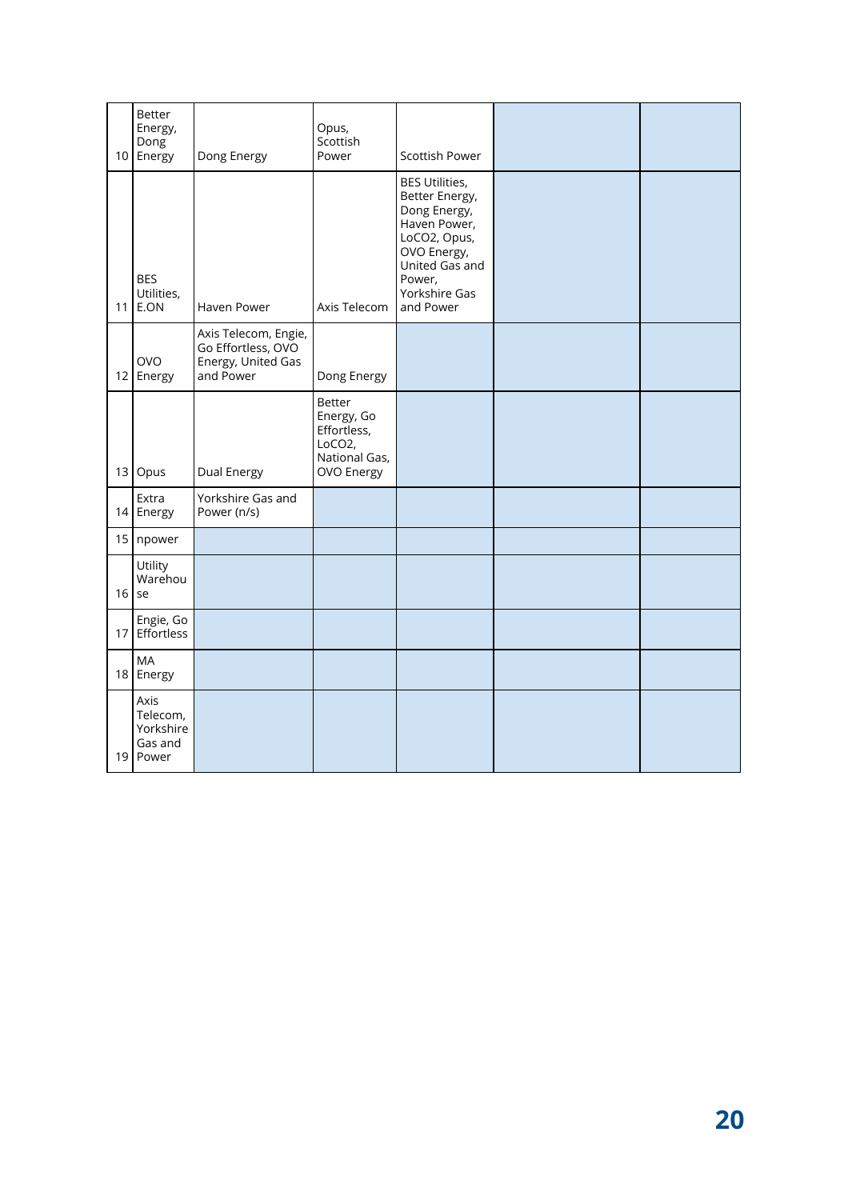| | | | | | | |
|---|---|---|---|---|---|---|
| 10 | Better Energy, Dong Energy | Dong Energy | Opus, Scottish Power | Scottish Power | | |
| 11 | BES Utilities, E.ON | Haven Power | Axis Telecom | BES Utilities, Better Energy, Dong Energy, Haven Power, LoCO2, Opus, OVO Energy, United Gas and Power, Yorkshire Gas and Power | | |
| 12 | OVO Energy | Axis Telecom, Engie, Go Effortless, OVO Energy, United Gas and Power | Dong Energy | | | |
| 13 | Opus | Dual Energy | Better Energy, Go Effortless, LoCO2, National Gas, OVO Energy | | | |
| 14 | Extra Energy | Yorkshire Gas and Power (n/s) | | | | |
| 15 | npower | | | | | |
| 16 | Utility Warehouse | | | | | |
| 17 | Engie, Go Effortless | | | | | |
| 18 | MA Energy | | | | | |
| 19 | Axis Telecom, Yorkshire Gas and Power | | | | | |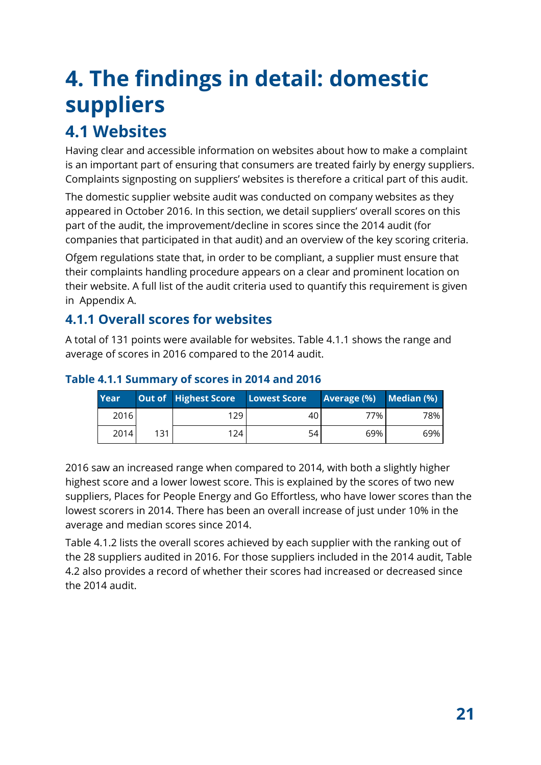# 4. The findings in detail: domestic suppliers

## 4.1 Websites

Having clear and accessible information on websites about how to make a complaint is an important part of ensuring that consumers are treated fairly by energy suppliers. Complaints signposting on suppliers' websites is therefore a critical part of this audit.

The domestic supplier website audit was conducted on company websites as they appeared in October 2016. In this section, we detail suppliers' overall scores on this part of the audit, the improvement/decline in scores since the 2014 audit (for companies that participated in that audit) and an overview of the key scoring criteria.

Ofgem regulations state that, in order to be compliant, a supplier must ensure that their complaints handling procedure appears on a clear and prominent location on their website. A full list of the audit criteria used to quantify this requirement is given in Appendix A.

### 4.1.1 Overall scores for websites

A total of 131 points were available for websites. Table 4.1.1 shows the range and average of scores in 2016 compared to the 2014 audit.

**Table 4.1.1 Summary of scores in 2014 and 2016**

| Year | Out of | Highest Score | Lowest Score | Average (%) | Median (%) |
|---|---|---|---|---|---|
| 2016 | 131 | 129 | 40 | 77% | 78% |
| 2014 | | 124 | 54 | 69% | 69% |

2016 saw an increased range when compared to 2014, with both a slightly higher highest score and a lower lowest score. This is explained by the scores of two new suppliers, Places for People Energy and Go Effortless, who have lower scores than the lowest scorers in 2014. There has been an overall increase of just under 10% in the average and median scores since 2014.

Table 4.1.2 lists the overall scores achieved by each supplier with the ranking out of the 28 suppliers audited in 2016. For those suppliers included in the 2014 audit, Table 4.2 also provides a record of whether their scores had increased or decreased since the 2014 audit.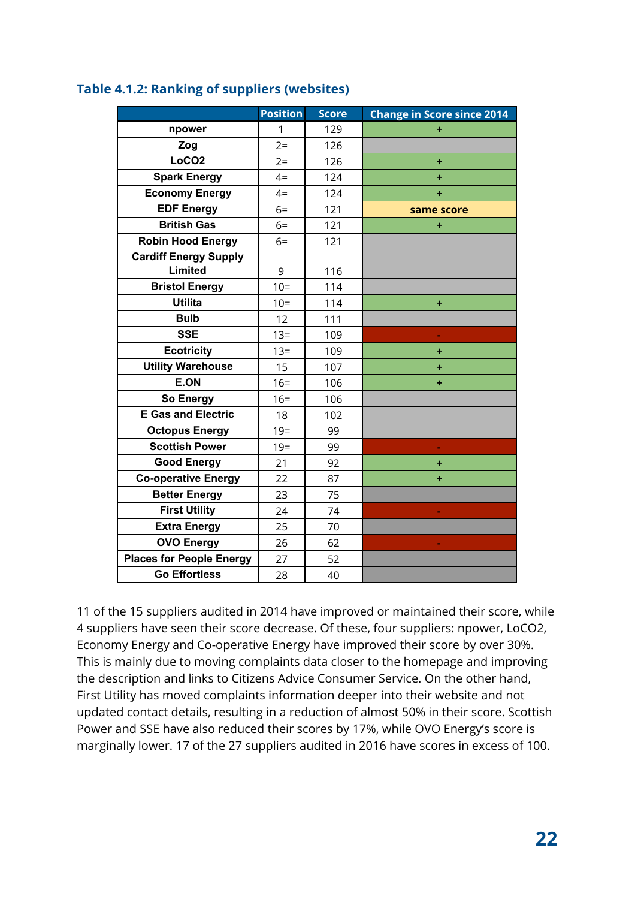### Table 4.1.2: Ranking of suppliers (websites)

| | Position | Score | Change in Score since 2014 |
|---|---|---|---|
| npower | 1 | 129 | + |
| Zog | 2= | 126 | |
| LoCO2 | 2= | 126 | + |
| Spark Energy | 4= | 124 | + |
| Economy Energy | 4= | 124 | + |
| EDF Energy | 6= | 121 | same score |
| British Gas | 6= | 121 | + |
| Robin Hood Energy | 6= | 121 | |
| Cardiff Energy Supply Limited | 9 | 116 | |
| Bristol Energy | 10= | 114 | |
| Utilita | 10= | 114 | + |
| Bulb | 12 | 111 | |
| SSE | 13= | 109 | - |
| Ecotricity | 13= | 109 | + |
| Utility Warehouse | 15 | 107 | + |
| E.ON | 16= | 106 | + |
| So Energy | 16= | 106 | |
| E Gas and Electric | 18 | 102 | |
| Octopus Energy | 19= | 99 | |
| Scottish Power | 19= | 99 | - |
| Good Energy | 21 | 92 | + |
| Co-operative Energy | 22 | 87 | + |
| Better Energy | 23 | 75 | |
| First Utility | 24 | 74 | - |
| Extra Energy | 25 | 70 | |
| OVO Energy | 26 | 62 | - |
| Places for People Energy | 27 | 52 | |
| Go Effortless | 28 | 40 | |

11 of the 15 suppliers audited in 2014 have improved or maintained their score, while 4 suppliers have seen their score decrease. Of these, four suppliers: npower, LoCO2, Economy Energy and Co-operative Energy have improved their score by over 30%. This is mainly due to moving complaints data closer to the homepage and improving the description and links to Citizens Advice Consumer Service. On the other hand, First Utility has moved complaints information deeper into their website and not updated contact details, resulting in a reduction of almost 50% in their score. Scottish Power and SSE have also reduced their scores by 17%, while OVO Energy's score is marginally lower. 17 of the 27 suppliers audited in 2016 have scores in excess of 100.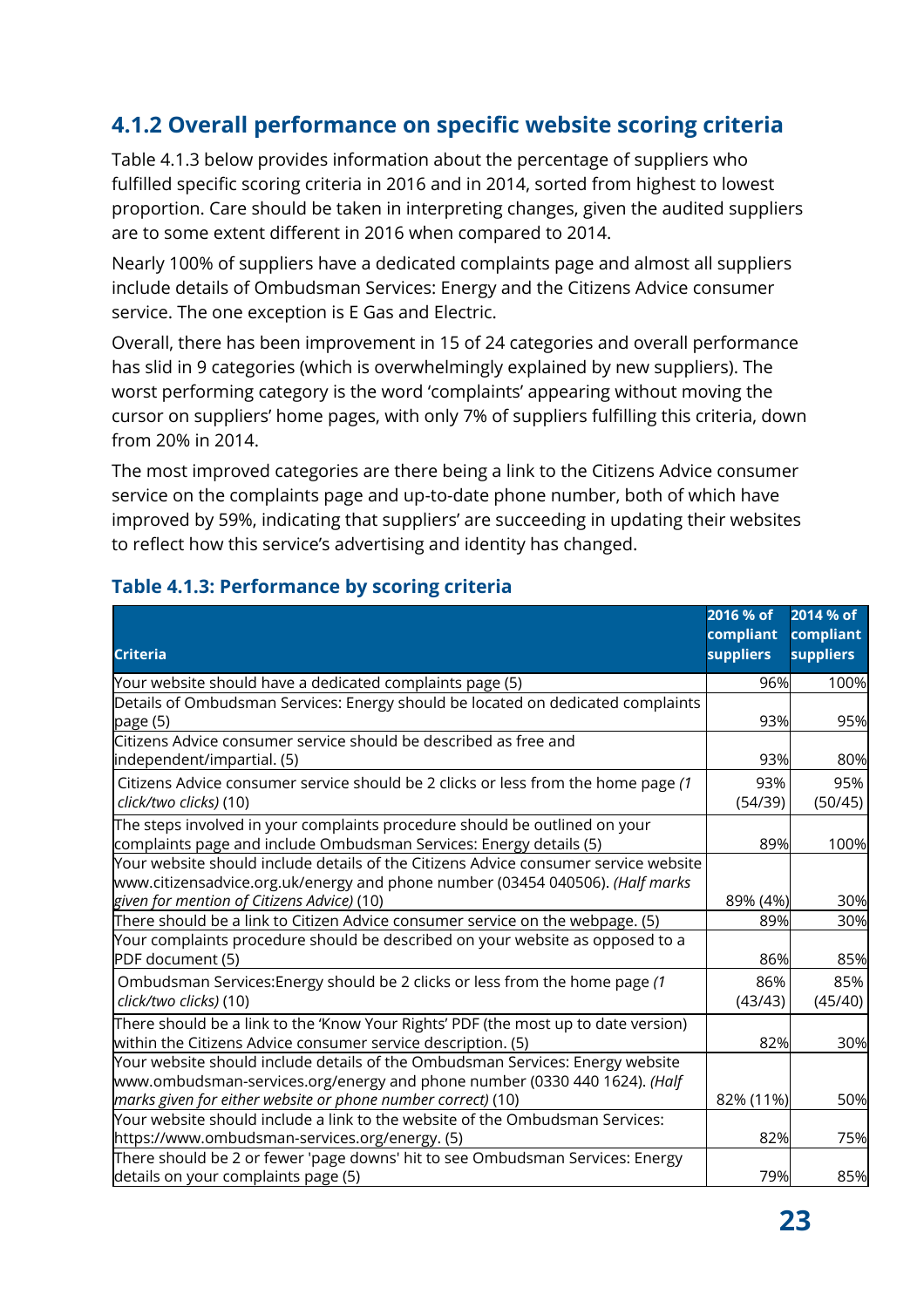## 4.1.2 Overall performance on specific website scoring criteria

Table 4.1.3 below provides information about the percentage of suppliers who fulfilled specific scoring criteria in 2016 and in 2014, sorted from highest to lowest proportion. Care should be taken in interpreting changes, given the audited suppliers are to some extent different in 2016 when compared to 2014.

Nearly 100% of suppliers have a dedicated complaints page and almost all suppliers include details of Ombudsman Services: Energy and the Citizens Advice consumer service. The one exception is E Gas and Electric.

Overall, there has been improvement in 15 of 24 categories and overall performance has slid in 9 categories (which is overwhelmingly explained by new suppliers). The worst performing category is the word 'complaints' appearing without moving the cursor on suppliers' home pages, with only 7% of suppliers fulfilling this criteria, down from 20% in 2014.

The most improved categories are there being a link to the Citizens Advice consumer service on the complaints page and up-to-date phone number, both of which have improved by 59%, indicating that suppliers' are succeeding in updating their websites to reflect how this service's advertising and identity has changed.

### Table 4.1.3: Performance by scoring criteria

| Criteria | 2016 % of compliant suppliers | 2014 % of compliant suppliers |
|---|---|---|
| Your website should have a dedicated complaints page (5) | 96% | 100% |
| Details of Ombudsman Services: Energy should be located on dedicated complaints page (5) | 93% | 95% |
| Citizens Advice consumer service should be described as free and independent/impartial. (5) | 93% | 80% |
| Citizens Advice consumer service should be 2 clicks or less from the home page *(1 click/two clicks)* (10) | 93% (54/39) | 95% (50/45) |
| The steps involved in your complaints procedure should be outlined on your complaints page and include Ombudsman Services: Energy details (5) | 89% | 100% |
| Your website should include details of the Citizens Advice consumer service website www.citizensadvice.org.uk/energy and phone number (03454 040506). *(Half marks given for mention of Citizens Advice)* (10) | 89% (4%) | 30% |
| There should be a link to Citizen Advice consumer service on the webpage. (5) | 89% | 30% |
| Your complaints procedure should be described on your website as opposed to a PDF document (5) | 86% | 85% |
| Ombudsman Services:Energy should be 2 clicks or less from the home page *(1 click/two clicks)* (10) | 86% (43/43) | 85% (45/40) |
| There should be a link to the 'Know Your Rights' PDF (the most up to date version) within the Citizens Advice consumer service description. (5) | 82% | 30% |
| Your website should include details of the Ombudsman Services: Energy website www.ombudsman-services.org/energy and phone number (0330 440 1624). *(Half marks given for either website or phone number correct)* (10) | 82% (11%) | 50% |
| Your website should include a link to the website of the Ombudsman Services: https://www.ombudsman-services.org/energy. (5) | 82% | 75% |
| There should be 2 or fewer 'page downs' hit to see Ombudsman Services: Energy details on your complaints page (5) | 79% | 85% |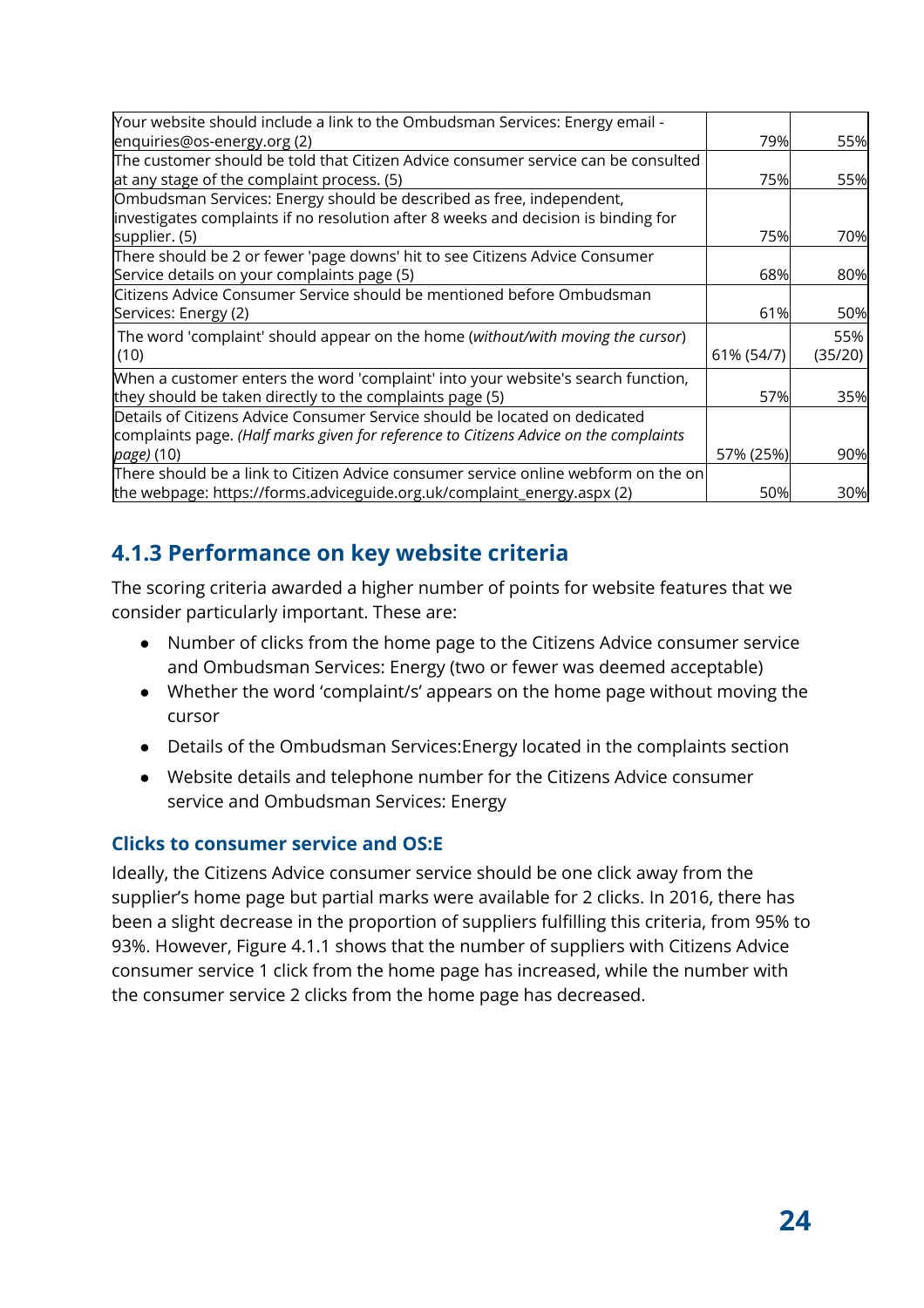| | | |
|---|---|---|
| Your website should include a link to the Ombudsman Services: Energy email - enquiries@os-energy.org (2) | 79% | 55% |
| The customer should be told that Citizen Advice consumer service can be consulted at any stage of the complaint process. (5) | 75% | 55% |
| Ombudsman Services: Energy should be described as free, independent, investigates complaints if no resolution after 8 weeks and decision is binding for supplier. (5) | 75% | 70% |
| There should be 2 or fewer 'page downs' hit to see Citizens Advice Consumer Service details on your complaints page (5) | 68% | 80% |
| Citizens Advice Consumer Service should be mentioned before Ombudsman Services: Energy (2) | 61% | 50% |
| The word 'complaint' should appear on the home (*without/with moving the cursor*) (10) | 61% (54/7) | 55% (35/20) |
| When a customer enters the word 'complaint' into your website's search function, they should be taken directly to the complaints page (5) | 57% | 35% |
| Details of Citizens Advice Consumer Service should be located on dedicated complaints page. *(Half marks given for reference to Citizens Advice on the complaints page)* (10) | 57% (25%) | 90% |
| There should be a link to Citizen Advice consumer service online webform on the webpage: https://forms.adviceguide.org.uk/complaint_energy.aspx (2) | 50% | 30% |

### 4.1.3 Performance on key website criteria

The scoring criteria awarded a higher number of points for website features that we consider particularly important. These are:

- Number of clicks from the home page to the Citizens Advice consumer service and Ombudsman Services: Energy (two or fewer was deemed acceptable)
- Whether the word 'complaint/s' appears on the home page without moving the cursor
- Details of the Ombudsman Services:Energy located in the complaints section
- Website details and telephone number for the Citizens Advice consumer service and Ombudsman Services: Energy

#### Clicks to consumer service and OS:E

Ideally, the Citizens Advice consumer service should be one click away from the supplier's home page but partial marks were available for 2 clicks. In 2016, there has been a slight decrease in the proportion of suppliers fulfilling this criteria, from 95% to 93%. However, Figure 4.1.1 shows that the number of suppliers with Citizens Advice consumer service 1 click from the home page has increased, while the number with the consumer service 2 clicks from the home page has decreased.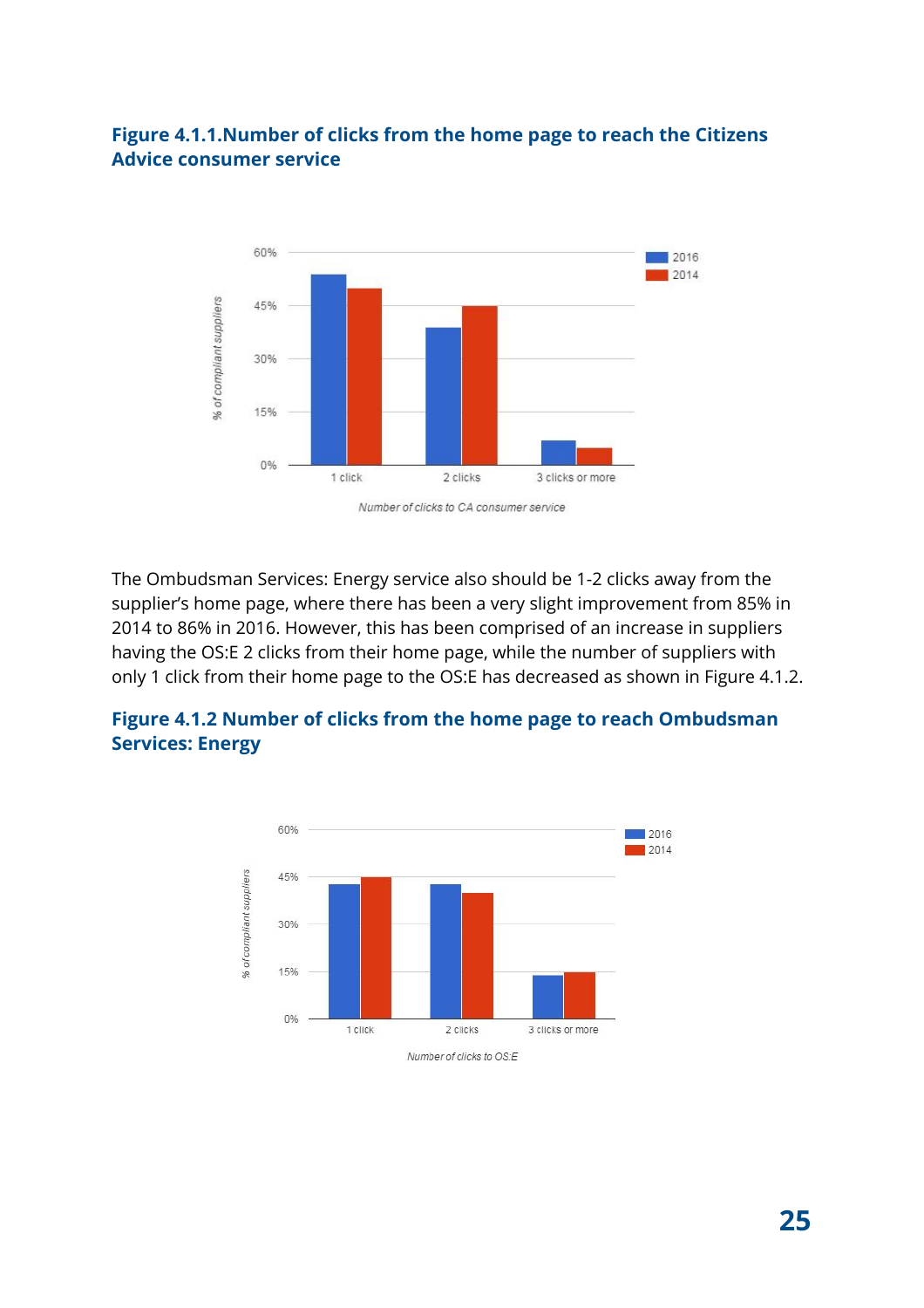### Figure 4.1.1.Number of clicks from the home page to reach the Citizens Advice consumer service

The Ombudsman Services: Energy service also should be 1-2 clicks away from the supplier's home page, where there has been a very slight improvement from 85% in 2014 to 86% in 2016. However, this has been comprised of an increase in suppliers having the OS:E 2 clicks from their home page, while the number of suppliers with only 1 click from their home page to the OS:E has decreased as shown in Figure 4.1.2.

### Figure 4.1.2 Number of clicks from the home page to reach Ombudsman Services: Energy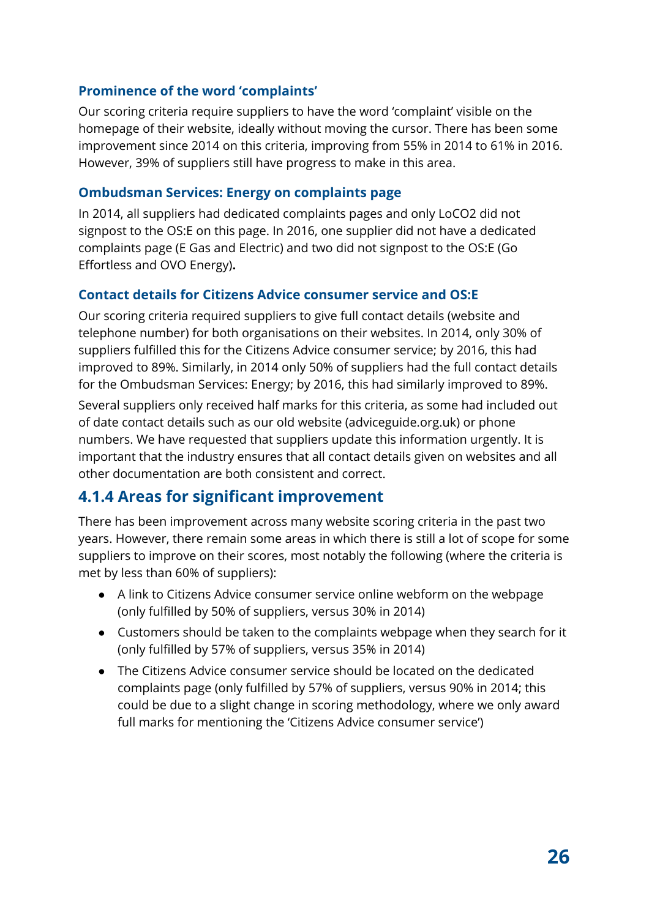#### Prominence of the word 'complaints'

Our scoring criteria require suppliers to have the word 'complaint' visible on the homepage of their website, ideally without moving the cursor. There has been some improvement since 2014 on this criteria, improving from 55% in 2014 to 61% in 2016. However, 39% of suppliers still have progress to make in this area.

#### Ombudsman Services: Energy on complaints page

In 2014, all suppliers had dedicated complaints pages and only LoCO2 did not signpost to the OS:E on this page. In 2016, one supplier did not have a dedicated complaints page (E Gas and Electric) and two did not signpost to the OS:E (Go Effortless and OVO Energy)**.**

#### Contact details for Citizens Advice consumer service and OS:E

Our scoring criteria required suppliers to give full contact details (website and telephone number) for both organisations on their websites. In 2014, only 30% of suppliers fulfilled this for the Citizens Advice consumer service; by 2016, this had improved to 89%. Similarly, in 2014 only 50% of suppliers had the full contact details for the Ombudsman Services: Energy; by 2016, this had similarly improved to 89%.

Several suppliers only received half marks for this criteria, as some had included out of date contact details such as our old website (adviceguide.org.uk) or phone numbers. We have requested that suppliers update this information urgently. It is important that the industry ensures that all contact details given on websites and all other documentation are both consistent and correct.

### 4.1.4 Areas for significant improvement

There has been improvement across many website scoring criteria in the past two years. However, there remain some areas in which there is still a lot of scope for some suppliers to improve on their scores, most notably the following (where the criteria is met by less than 60% of suppliers):

- A link to Citizens Advice consumer service online webform on the webpage (only fulfilled by 50% of suppliers, versus 30% in 2014)
- Customers should be taken to the complaints webpage when they search for it (only fulfilled by 57% of suppliers, versus 35% in 2014)
- The Citizens Advice consumer service should be located on the dedicated complaints page (only fulfilled by 57% of suppliers, versus 90% in 2014; this could be due to a slight change in scoring methodology, where we only award full marks for mentioning the 'Citizens Advice consumer service')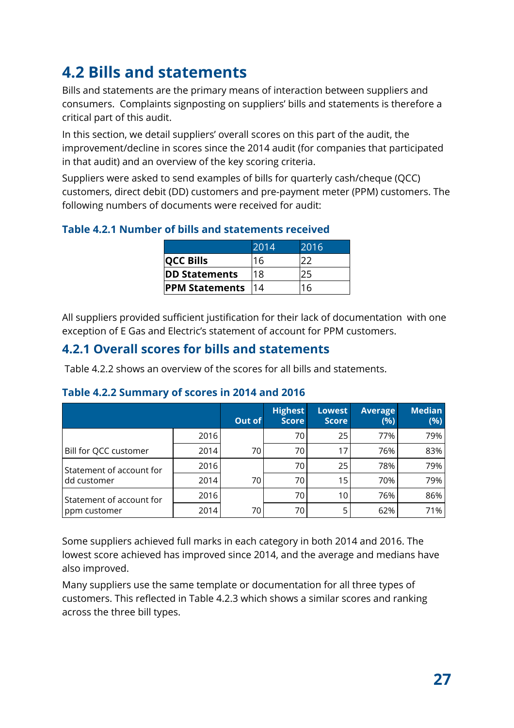## 4.2 Bills and statements

Bills and statements are the primary means of interaction between suppliers and consumers. Complaints signposting on suppliers' bills and statements is therefore a critical part of this audit.

In this section, we detail suppliers' overall scores on this part of the audit, the improvement/decline in scores since the 2014 audit (for companies that participated in that audit) and an overview of the key scoring criteria.

Suppliers were asked to send examples of bills for quarterly cash/cheque (QCC) customers, direct debit (DD) customers and pre-payment meter (PPM) customers. The following numbers of documents were received for audit:

**Table 4.2.1 Number of bills and statements received**

| | 2014 | 2016 |
|---|---|---|
| **QCC Bills** | 16 | 22 |
| **DD Statements** | 18 | 25 |
| **PPM Statements** | 14 | 16 |

All suppliers provided sufficient justification for their lack of documentation with one exception of E Gas and Electric's statement of account for PPM customers.

### 4.2.1 Overall scores for bills and statements

Table 4.2.2 shows an overview of the scores for all bills and statements.

**Table 4.2.2 Summary of scores in 2014 and 2016**

| | | Out of | Highest Score | Lowest Score | Average (%) | Median (%) |
|---|---|---|---|---|---|---|
| Bill for QCC customer | 2016 | | 70 | 25 | 77% | 79% |
| | 2014 | 70 | 70 | 17 | 76% | 83% |
| Statement of account for dd customer | 2016 | | 70 | 25 | 78% | 79% |
| | 2014 | 70 | 70 | 15 | 70% | 79% |
| Statement of account for ppm customer | 2016 | | 70 | 10 | 76% | 86% |
| | 2014 | 70 | 70 | 5 | 62% | 71% |

Some suppliers achieved full marks in each category in both 2014 and 2016. The lowest score achieved has improved since 2014, and the average and medians have also improved.

Many suppliers use the same template or documentation for all three types of customers. This reflected in Table 4.2.3 which shows a similar scores and ranking across the three bill types.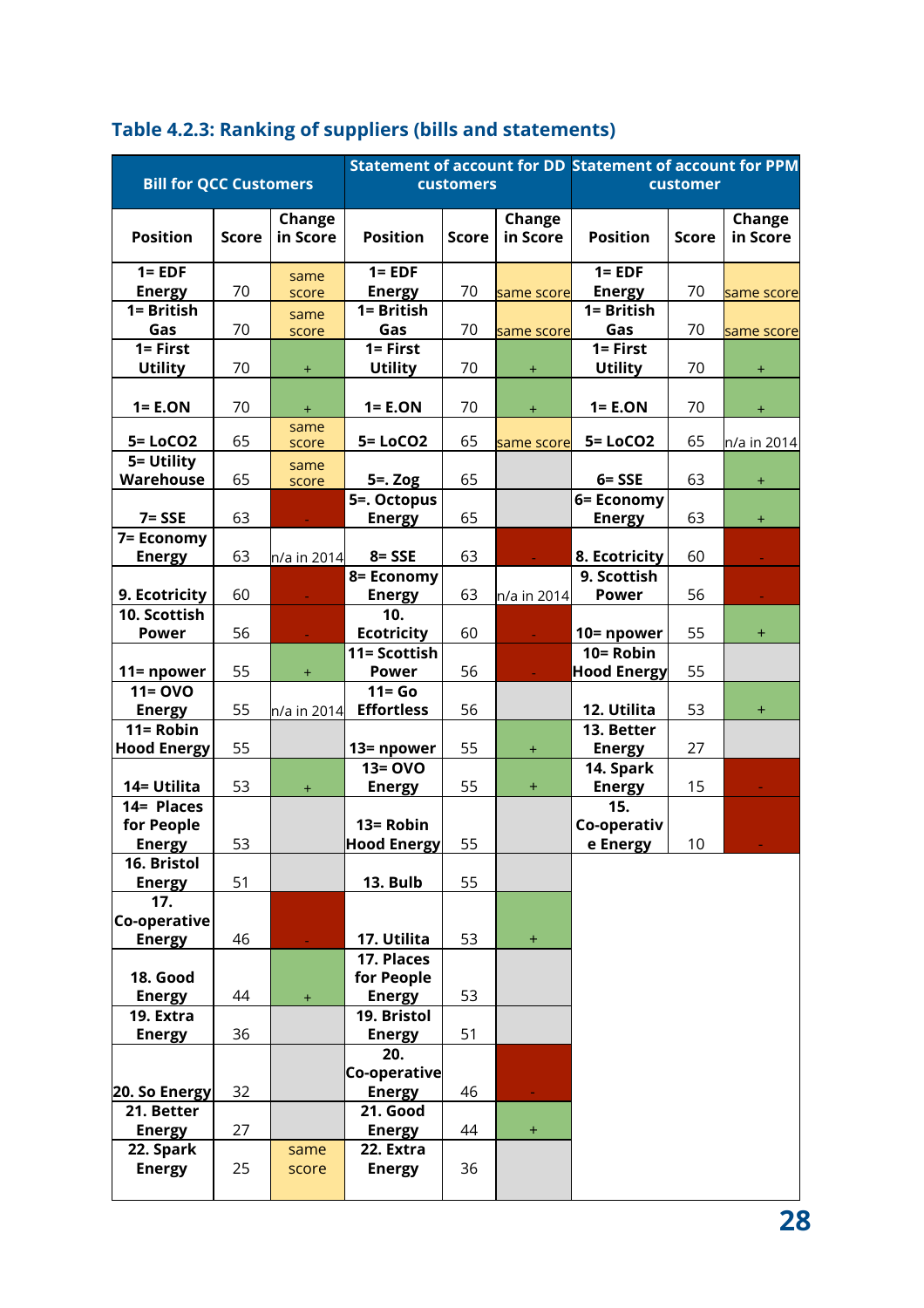## Table 4.2.3: Ranking of suppliers (bills and statements)

| Bill for QCC Customers | | | Statement of account for DD customers | | | Statement of account for PPM customer | | |
|---|---|---|---|---|---|---|---|---|
| Position | Score | Change in Score | Position | Score | Change in Score | Position | Score | Change in Score |
| 1= EDF Energy | 70 | same score | 1= EDF Energy | 70 | same score | 1= EDF Energy | 70 | same score |
| 1= British Gas | 70 | same score | 1= British Gas | 70 | same score | 1= British Gas | 70 | same score |
| 1= First Utility | 70 | + | 1= First Utility | 70 | + | 1= First Utility | 70 | + |
| 1= E.ON | 70 | + | 1= E.ON | 70 | + | 1= E.ON | 70 | + |
| 5= LoCO2 | 65 | same score | 5= LoCO2 | 65 | same score | 5= LoCO2 | 65 | n/a in 2014 |
| 5= Utility Warehouse | 65 | same score | 5=. Zog | 65 | | 6= SSE | 63 | + |
| 7= SSE | 63 | - | 5=. Octopus Energy | 65 | | 6= Economy Energy | 63 | + |
| 7= Economy Energy | 63 | n/a in 2014 | 8= SSE | 63 | - | 8. Ecotricity | 60 | - |
| 9. Ecotricity | 60 | - | 8= Economy Energy | 63 | n/a in 2014 | 9. Scottish Power | 56 | - |
| 10. Scottish Power | 56 | - | 10. Ecotricity | 60 | - | 10= npower | 55 | + |
| 11= npower | 55 | + | 11= Scottish Power | 56 | - | 10= Robin Hood Energy | 55 | |
| 11= OVO Energy | 55 | n/a in 2014 | 11= Go Effortless | 56 | | 12. Utilita | 53 | + |
| 11= Robin Hood Energy | 55 | | 13= npower | 55 | + | 13. Better Energy | 27 | |
| 14= Utilita | 53 | + | 13= OVO Energy | 55 | + | 14. Spark Energy | 15 | - |
| 14= Places for People Energy | 53 | | 13= Robin Hood Energy | 55 | | 15. Co-operative Energy | 10 | - |
| 16. Bristol Energy | 51 | | 13. Bulb | 55 | | | | |
| 17. Co-operative Energy | 46 | - | 17. Utilita | 53 | + | | | |
| 18. Good Energy | 44 | + | 17. Places for People Energy | 53 | | | | |
| 19. Extra Energy | 36 | | 19. Bristol Energy | 51 | | | | |
| 20. So Energy | 32 | | 20. Co-operative Energy | 46 | - | | | |
| 21. Better Energy | 27 | | 21. Good Energy | 44 | + | | | |
| 22. Spark Energy | 25 | same score | 22. Extra Energy | 36 | | | | |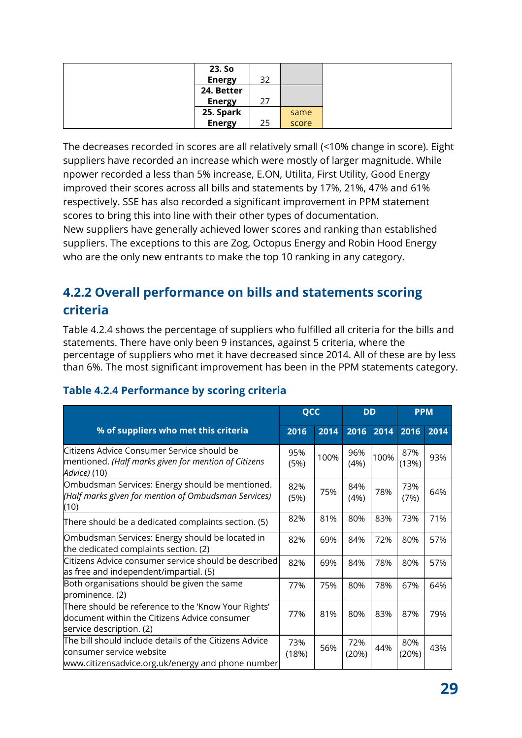| | 23. So Energy | 32 | | |
|---|---|---|---|---|
| | 24. Better Energy | 27 | | |
| | 25. Spark Energy | 25 | same score | |

The decreases recorded in scores are all relatively small (<10% change in score). Eight suppliers have recorded an increase which were mostly of larger magnitude. While npower recorded a less than 5% increase, E.ON, Utilita, First Utility, Good Energy improved their scores across all bills and statements by 17%, 21%, 47% and 61% respectively. SSE has also recorded a significant improvement in PPM statement scores to bring this into line with their other types of documentation.

New suppliers have generally achieved lower scores and ranking than established suppliers. The exceptions to this are Zog, Octopus Energy and Robin Hood Energy who are the only new entrants to make the top 10 ranking in any category.

### 4.2.2 Overall performance on bills and statements scoring criteria

Table 4.2.4 shows the percentage of suppliers who fulfilled all criteria for the bills and statements. There have only been 9 instances, against 5 criteria, where the percentage of suppliers who met it have decreased since 2014. All of these are by less than 6%. The most significant improvement has been in the PPM statements category.

**Table 4.2.4 Performance by scoring criteria**

| % of suppliers who met this criteria | QCC | | DD | | PPM | |
|---|---|---|---|---|---|---|
| | 2016 | 2014 | 2016 | 2014 | 2016 | 2014 |
| Citizens Advice Consumer Service should be mentioned. *(Half marks given for mention of Citizens Advice)* (10) | 95% (5%) | 100% | 96% (4%) | 100% | 87% (13%) | 93% |
| Ombudsman Services: Energy should be mentioned. *(Half marks given for mention of Ombudsman Services)* (10) | 82% (5%) | 75% | 84% (4%) | 78% | 73% (7%) | 64% |
| There should be a dedicated complaints section. (5) | 82% | 81% | 80% | 83% | 73% | 71% |
| Ombudsman Services: Energy should be located in the dedicated complaints section. (2) | 82% | 69% | 84% | 72% | 80% | 57% |
| Citizens Advice consumer service should be described as free and independent/impartial. (5) | 82% | 69% | 84% | 78% | 80% | 57% |
| Both organisations should be given the same prominence. (2) | 77% | 75% | 80% | 78% | 67% | 64% |
| There should be reference to the 'Know Your Rights' document within the Citizens Advice consumer service description. (2) | 77% | 81% | 80% | 83% | 87% | 79% |
| The bill should include details of the Citizens Advice consumer service website www.citizensadvice.org.uk/energy and phone number | 73% (18%) | 56% | 72% (20%) | 44% | 80% (20%) | 43% |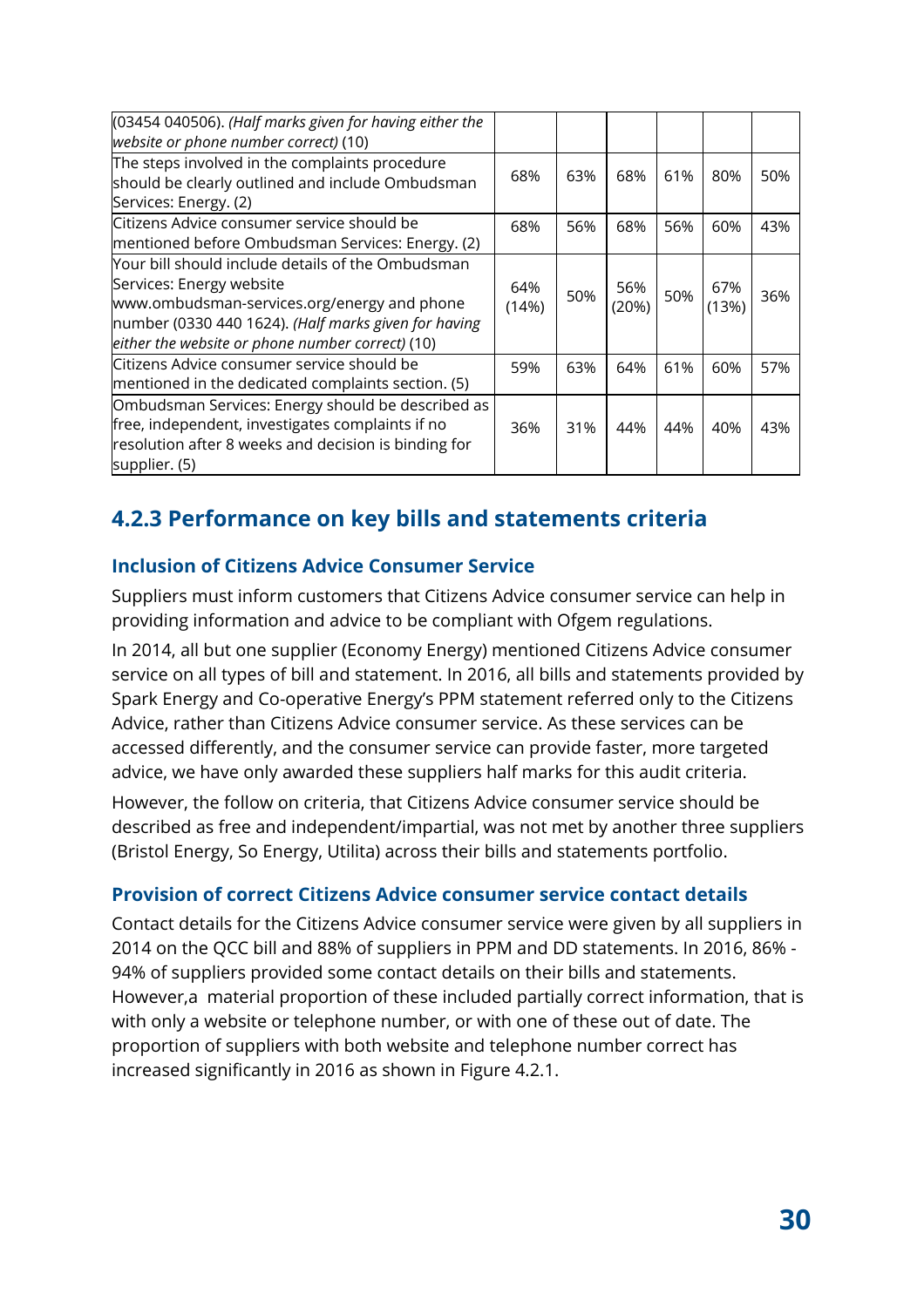| | | | | | | |
|---|---|---|---|---|---|---|
| (03454 040506). *(Half marks given for having either the website or phone number correct)* (10) | | | | | | |
| The steps involved in the complaints procedure should be clearly outlined and include Ombudsman Services: Energy. (2) | 68% | 63% | 68% | 61% | 80% | 50% |
| Citizens Advice consumer service should be mentioned before Ombudsman Services: Energy. (2) | 68% | 56% | 68% | 56% | 60% | 43% |
| Your bill should include details of the Ombudsman Services: Energy website www.ombudsman-services.org/energy and phone number (0330 440 1624). *(Half marks given for having either the website or phone number correct)* (10) | 64% (14%) | 50% | 56% (20%) | 50% | 67% (13%) | 36% |
| Citizens Advice consumer service should be mentioned in the dedicated complaints section. (5) | 59% | 63% | 64% | 61% | 60% | 57% |
| Ombudsman Services: Energy should be described as free, independent, investigates complaints if no resolution after 8 weeks and decision is binding for supplier. (5) | 36% | 31% | 44% | 44% | 40% | 43% |

## 4.2.3 Performance on key bills and statements criteria

### Inclusion of Citizens Advice Consumer Service

Suppliers must inform customers that Citizens Advice consumer service can help in providing information and advice to be compliant with Ofgem regulations.

In 2014, all but one supplier (Economy Energy) mentioned Citizens Advice consumer service on all types of bill and statement. In 2016, all bills and statements provided by Spark Energy and Co-operative Energy's PPM statement referred only to the Citizens Advice, rather than Citizens Advice consumer service. As these services can be accessed differently, and the consumer service can provide faster, more targeted advice, we have only awarded these suppliers half marks for this audit criteria.

However, the follow on criteria, that Citizens Advice consumer service should be described as free and independent/impartial, was not met by another three suppliers (Bristol Energy, So Energy, Utilita) across their bills and statements portfolio.

### Provision of correct Citizens Advice consumer service contact details

Contact details for the Citizens Advice consumer service were given by all suppliers in 2014 on the QCC bill and 88% of suppliers in PPM and DD statements. In 2016, 86% - 94% of suppliers provided some contact details on their bills and statements. However,a material proportion of these included partially correct information, that is with only a website or telephone number, or with one of these out of date. The proportion of suppliers with both website and telephone number correct has increased significantly in 2016 as shown in Figure 4.2.1.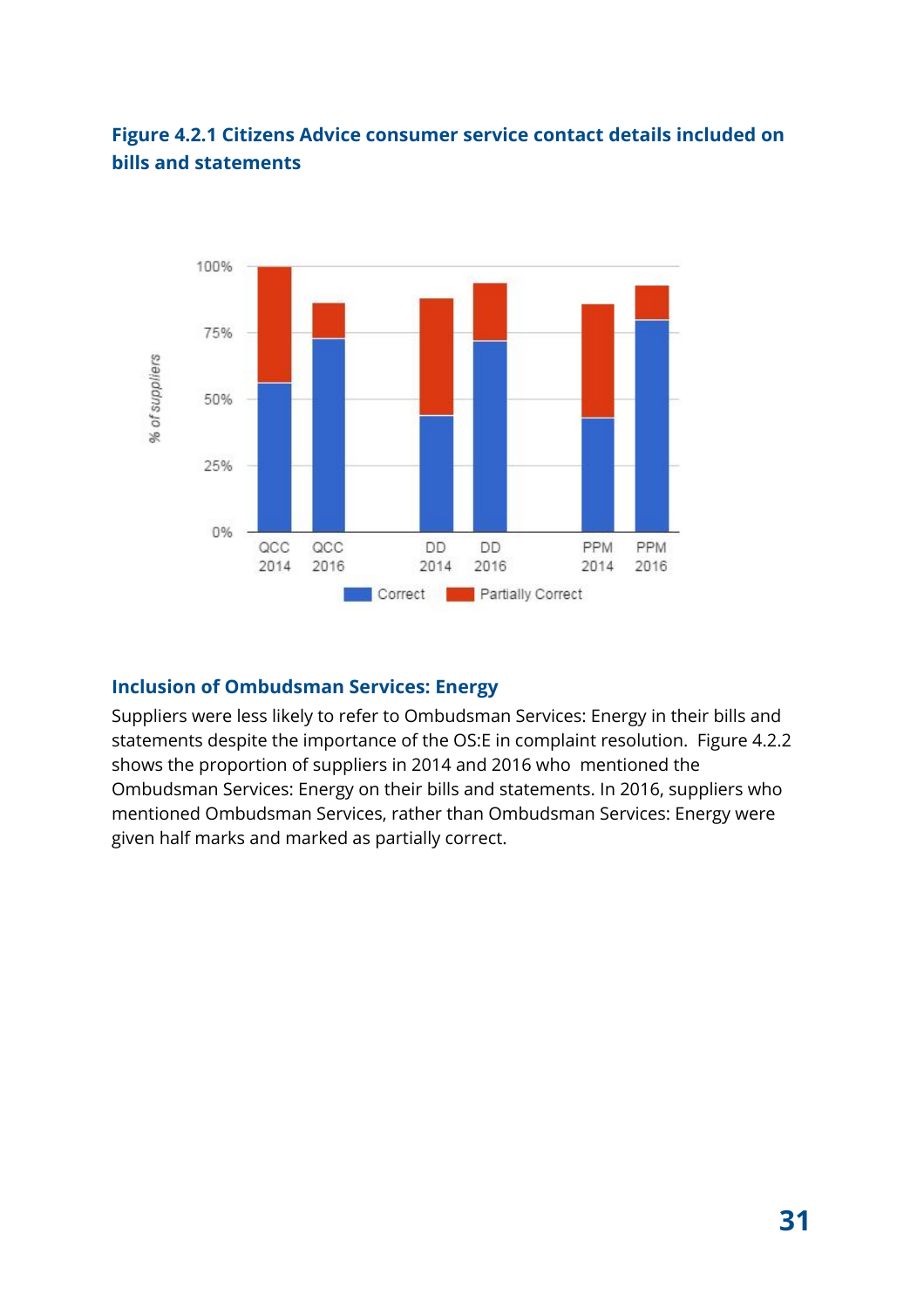**Figure 4.2.1 Citizens Advice consumer service contact details included on bills and statements**

## Inclusion of Ombudsman Services: Energy

Suppliers were less likely to refer to Ombudsman Services: Energy in their bills and statements despite the importance of the OS:E in complaint resolution. Figure 4.2.2 shows the proportion of suppliers in 2014 and 2016 who mentioned the Ombudsman Services: Energy on their bills and statements. In 2016, suppliers who mentioned Ombudsman Services, rather than Ombudsman Services: Energy were given half marks and marked as partially correct.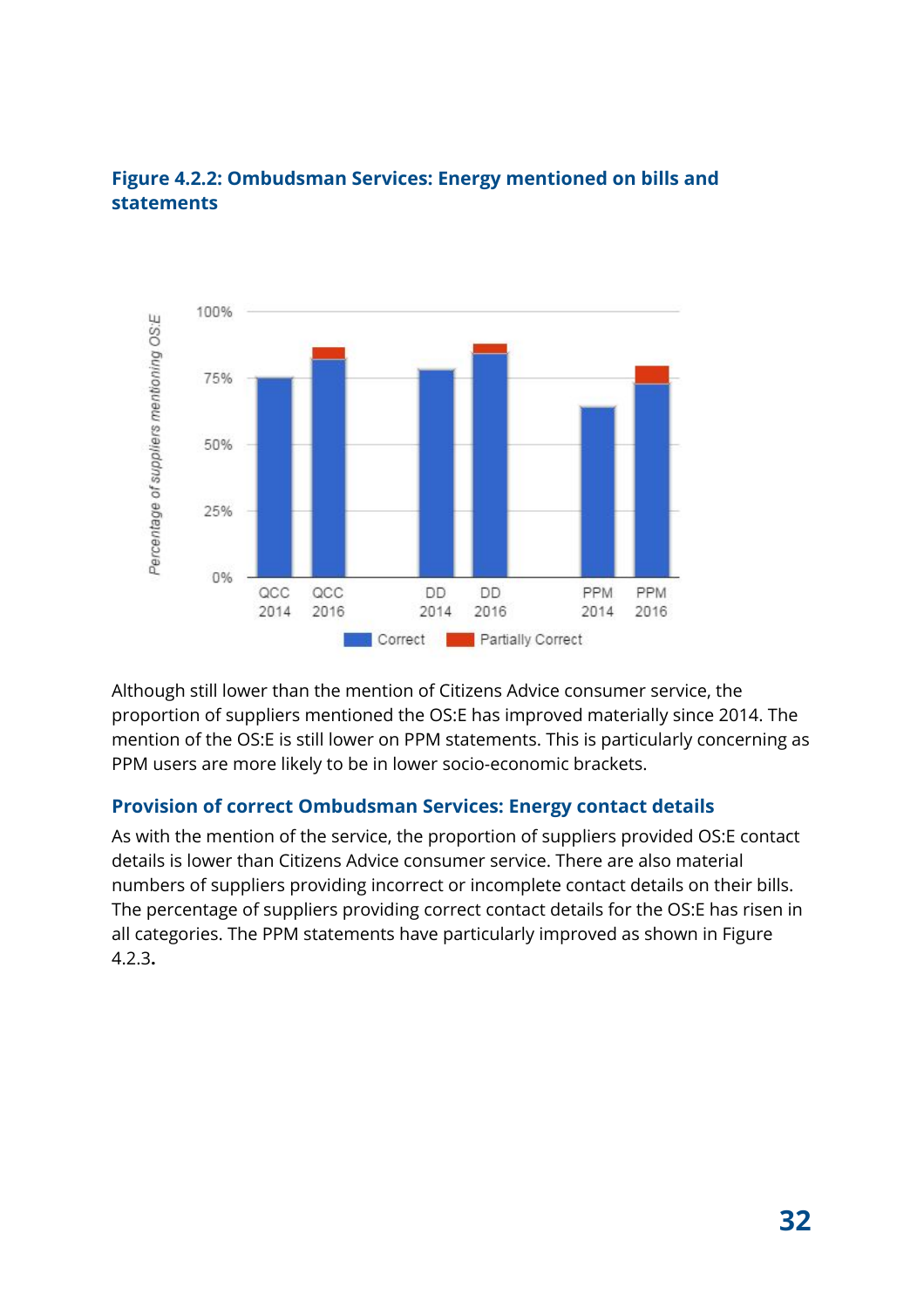**Figure 4.2.2: Ombudsman Services: Energy mentioned on bills and statements**

Although still lower than the mention of Citizens Advice consumer service, the proportion of suppliers mentioned the OS:E has improved materially since 2014. The mention of the OS:E is still lower on PPM statements. This is particularly concerning as PPM users are more likely to be in lower socio-economic brackets.

### Provision of correct Ombudsman Services: Energy contact details

As with the mention of the service, the proportion of suppliers provided OS:E contact details is lower than Citizens Advice consumer service. There are also material numbers of suppliers providing incorrect or incomplete contact details on their bills. The percentage of suppliers providing correct contact details for the OS:E has risen in all categories. The PPM statements have particularly improved as shown in Figure 4.2.3**.**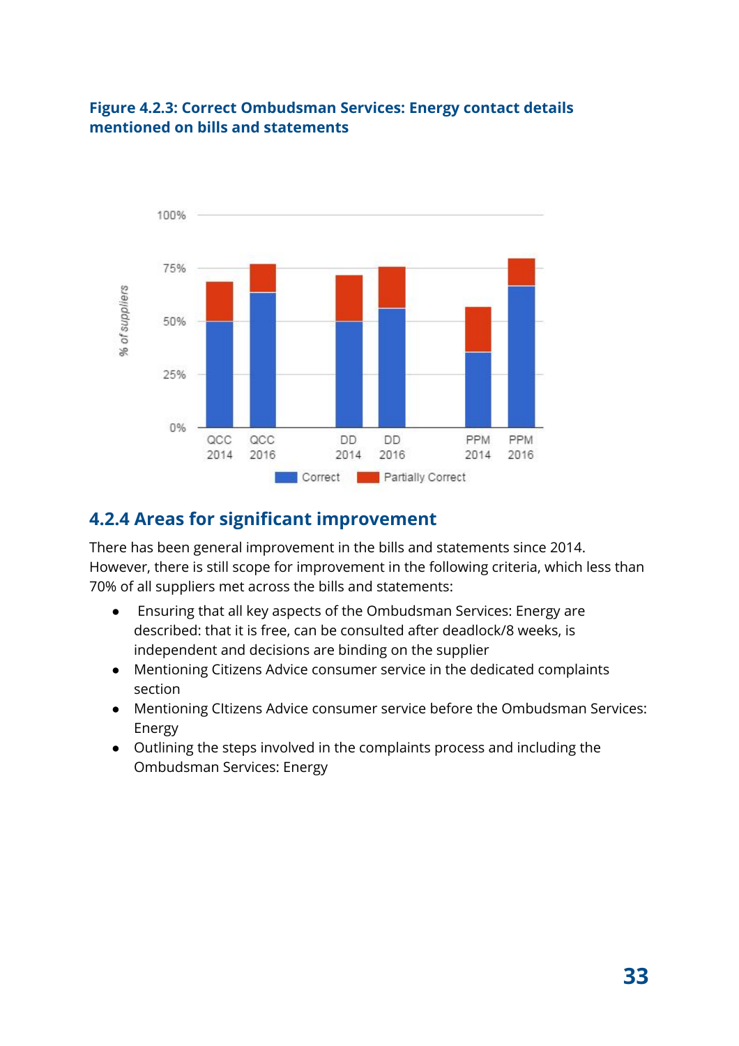**Figure 4.2.3: Correct Ombudsman Services: Energy contact details mentioned on bills and statements**

## 4.2.4 Areas for significant improvement

There has been general improvement in the bills and statements since 2014. However, there is still scope for improvement in the following criteria, which less than 70% of all suppliers met across the bills and statements:

- Ensuring that all key aspects of the Ombudsman Services: Energy are described: that it is free, can be consulted after deadlock/8 weeks, is independent and decisions are binding on the supplier
- Mentioning Citizens Advice consumer service in the dedicated complaints section
- Mentioning CItizens Advice consumer service before the Ombudsman Services: Energy
- Outlining the steps involved in the complaints process and including the Ombudsman Services: Energy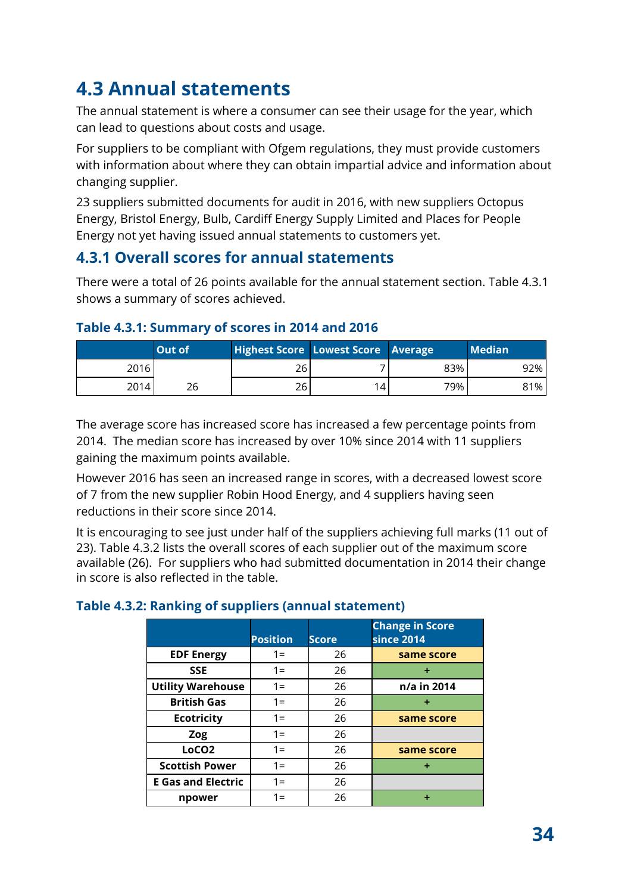## 4.3 Annual statements

The annual statement is where a consumer can see their usage for the year, which can lead to questions about costs and usage.

For suppliers to be compliant with Ofgem regulations, they must provide customers with information about where they can obtain impartial advice and information about changing supplier.

23 suppliers submitted documents for audit in 2016, with new suppliers Octopus Energy, Bristol Energy, Bulb, Cardiff Energy Supply Limited and Places for People Energy not yet having issued annual statements to customers yet.

### 4.3.1 Overall scores for annual statements

There were a total of 26 points available for the annual statement section. Table 4.3.1 shows a summary of scores achieved.

**Table 4.3.1: Summary of scores in 2014 and 2016**

| | Out of | Highest Score | Lowest Score | Average | Median |
|---|---|---|---|---|---|
| 2016 | 26 | 26 | 7 | 83% | 92% |
| 2014 | | 26 | 14 | 79% | 81% |

The average score has increased score has increased a few percentage points from 2014. The median score has increased by over 10% since 2014 with 11 suppliers gaining the maximum points available.

However 2016 has seen an increased range in scores, with a decreased lowest score of 7 from the new supplier Robin Hood Energy, and 4 suppliers having seen reductions in their score since 2014.

It is encouraging to see just under half of the suppliers achieving full marks (11 out of 23). Table 4.3.2 lists the overall scores of each supplier out of the maximum score available (26). For suppliers who had submitted documentation in 2014 their change in score is also reflected in the table.

**Table 4.3.2: Ranking of suppliers (annual statement)**

| | Position | Score | Change in Score since 2014 |
|---|---|---|---|
| **EDF Energy** | 1= | 26 | **same score** |
| **SSE** | 1= | 26 | **+** |
| **Utility Warehouse** | 1= | 26 | **n/a in 2014** |
| **British Gas** | 1= | 26 | **+** |
| **Ecotricity** | 1= | 26 | **same score** |
| **Zog** | 1= | 26 | |
| **LoCO2** | 1= | 26 | **same score** |
| **Scottish Power** | 1= | 26 | **+** |
| **E Gas and Electric** | 1= | 26 | |
| **npower** | 1= | 26 | **+** |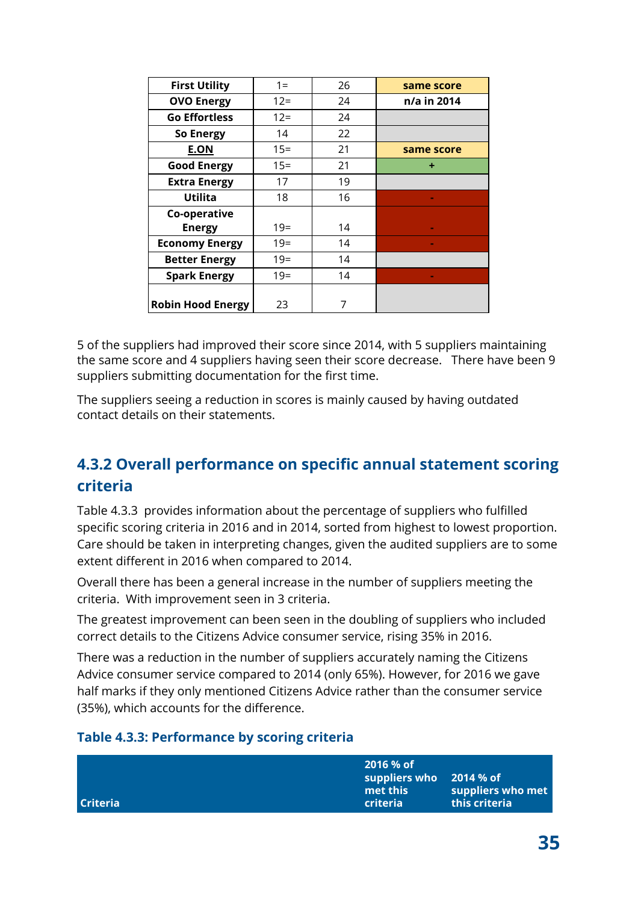| | | | |
|---|---|---|---|
| **First Utility** | 1= | 26 | **same score** |
| **OVO Energy** | 12= | 24 | **n/a in 2014** |
| **Go Effortless** | 12= | 24 | |
| **So Energy** | 14 | 22 | |
| **E.ON** | 15= | 21 | **same score** |
| **Good Energy** | 15= | 21 | **+** |
| **Extra Energy** | 17 | 19 | |
| **Utilita** | 18 | 16 | **-** |
| **Co-operative Energy** | 19= | 14 | **-** |
| **Economy Energy** | 19= | 14 | **-** |
| **Better Energy** | 19= | 14 | |
| **Spark Energy** | 19= | 14 | **-** |
| **Robin Hood Energy** | 23 | 7 | |

5 of the suppliers had improved their score since 2014, with 5 suppliers maintaining the same score and 4 suppliers having seen their score decrease. There have been 9 suppliers submitting documentation for the first time.

The suppliers seeing a reduction in scores is mainly caused by having outdated contact details on their statements.

### 4.3.2 Overall performance on specific annual statement scoring criteria

Table 4.3.3 provides information about the percentage of suppliers who fulfilled specific scoring criteria in 2016 and in 2014, sorted from highest to lowest proportion. Care should be taken in interpreting changes, given the audited suppliers are to some extent different in 2016 when compared to 2014.

Overall there has been a general increase in the number of suppliers meeting the criteria. With improvement seen in 3 criteria.

The greatest improvement can been seen in the doubling of suppliers who included correct details to the Citizens Advice consumer service, rising 35% in 2016.

There was a reduction in the number of suppliers accurately naming the Citizens Advice consumer service compared to 2014 (only 65%). However, for 2016 we gave half marks if they only mentioned Citizens Advice rather than the consumer service (35%), which accounts for the difference.

**Table 4.3.3: Performance by scoring criteria**

| Criteria | 2016 % of suppliers who met this criteria | 2014 % of suppliers who met this criteria |
|---|---|---|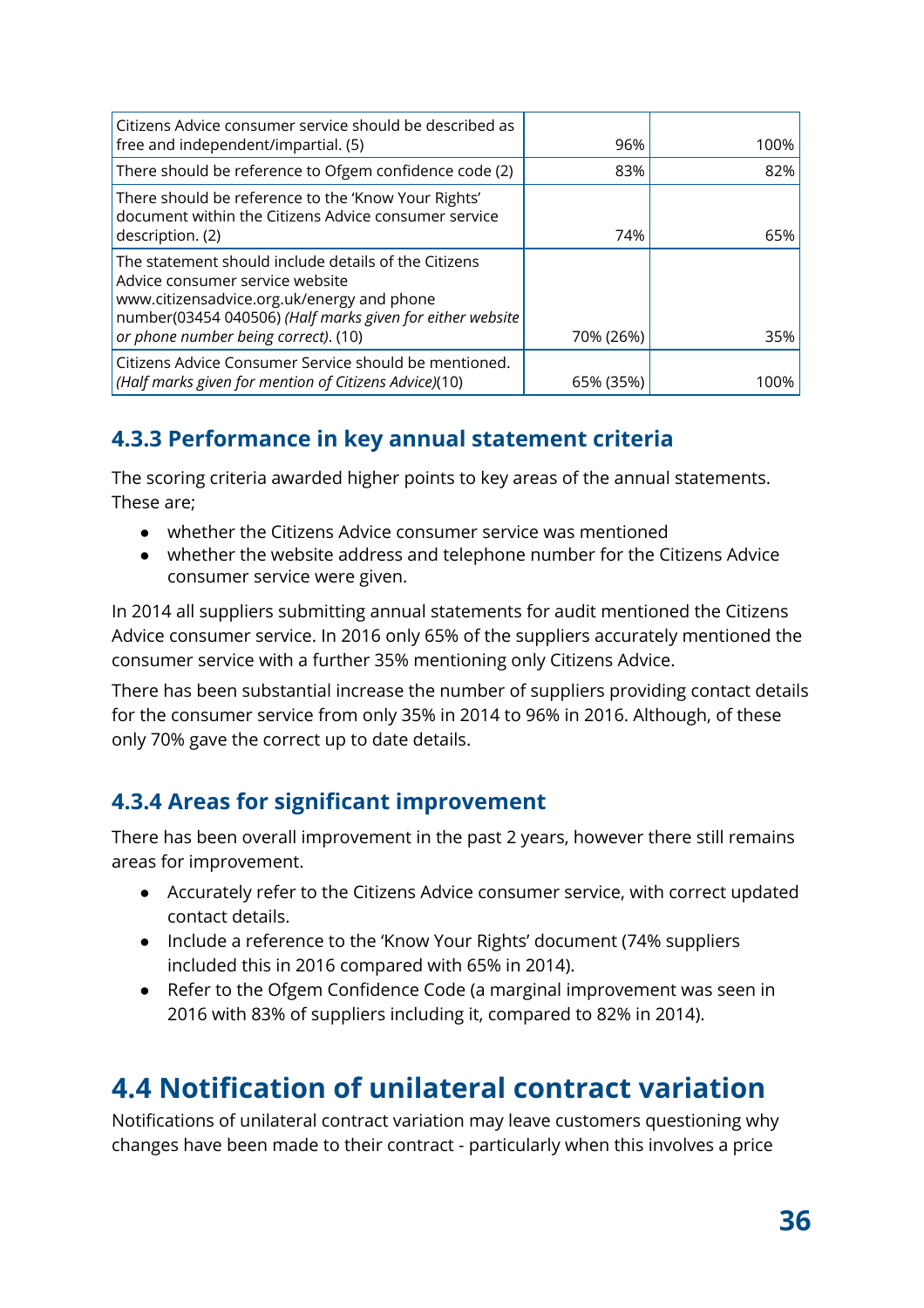| | | |
|---|---|---|
| Citizens Advice consumer service should be described as free and independent/impartial. (5) | 96% | 100% |
| There should be reference to Ofgem confidence code (2) | 83% | 82% |
| There should be reference to the 'Know Your Rights' document within the Citizens Advice consumer service description. (2) | 74% | 65% |
| The statement should include details of the Citizens Advice consumer service website www.citizensadvice.org.uk/energy and phone number(03454 040506) *(Half marks given for either website or phone number being correct)*. (10) | 70% (26%) | 35% |
| Citizens Advice Consumer Service should be mentioned. *(Half marks given for mention of Citizens Advice)*(10) | 65% (35%) | 100% |

### 4.3.3 Performance in key annual statement criteria

The scoring criteria awarded higher points to key areas of the annual statements. These are;

- whether the Citizens Advice consumer service was mentioned
- whether the website address and telephone number for the Citizens Advice consumer service were given.

In 2014 all suppliers submitting annual statements for audit mentioned the Citizens Advice consumer service. In 2016 only 65% of the suppliers accurately mentioned the consumer service with a further 35% mentioning only Citizens Advice.

There has been substantial increase the number of suppliers providing contact details for the consumer service from only 35% in 2014 to 96% in 2016. Although, of these only 70% gave the correct up to date details.

### 4.3.4 Areas for significant improvement

There has been overall improvement in the past 2 years, however there still remains areas for improvement.

- Accurately refer to the Citizens Advice consumer service, with correct updated contact details.
- Include a reference to the 'Know Your Rights' document (74% suppliers included this in 2016 compared with 65% in 2014).
- Refer to the Ofgem Confidence Code (a marginal improvement was seen in 2016 with 83% of suppliers including it, compared to 82% in 2014).

## 4.4 Notification of unilateral contract variation

Notifications of unilateral contract variation may leave customers questioning why changes have been made to their contract - particularly when this involves a price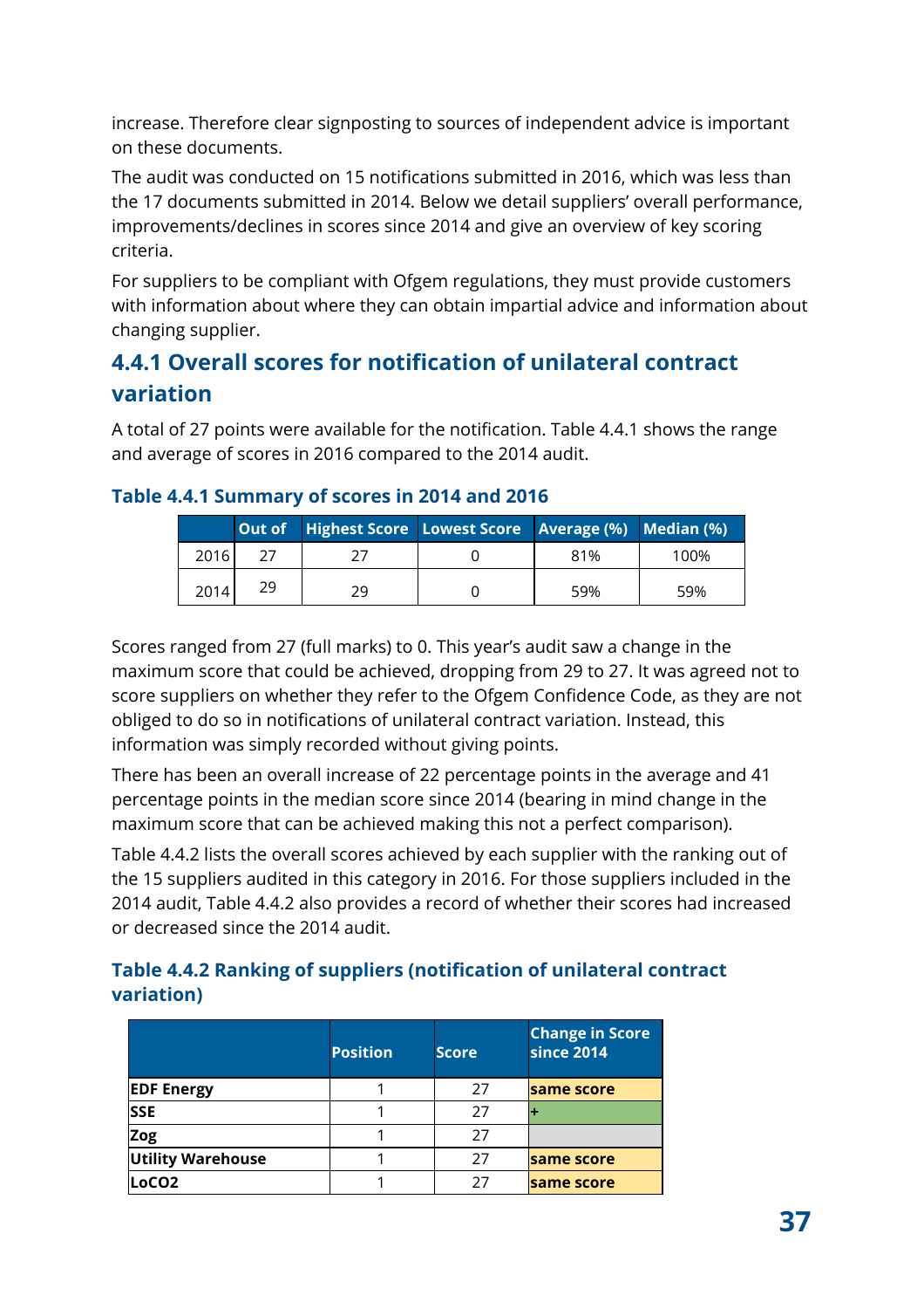increase. Therefore clear signposting to sources of independent advice is important on these documents.

The audit was conducted on 15 notifications submitted in 2016, which was less than the 17 documents submitted in 2014. Below we detail suppliers' overall performance, improvements/declines in scores since 2014 and give an overview of key scoring criteria.

For suppliers to be compliant with Ofgem regulations, they must provide customers with information about where they can obtain impartial advice and information about changing supplier.

### 4.4.1 Overall scores for notification of unilateral contract variation

A total of 27 points were available for the notification. Table 4.4.1 shows the range and average of scores in 2016 compared to the 2014 audit.

#### Table 4.4.1 Summary of scores in 2014 and 2016

| | Out of | Highest Score | Lowest Score | Average (%) | Median (%) |
|---|---|---|---|---|---|
| 2016 | 27 | 27 | 0 | 81% | 100% |
| 2014 | 29 | 29 | 0 | 59% | 59% |

Scores ranged from 27 (full marks) to 0. This year's audit saw a change in the maximum score that could be achieved, dropping from 29 to 27. It was agreed not to score suppliers on whether they refer to the Ofgem Confidence Code, as they are not obliged to do so in notifications of unilateral contract variation. Instead, this information was simply recorded without giving points.

There has been an overall increase of 22 percentage points in the average and 41 percentage points in the median score since 2014 (bearing in mind change in the maximum score that can be achieved making this not a perfect comparison).

Table 4.4.2 lists the overall scores achieved by each supplier with the ranking out of the 15 suppliers audited in this category in 2016. For those suppliers included in the 2014 audit, Table 4.4.2 also provides a record of whether their scores had increased or decreased since the 2014 audit.

#### Table 4.4.2 Ranking of suppliers (notification of unilateral contract variation)

| | Position | Score | Change in Score since 2014 |
|---|---|---|---|
| **EDF Energy** | 1 | 27 | **same score** |
| **SSE** | 1 | 27 | **+** |
| **Zog** | 1 | 27 | |
| **Utility Warehouse** | 1 | 27 | **same score** |
| **LoCO2** | 1 | 27 | **same score** |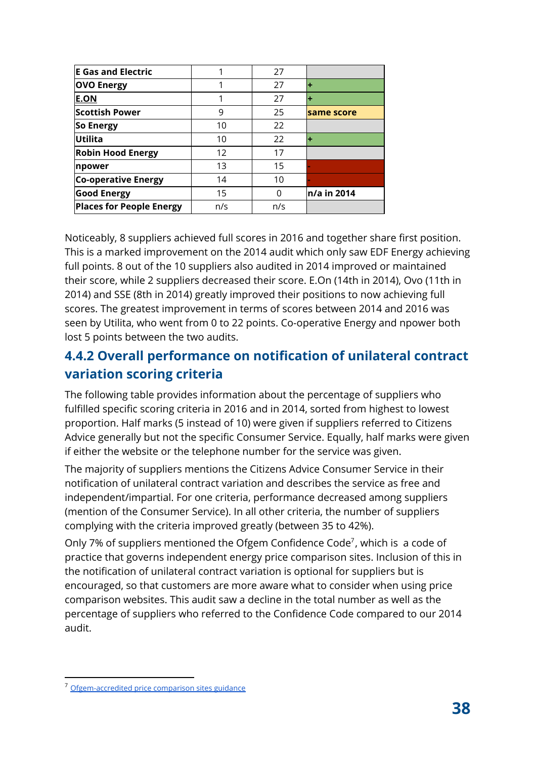| E Gas and Electric | 1 | 27 | |
|---|---|---|---|
| OVO Energy | 1 | 27 | + |
| E.ON | 1 | 27 | + |
| Scottish Power | 9 | 25 | same score |
| So Energy | 10 | 22 | |
| Utilita | 10 | 22 | + |
| Robin Hood Energy | 12 | 17 | |
| npower | 13 | 15 | - |
| Co-operative Energy | 14 | 10 | - |
| Good Energy | 15 | 0 | n/a in 2014 |
| Places for People Energy | n/s | n/s | |

Noticeably, 8 suppliers achieved full scores in 2016 and together share first position. This is a marked improvement on the 2014 audit which only saw EDF Energy achieving full points. 8 out of the 10 suppliers also audited in 2014 improved or maintained their score, while 2 suppliers decreased their score. E.On (14th in 2014), Ovo (11th in 2014) and SSE (8th in 2014) greatly improved their positions to now achieving full scores. The greatest improvement in terms of scores between 2014 and 2016 was seen by Utilita, who went from 0 to 22 points. Co-operative Energy and npower both lost 5 points between the two audits.

### 4.4.2 Overall performance on notification of unilateral contract variation scoring criteria

The following table provides information about the percentage of suppliers who fulfilled specific scoring criteria in 2016 and in 2014, sorted from highest to lowest proportion. Half marks (5 instead of 10) were given if suppliers referred to Citizens Advice generally but not the specific Consumer Service. Equally, half marks were given if either the website or the telephone number for the service was given.

The majority of suppliers mentions the Citizens Advice Consumer Service in their notification of unilateral contract variation and describes the service as free and independent/impartial. For one criteria, performance decreased among suppliers (mention of the Consumer Service). In all other criteria, the number of suppliers complying with the criteria improved greatly (between 35 to 42%).

Only 7% of suppliers mentioned the Ofgem Confidence Code[7], which is a code of practice that governs independent energy price comparison sites. Inclusion of this in the notification of unilateral contract variation is optional for suppliers but is encouraged, so that customers are more aware what to consider when using price comparison websites. This audit saw a decline in the total number as well as the percentage of suppliers who referred to the Confidence Code compared to our 2014 audit.

[7] Ofgem-accredited price comparison sites guidance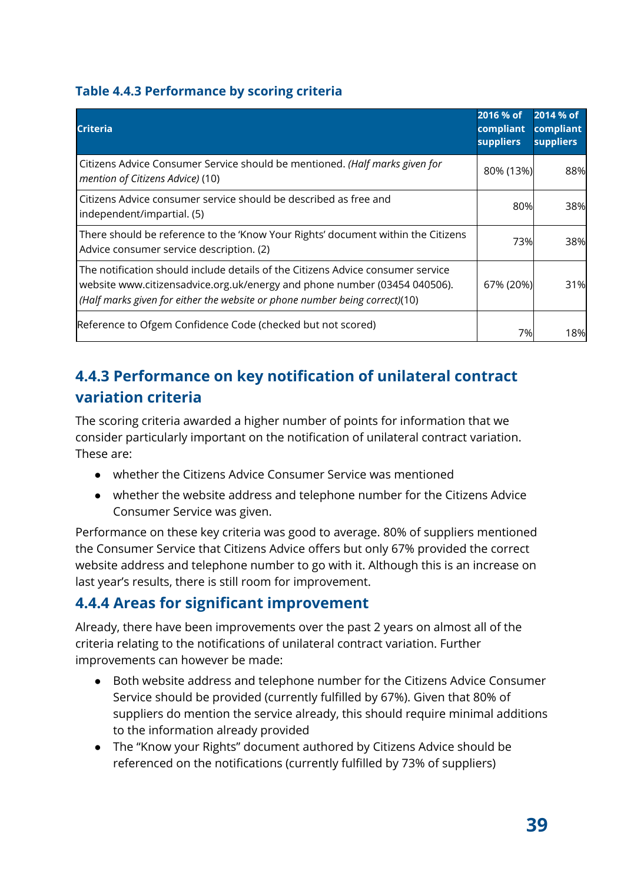**Table 4.4.3 Performance by scoring criteria**

| Criteria | 2016 % of compliant suppliers | 2014 % of compliant suppliers |
|---|---|---|
| Citizens Advice Consumer Service should be mentioned. *(Half marks given for mention of Citizens Advice)* (10) | 80% (13%) | 88% |
| Citizens Advice consumer service should be described as free and independent/impartial. (5) | 80% | 38% |
| There should be reference to the 'Know Your Rights' document within the Citizens Advice consumer service description. (2) | 73% | 38% |
| The notification should include details of the Citizens Advice consumer service website www.citizensadvice.org.uk/energy and phone number (03454 040506). *(Half marks given for either the website or phone number being correct)*(10) | 67% (20%) | 31% |
| Reference to Ofgem Confidence Code (checked but not scored) | 7% | 18% |

## 4.4.3 Performance on key notification of unilateral contract variation criteria

The scoring criteria awarded a higher number of points for information that we consider particularly important on the notification of unilateral contract variation. These are:

- whether the Citizens Advice Consumer Service was mentioned
- whether the website address and telephone number for the Citizens Advice Consumer Service was given.

Performance on these key criteria was good to average. 80% of suppliers mentioned the Consumer Service that Citizens Advice offers but only 67% provided the correct website address and telephone number to go with it. Although this is an increase on last year's results, there is still room for improvement.

## 4.4.4 Areas for significant improvement

Already, there have been improvements over the past 2 years on almost all of the criteria relating to the notifications of unilateral contract variation. Further improvements can however be made:

- Both website address and telephone number for the Citizens Advice Consumer Service should be provided (currently fulfilled by 67%). Given that 80% of suppliers do mention the service already, this should require minimal additions to the information already provided
- The "Know your Rights" document authored by Citizens Advice should be referenced on the notifications (currently fulfilled by 73% of suppliers)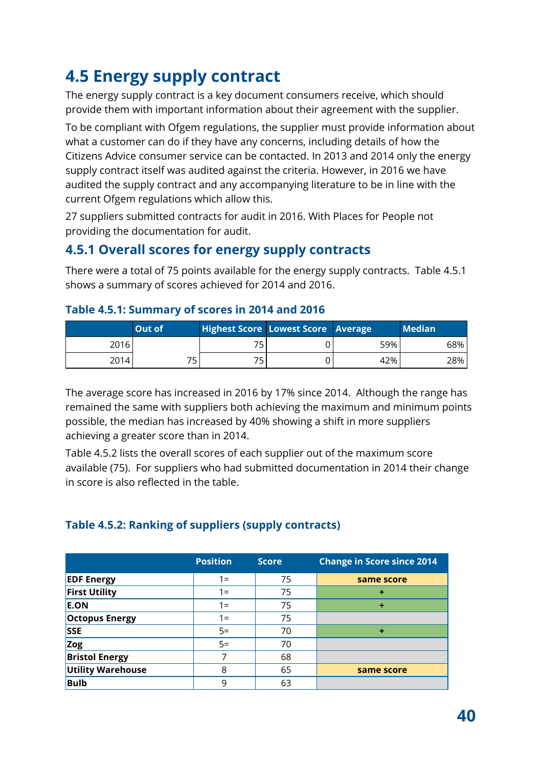## 4.5 Energy supply contract

The energy supply contract is a key document consumers receive, which should provide them with important information about their agreement with the supplier.

To be compliant with Ofgem regulations, the supplier must provide information about what a customer can do if they have any concerns, including details of how the Citizens Advice consumer service can be contacted. In 2013 and 2014 only the energy supply contract itself was audited against the criteria. However, in 2016 we have audited the supply contract and any accompanying literature to be in line with the current Ofgem regulations which allow this.

27 suppliers submitted contracts for audit in 2016. With Places for People not providing the documentation for audit.

### 4.5.1 Overall scores for energy supply contracts

There were a total of 75 points available for the energy supply contracts. Table 4.5.1 shows a summary of scores achieved for 2014 and 2016.

**Table 4.5.1: Summary of scores in 2014 and 2016**

| | Out of | Highest Score | Lowest Score | Average | Median |
|---|---|---|---|---|---|
| 2016 | 75 | 75 | 0 | 59% | 68% |
| 2014 | | 75 | 0 | 42% | 28% |

The average score has increased in 2016 by 17% since 2014. Although the range has remained the same with suppliers both achieving the maximum and minimum points possible, the median has increased by 40% showing a shift in more suppliers achieving a greater score than in 2014.

Table 4.5.2 lists the overall scores of each supplier out of the maximum score available (75). For suppliers who had submitted documentation in 2014 their change in score is also reflected in the table.

**Table 4.5.2: Ranking of suppliers (supply contracts)**

| | Position | Score | Change in Score since 2014 |
|---|---|---|---|
| **EDF Energy** | 1= | 75 | same score |
| **First Utility** | 1= | 75 | + |
| **E.ON** | 1= | 75 | + |
| **Octopus Energy** | 1= | 75 | |
| **SSE** | 5= | 70 | + |
| **Zog** | 5= | 70 | |
| **Bristol Energy** | 7 | 68 | |
| **Utility Warehouse** | 8 | 65 | same score |
| **Bulb** | 9 | 63 | |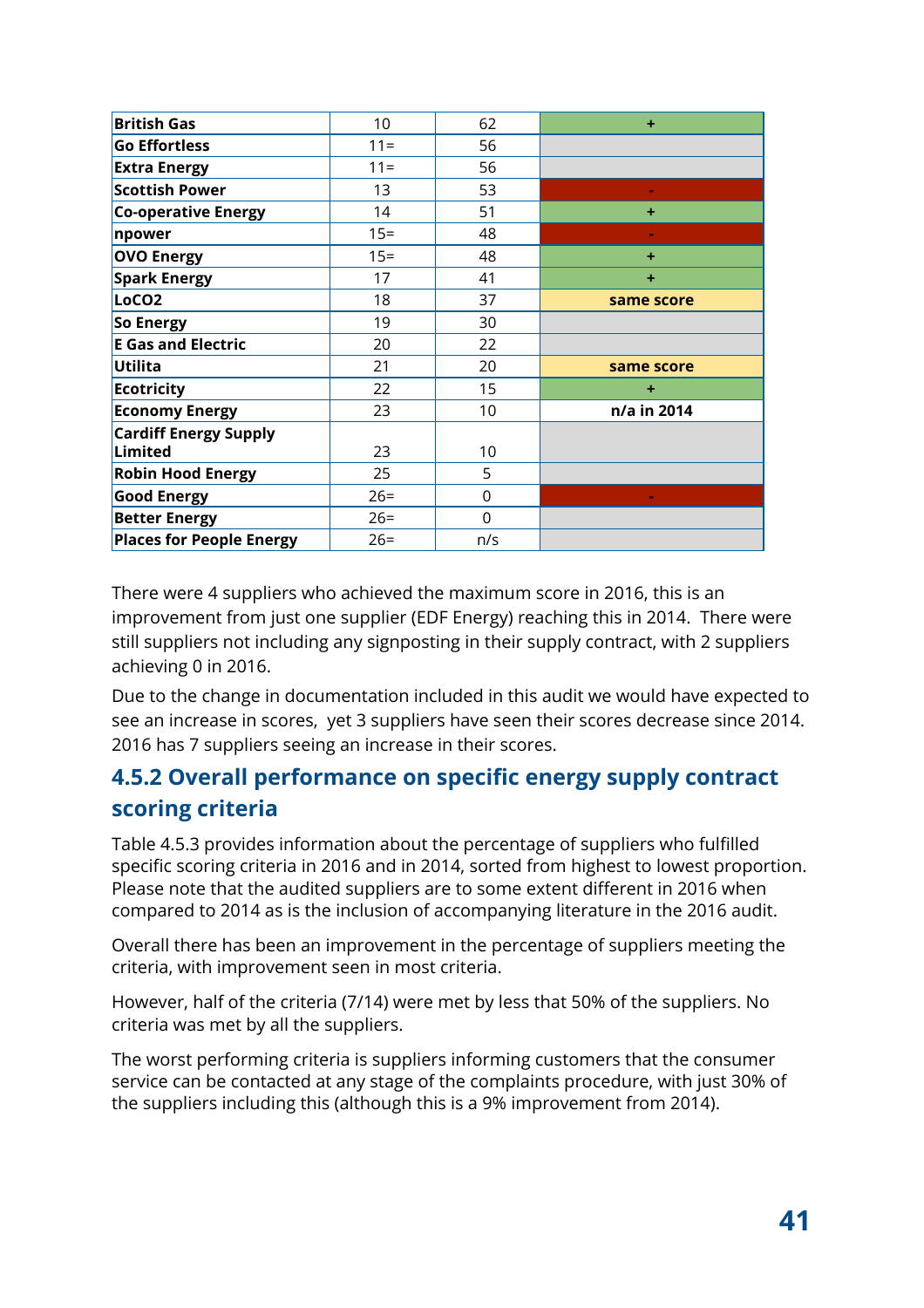| | | | |
|---|---|---|---|
| **British Gas** | 10 | 62 | **+** |
| **Go Effortless** | 11= | 56 | |
| **Extra Energy** | 11= | 56 | |
| **Scottish Power** | 13 | 53 | **-** |
| **Co-operative Energy** | 14 | 51 | **+** |
| **npower** | 15= | 48 | **-** |
| **OVO Energy** | 15= | 48 | **+** |
| **Spark Energy** | 17 | 41 | **+** |
| **LoCO2** | 18 | 37 | **same score** |
| **So Energy** | 19 | 30 | |
| **E Gas and Electric** | 20 | 22 | |
| **Utilita** | 21 | 20 | **same score** |
| **Ecotricity** | 22 | 15 | **+** |
| **Economy Energy** | 23 | 10 | **n/a in 2014** |
| **Cardiff Energy Supply Limited** | 23 | 10 | |
| **Robin Hood Energy** | 25 | 5 | |
| **Good Energy** | 26= | 0 | **-** |
| **Better Energy** | 26= | 0 | |
| **Places for People Energy** | 26= | n/s | |

There were 4 suppliers who achieved the maximum score in 2016, this is an improvement from just one supplier (EDF Energy) reaching this in 2014. There were still suppliers not including any signposting in their supply contract, with 2 suppliers achieving 0 in 2016.

Due to the change in documentation included in this audit we would have expected to see an increase in scores, yet 3 suppliers have seen their scores decrease since 2014. 2016 has 7 suppliers seeing an increase in their scores.

### 4.5.2 Overall performance on specific energy supply contract scoring criteria

Table 4.5.3 provides information about the percentage of suppliers who fulfilled specific scoring criteria in 2016 and in 2014, sorted from highest to lowest proportion. Please note that the audited suppliers are to some extent different in 2016 when compared to 2014 as is the inclusion of accompanying literature in the 2016 audit.

Overall there has been an improvement in the percentage of suppliers meeting the criteria, with improvement seen in most criteria.

However, half of the criteria (7/14) were met by less that 50% of the suppliers. No criteria was met by all the suppliers.

The worst performing criteria is suppliers informing customers that the consumer service can be contacted at any stage of the complaints procedure, with just 30% of the suppliers including this (although this is a 9% improvement from 2014).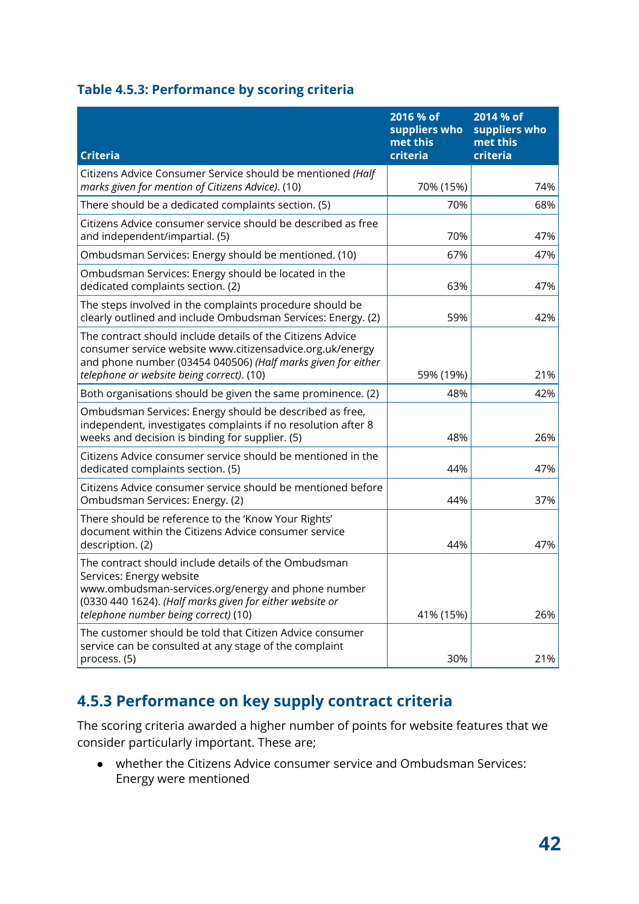### Table 4.5.3: Performance by scoring criteria

| Criteria | 2016 % of suppliers who met this criteria | 2014 % of suppliers who met this criteria |
|---|---|---|
| Citizens Advice Consumer Service should be mentioned *(Half marks given for mention of Citizens Advice)*. (10) | 70% (15%) | 74% |
| There should be a dedicated complaints section. (5) | 70% | 68% |
| Citizens Advice consumer service should be described as free and independent/impartial. (5) | 70% | 47% |
| Ombudsman Services: Energy should be mentioned. (10) | 67% | 47% |
| Ombudsman Services: Energy should be located in the dedicated complaints section. (2) | 63% | 47% |
| The steps involved in the complaints procedure should be clearly outlined and include Ombudsman Services: Energy. (2) | 59% | 42% |
| The contract should include details of the Citizens Advice consumer service website www.citizensadvice.org.uk/energy and phone number (03454 040506) *(Half marks given for either telephone or website being correct)*. (10) | 59% (19%) | 21% |
| Both organisations should be given the same prominence. (2) | 48% | 42% |
| Ombudsman Services: Energy should be described as free, independent, investigates complaints if no resolution after 8 weeks and decision is binding for supplier. (5) | 48% | 26% |
| Citizens Advice consumer service should be mentioned in the dedicated complaints section. (5) | 44% | 47% |
| Citizens Advice consumer service should be mentioned before Ombudsman Services: Energy. (2) | 44% | 37% |
| There should be reference to the 'Know Your Rights' document within the Citizens Advice consumer service description. (2) | 44% | 47% |
| The contract should include details of the Ombudsman Services: Energy website www.ombudsman-services.org/energy and phone number (0330 440 1624). *(Half marks given for either website or telephone number being correct)* (10) | 41% (15%) | 26% |
| The customer should be told that Citizen Advice consumer service can be consulted at any stage of the complaint process. (5) | 30% | 21% |

## 4.5.3 Performance on key supply contract criteria

The scoring criteria awarded a higher number of points for website features that we consider particularly important. These are;

- whether the Citizens Advice consumer service and Ombudsman Services: Energy were mentioned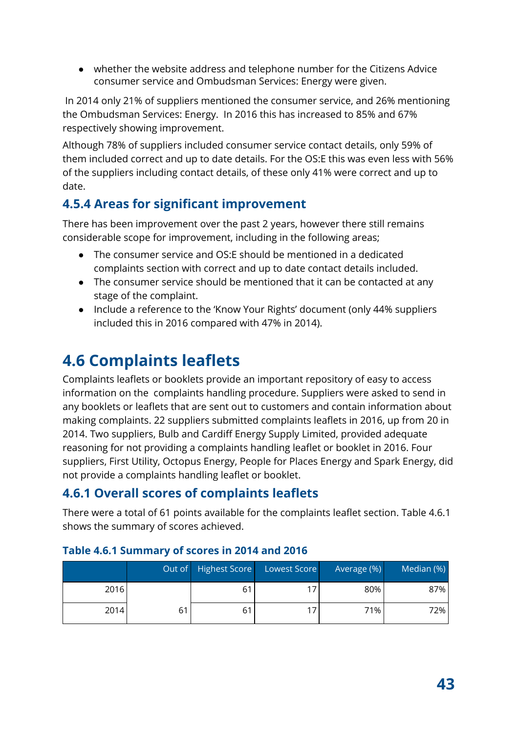- whether the website address and telephone number for the Citizens Advice consumer service and Ombudsman Services: Energy were given.

In 2014 only 21% of suppliers mentioned the consumer service, and 26% mentioning the Ombudsman Services: Energy. In 2016 this has increased to 85% and 67% respectively showing improvement.

Although 78% of suppliers included consumer service contact details, only 59% of them included correct and up to date details. For the OS:E this was even less with 56% of the suppliers including contact details, of these only 41% were correct and up to date.

### 4.5.4 Areas for significant improvement

There has been improvement over the past 2 years, however there still remains considerable scope for improvement, including in the following areas;

- The consumer service and OS:E should be mentioned in a dedicated complaints section with correct and up to date contact details included.
- The consumer service should be mentioned that it can be contacted at any stage of the complaint.
- Include a reference to the 'Know Your Rights' document (only 44% suppliers included this in 2016 compared with 47% in 2014).

## 4.6 Complaints leaflets

Complaints leaflets or booklets provide an important repository of easy to access information on the complaints handling procedure. Suppliers were asked to send in any booklets or leaflets that are sent out to customers and contain information about making complaints. 22 suppliers submitted complaints leaflets in 2016, up from 20 in 2014. Two suppliers, Bulb and Cardiff Energy Supply Limited, provided adequate reasoning for not providing a complaints handling leaflet or booklet in 2016. Four suppliers, First Utility, Octopus Energy, People for Places Energy and Spark Energy, did not provide a complaints handling leaflet or booklet.

### 4.6.1 Overall scores of complaints leaflets

There were a total of 61 points available for the complaints leaflet section. Table 4.6.1 shows the summary of scores achieved.

**Table 4.6.1 Summary of scores in 2014 and 2016**

| | Out of | Highest Score | Lowest Score | Average (%) | Median (%) |
|---|---|---|---|---|---|
| 2016 | 61 | 61 | 17 | 80% | 87% |
| 2014 | | 61 | 17 | 71% | 72% |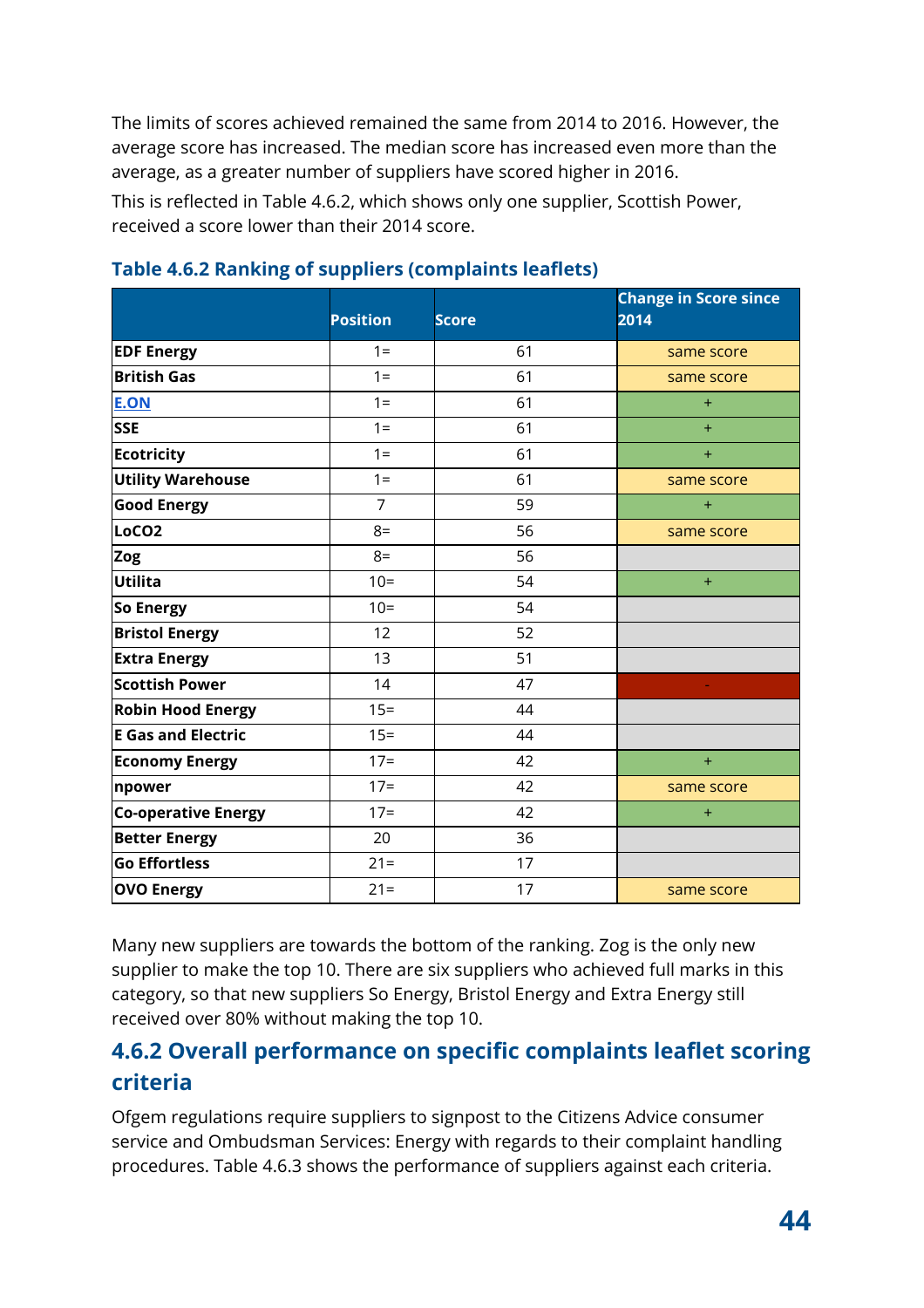The limits of scores achieved remained the same from 2014 to 2016. However, the average score has increased. The median score has increased even more than the average, as a greater number of suppliers have scored higher in 2016.

This is reflected in Table 4.6.2, which shows only one supplier, Scottish Power, received a score lower than their 2014 score.

**Table 4.6.2 Ranking of suppliers (complaints leaflets)**

| | Position | Score | Change in Score since 2014 |
|---|---|---|---|
| **EDF Energy** | 1= | 61 | same score |
| **British Gas** | 1= | 61 | same score |
| **E.ON** | 1= | 61 | + |
| **SSE** | 1= | 61 | + |
| **Ecotricity** | 1= | 61 | + |
| **Utility Warehouse** | 1= | 61 | same score |
| **Good Energy** | 7 | 59 | + |
| **LoCO2** | 8= | 56 | same score |
| **Zog** | 8= | 56 | |
| **Utilita** | 10= | 54 | + |
| **So Energy** | 10= | 54 | |
| **Bristol Energy** | 12 | 52 | |
| **Extra Energy** | 13 | 51 | |
| **Scottish Power** | 14 | 47 | - |
| **Robin Hood Energy** | 15= | 44 | |
| **E Gas and Electric** | 15= | 44 | |
| **Economy Energy** | 17= | 42 | + |
| **npower** | 17= | 42 | same score |
| **Co-operative Energy** | 17= | 42 | + |
| **Better Energy** | 20 | 36 | |
| **Go Effortless** | 21= | 17 | |
| **OVO Energy** | 21= | 17 | same score |

Many new suppliers are towards the bottom of the ranking. Zog is the only new supplier to make the top 10. There are six suppliers who achieved full marks in this category, so that new suppliers So Energy, Bristol Energy and Extra Energy still received over 80% without making the top 10.

## 4.6.2 Overall performance on specific complaints leaflet scoring criteria

Ofgem regulations require suppliers to signpost to the Citizens Advice consumer service and Ombudsman Services: Energy with regards to their complaint handling procedures. Table 4.6.3 shows the performance of suppliers against each criteria.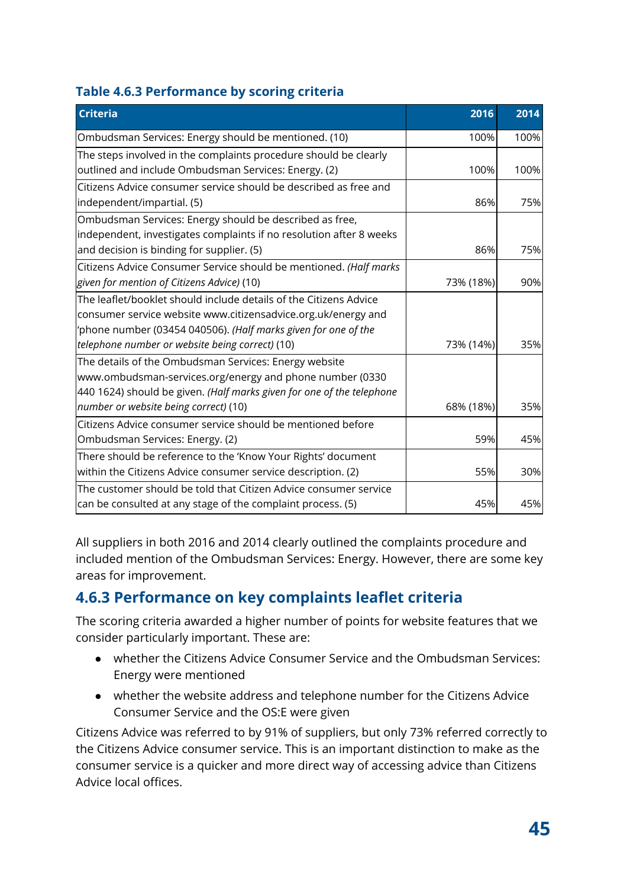### Table 4.6.3 Performance by scoring criteria

| Criteria | 2016 | 2014 |
|---|---|---|
| Ombudsman Services: Energy should be mentioned. (10) | 100% | 100% |
| The steps involved in the complaints procedure should be clearly outlined and include Ombudsman Services: Energy. (2) | 100% | 100% |
| Citizens Advice consumer service should be described as free and independent/impartial. (5) | 86% | 75% |
| Ombudsman Services: Energy should be described as free, independent, investigates complaints if no resolution after 8 weeks and decision is binding for supplier. (5) | 86% | 75% |
| Citizens Advice Consumer Service should be mentioned. *(Half marks given for mention of Citizens Advice)* (10) | 73% (18%) | 90% |
| The leaflet/booklet should include details of the Citizens Advice consumer service website www.citizensadvice.org.uk/energy and 'phone number (03454 040506). *(Half marks given for one of the telephone number or website being correct)* (10) | 73% (14%) | 35% |
| The details of the Ombudsman Services: Energy website www.ombudsman-services.org/energy and phone number (0330 440 1624) should be given. *(Half marks given for one of the telephone number or website being correct)* (10) | 68% (18%) | 35% |
| Citizens Advice consumer service should be mentioned before Ombudsman Services: Energy. (2) | 59% | 45% |
| There should be reference to the 'Know Your Rights' document within the Citizens Advice consumer service description. (2) | 55% | 30% |
| The customer should be told that Citizen Advice consumer service can be consulted at any stage of the complaint process. (5) | 45% | 45% |

All suppliers in both 2016 and 2014 clearly outlined the complaints procedure and included mention of the Ombudsman Services: Energy. However, there are some key areas for improvement.

## 4.6.3 Performance on key complaints leaflet criteria

The scoring criteria awarded a higher number of points for website features that we consider particularly important. These are:

- whether the Citizens Advice Consumer Service and the Ombudsman Services: Energy were mentioned
- whether the website address and telephone number for the Citizens Advice Consumer Service and the OS:E were given

Citizens Advice was referred to by 91% of suppliers, but only 73% referred correctly to the Citizens Advice consumer service. This is an important distinction to make as the consumer service is a quicker and more direct way of accessing advice than Citizens Advice local offices.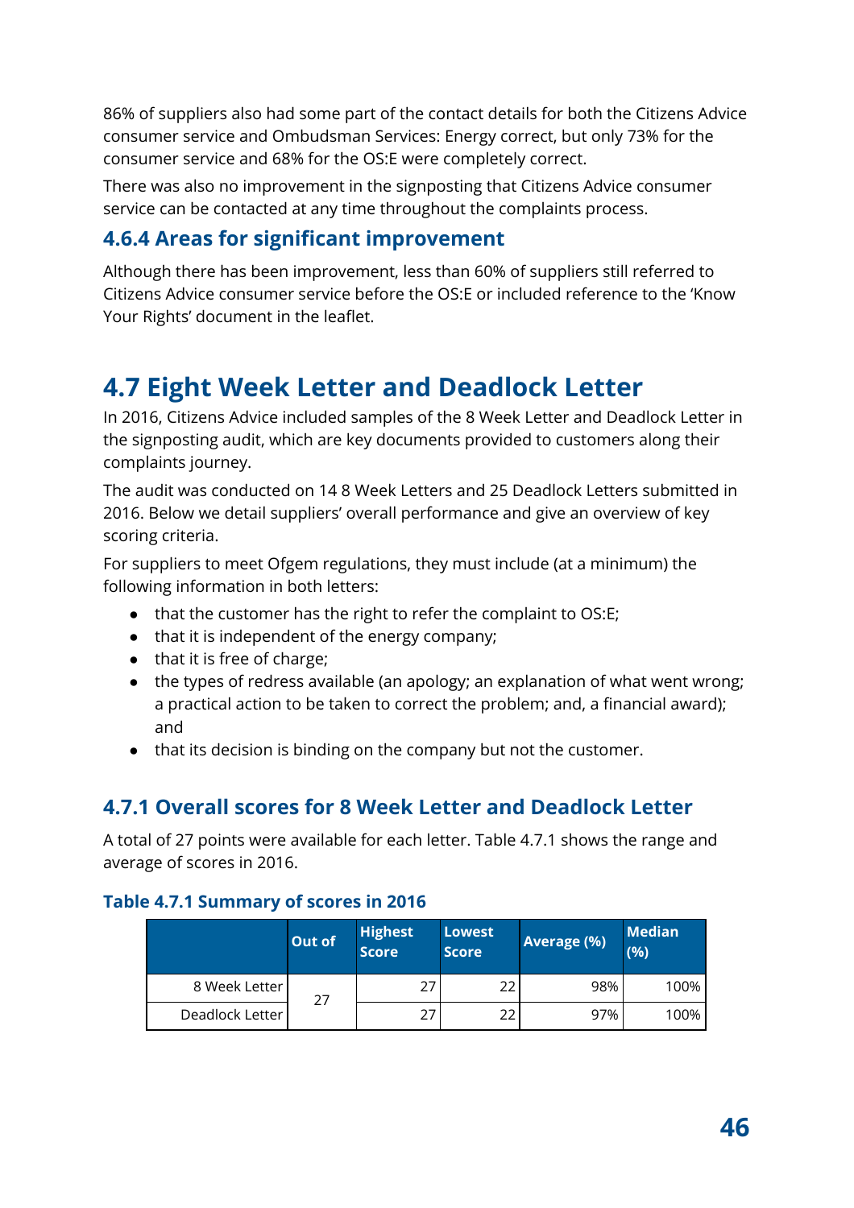86% of suppliers also had some part of the contact details for both the Citizens Advice consumer service and Ombudsman Services: Energy correct, but only 73% for the consumer service and 68% for the OS:E were completely correct.

There was also no improvement in the signposting that Citizens Advice consumer service can be contacted at any time throughout the complaints process.

### 4.6.4 Areas for significant improvement

Although there has been improvement, less than 60% of suppliers still referred to Citizens Advice consumer service before the OS:E or included reference to the 'Know Your Rights' document in the leaflet.

## 4.7 Eight Week Letter and Deadlock Letter

In 2016, Citizens Advice included samples of the 8 Week Letter and Deadlock Letter in the signposting audit, which are key documents provided to customers along their complaints journey.

The audit was conducted on 14 8 Week Letters and 25 Deadlock Letters submitted in 2016. Below we detail suppliers' overall performance and give an overview of key scoring criteria.

For suppliers to meet Ofgem regulations, they must include (at a minimum) the following information in both letters:

- that the customer has the right to refer the complaint to OS:E;
- that it is independent of the energy company;
- that it is free of charge;
- the types of redress available (an apology; an explanation of what went wrong; a practical action to be taken to correct the problem; and, a financial award); and
- that its decision is binding on the company but not the customer.

### 4.7.1 Overall scores for 8 Week Letter and Deadlock Letter

A total of 27 points were available for each letter. Table 4.7.1 shows the range and average of scores in 2016.

**Table 4.7.1 Summary of scores in 2016**

| | Out of | Highest Score | Lowest Score | Average (%) | Median (%) |
|---|---|---|---|---|---|
| 8 Week Letter | 27 | 27 | 22 | 98% | 100% |
| Deadlock Letter | | 27 | 22 | 97% | 100% |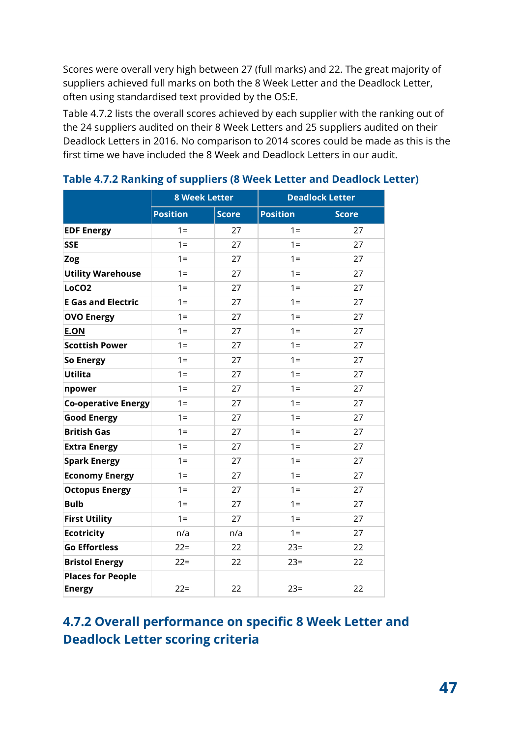Scores were overall very high between 27 (full marks) and 22. The great majority of suppliers achieved full marks on both the 8 Week Letter and the Deadlock Letter, often using standardised text provided by the OS:E.

Table 4.7.2 lists the overall scores achieved by each supplier with the ranking out of the 24 suppliers audited on their 8 Week Letters and 25 suppliers audited on their Deadlock Letters in 2016. No comparison to 2014 scores could be made as this is the first time we have included the 8 Week and Deadlock Letters in our audit.

### Table 4.7.2 Ranking of suppliers (8 Week Letter and Deadlock Letter)

| | 8 Week Letter | | Deadlock Letter | |
|---|---|---|---|---|
| | Position | Score | Position | Score |
| **EDF Energy** | 1= | 27 | 1= | 27 |
| **SSE** | 1= | 27 | 1= | 27 |
| **Zog** | 1= | 27 | 1= | 27 |
| **Utility Warehouse** | 1= | 27 | 1= | 27 |
| **LoCO2** | 1= | 27 | 1= | 27 |
| **E Gas and Electric** | 1= | 27 | 1= | 27 |
| **OVO Energy** | 1= | 27 | 1= | 27 |
| **E.ON** | 1= | 27 | 1= | 27 |
| **Scottish Power** | 1= | 27 | 1= | 27 |
| **So Energy** | 1= | 27 | 1= | 27 |
| **Utilita** | 1= | 27 | 1= | 27 |
| **npower** | 1= | 27 | 1= | 27 |
| **Co-operative Energy** | 1= | 27 | 1= | 27 |
| **Good Energy** | 1= | 27 | 1= | 27 |
| **British Gas** | 1= | 27 | 1= | 27 |
| **Extra Energy** | 1= | 27 | 1= | 27 |
| **Spark Energy** | 1= | 27 | 1= | 27 |
| **Economy Energy** | 1= | 27 | 1= | 27 |
| **Octopus Energy** | 1= | 27 | 1= | 27 |
| **Bulb** | 1= | 27 | 1= | 27 |
| **First Utility** | 1= | 27 | 1= | 27 |
| **Ecotricity** | n/a | n/a | 1= | 27 |
| **Go Effortless** | 22= | 22 | 23= | 22 |
| **Bristol Energy** | 22= | 22 | 23= | 22 |
| **Places for People Energy** | 22= | 22 | 23= | 22 |

## 4.7.2 Overall performance on specific 8 Week Letter and Deadlock Letter scoring criteria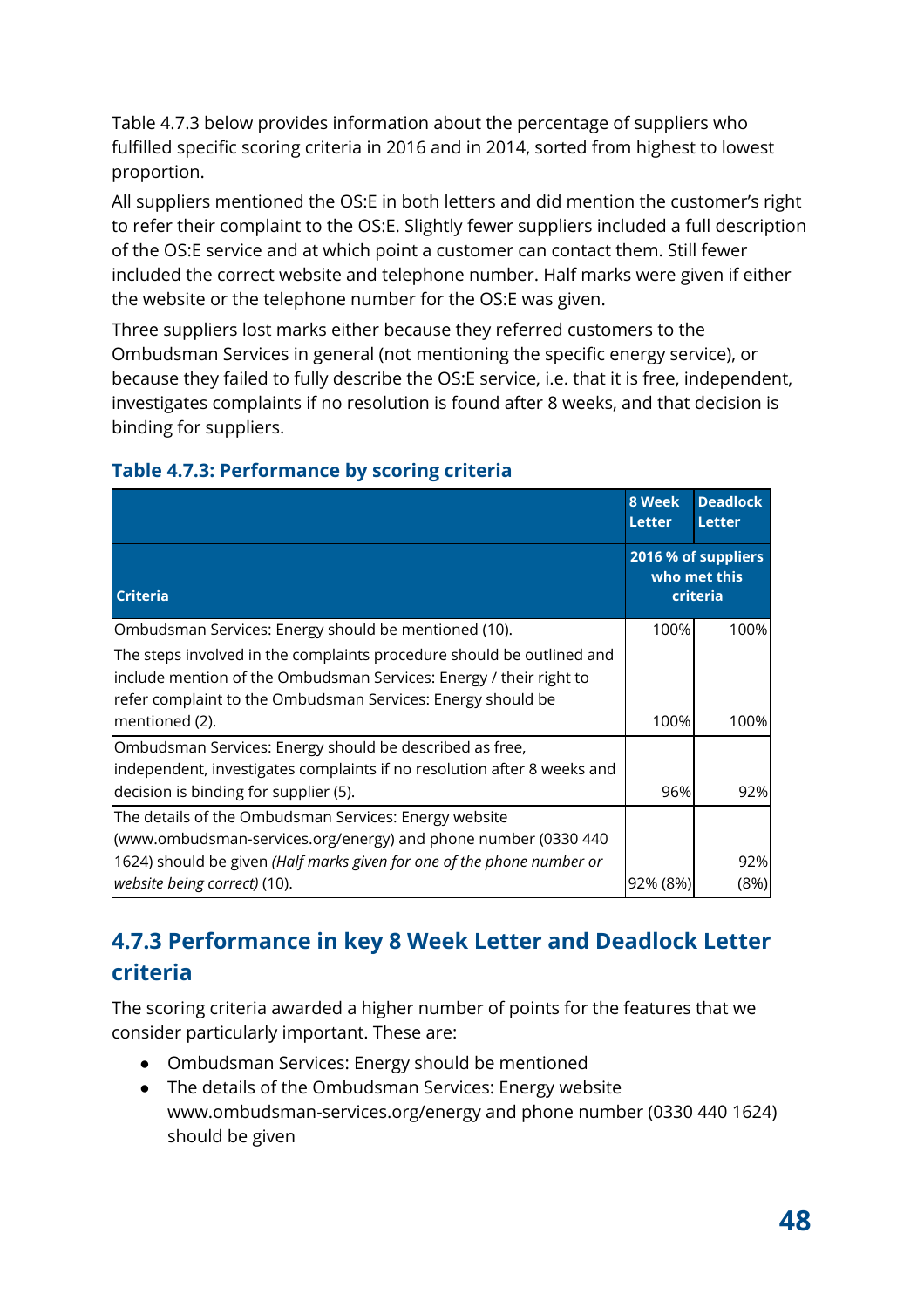Table 4.7.3 below provides information about the percentage of suppliers who fulfilled specific scoring criteria in 2016 and in 2014, sorted from highest to lowest proportion.

All suppliers mentioned the OS:E in both letters and did mention the customer's right to refer their complaint to the OS:E. Slightly fewer suppliers included a full description of the OS:E service and at which point a customer can contact them. Still fewer included the correct website and telephone number. Half marks were given if either the website or the telephone number for the OS:E was given.

Three suppliers lost marks either because they referred customers to the Ombudsman Services in general (not mentioning the specific energy service), or because they failed to fully describe the OS:E service, i.e. that it is free, independent, investigates complaints if no resolution is found after 8 weeks, and that decision is binding for suppliers.

### Table 4.7.3: Performance by scoring criteria

| | 8 Week Letter | Deadlock Letter |
|---|---|---|
| **Criteria** | **2016 % of suppliers who met this criteria** | |
| Ombudsman Services: Energy should be mentioned (10). | 100% | 100% |
| The steps involved in the complaints procedure should be outlined and include mention of the Ombudsman Services: Energy / their right to refer complaint to the Ombudsman Services: Energy should be mentioned (2). | 100% | 100% |
| Ombudsman Services: Energy should be described as free, independent, investigates complaints if no resolution after 8 weeks and decision is binding for supplier (5). | 96% | 92% |
| The details of the Ombudsman Services: Energy website (www.ombudsman-services.org/energy) and phone number (0330 440 1624) should be given *(Half marks given for one of the phone number or website being correct)* (10). | 92% (8%) | 92% (8%) |

## 4.7.3 Performance in key 8 Week Letter and Deadlock Letter criteria

The scoring criteria awarded a higher number of points for the features that we consider particularly important. These are:

- Ombudsman Services: Energy should be mentioned
- The details of the Ombudsman Services: Energy website www.ombudsman-services.org/energy and phone number (0330 440 1624) should be given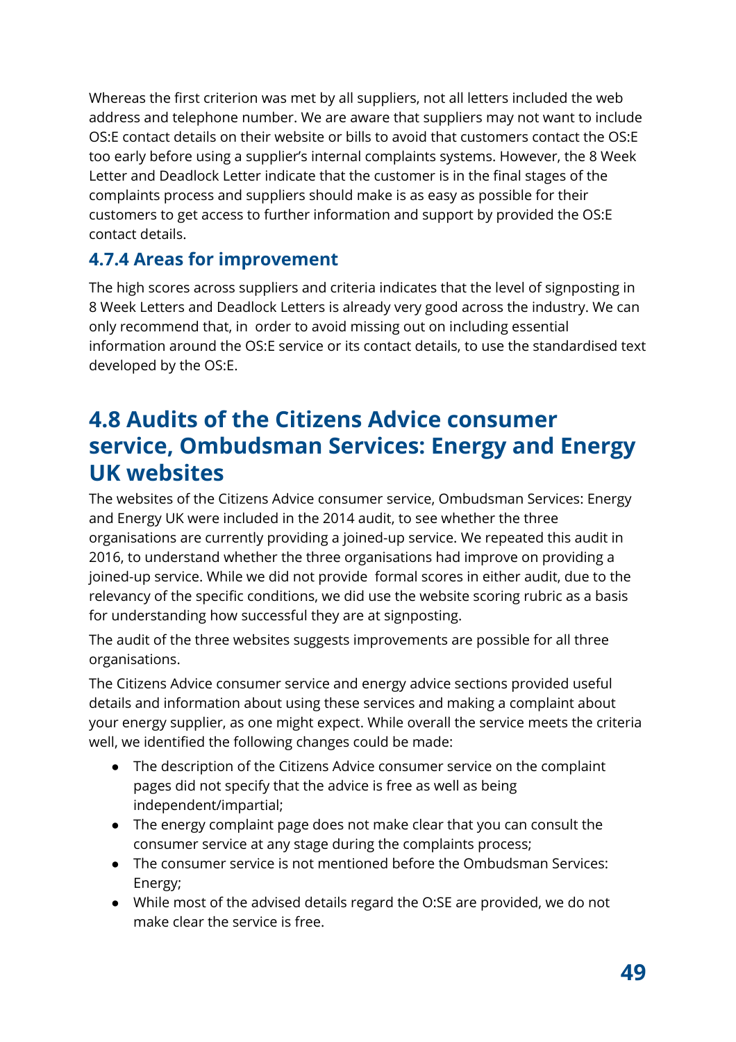Whereas the first criterion was met by all suppliers, not all letters included the web address and telephone number. We are aware that suppliers may not want to include OS:E contact details on their website or bills to avoid that customers contact the OS:E too early before using a supplier's internal complaints systems. However, the 8 Week Letter and Deadlock Letter indicate that the customer is in the final stages of the complaints process and suppliers should make is as easy as possible for their customers to get access to further information and support by provided the OS:E contact details.

### 4.7.4 Areas for improvement

The high scores across suppliers and criteria indicates that the level of signposting in 8 Week Letters and Deadlock Letters is already very good across the industry. We can only recommend that, in order to avoid missing out on including essential information around the OS:E service or its contact details, to use the standardised text developed by the OS:E.

## 4.8 Audits of the Citizens Advice consumer service, Ombudsman Services: Energy and Energy UK websites

The websites of the Citizens Advice consumer service, Ombudsman Services: Energy and Energy UK were included in the 2014 audit, to see whether the three organisations are currently providing a joined-up service. We repeated this audit in 2016, to understand whether the three organisations had improve on providing a joined-up service. While we did not provide formal scores in either audit, due to the relevancy of the specific conditions, we did use the website scoring rubric as a basis for understanding how successful they are at signposting.

The audit of the three websites suggests improvements are possible for all three organisations.

The Citizens Advice consumer service and energy advice sections provided useful details and information about using these services and making a complaint about your energy supplier, as one might expect. While overall the service meets the criteria well, we identified the following changes could be made:

- The description of the Citizens Advice consumer service on the complaint pages did not specify that the advice is free as well as being independent/impartial;
- The energy complaint page does not make clear that you can consult the consumer service at any stage during the complaints process;
- The consumer service is not mentioned before the Ombudsman Services: Energy;
- While most of the advised details regard the O:SE are provided, we do not make clear the service is free.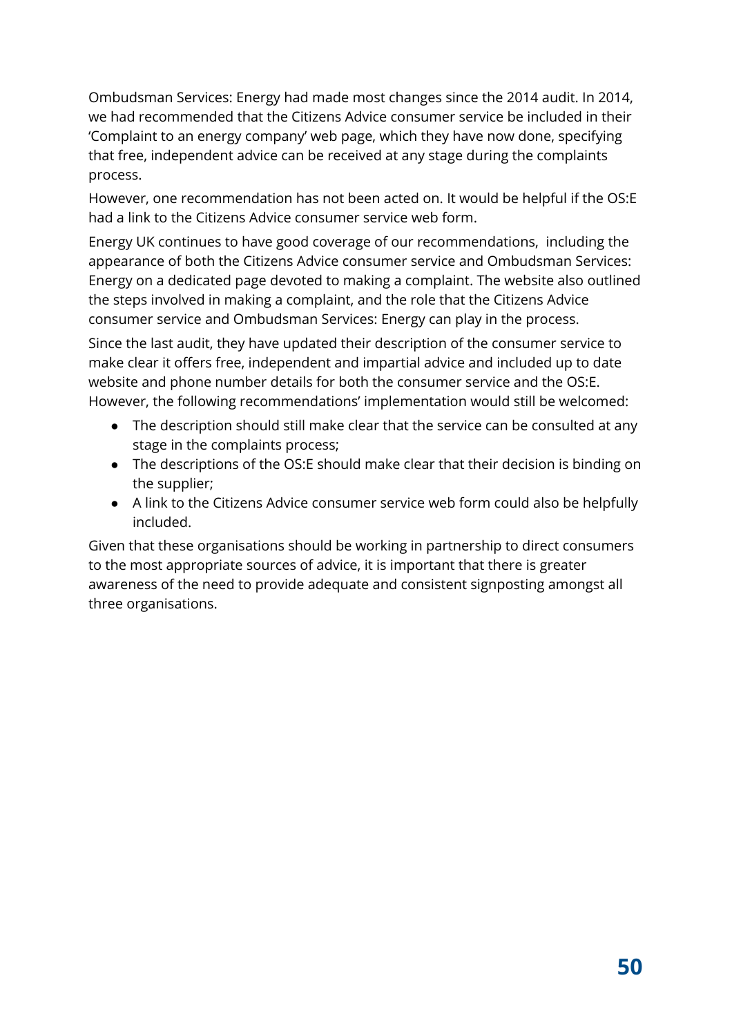Ombudsman Services: Energy had made most changes since the 2014 audit. In 2014, we had recommended that the Citizens Advice consumer service be included in their 'Complaint to an energy company' web page, which they have now done, specifying that free, independent advice can be received at any stage during the complaints process.

However, one recommendation has not been acted on. It would be helpful if the OS:E had a link to the Citizens Advice consumer service web form.

Energy UK continues to have good coverage of our recommendations, including the appearance of both the Citizens Advice consumer service and Ombudsman Services: Energy on a dedicated page devoted to making a complaint. The website also outlined the steps involved in making a complaint, and the role that the Citizens Advice consumer service and Ombudsman Services: Energy can play in the process.

Since the last audit, they have updated their description of the consumer service to make clear it offers free, independent and impartial advice and included up to date website and phone number details for both the consumer service and the OS:E. However, the following recommendations' implementation would still be welcomed:

- The description should still make clear that the service can be consulted at any stage in the complaints process;
- The descriptions of the OS:E should make clear that their decision is binding on the supplier;
- A link to the Citizens Advice consumer service web form could also be helpfully included.

Given that these organisations should be working in partnership to direct consumers to the most appropriate sources of advice, it is important that there is greater awareness of the need to provide adequate and consistent signposting amongst all three organisations.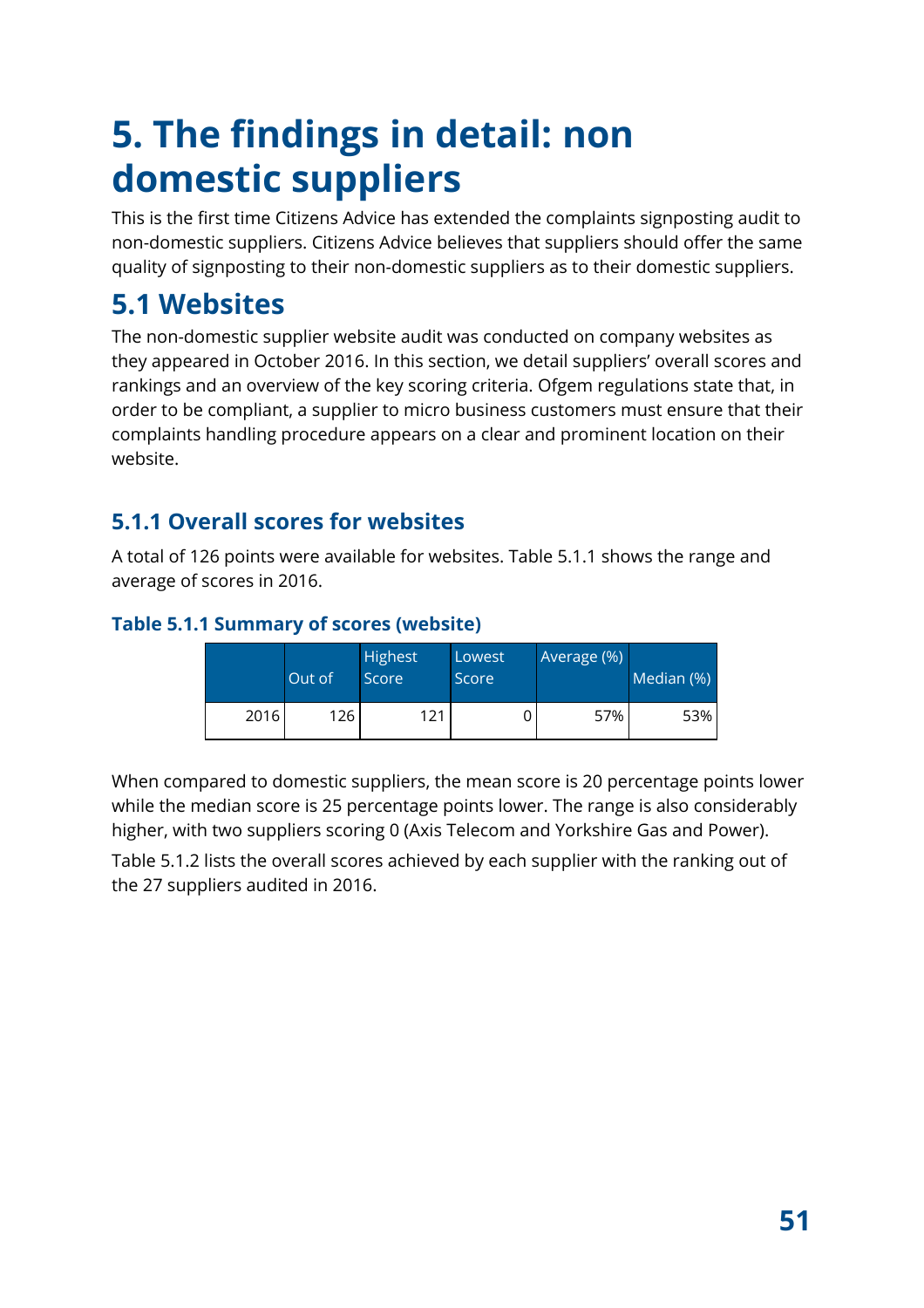# 5. The findings in detail: non domestic suppliers

This is the first time Citizens Advice has extended the complaints signposting audit to non-domestic suppliers. Citizens Advice believes that suppliers should offer the same quality of signposting to their non-domestic suppliers as to their domestic suppliers.

## 5.1 Websites

The non-domestic supplier website audit was conducted on company websites as they appeared in October 2016. In this section, we detail suppliers' overall scores and rankings and an overview of the key scoring criteria. Ofgem regulations state that, in order to be compliant, a supplier to micro business customers must ensure that their complaints handling procedure appears on a clear and prominent location on their website.

### 5.1.1 Overall scores for websites

A total of 126 points were available for websites. Table 5.1.1 shows the range and average of scores in 2016.

**Table 5.1.1 Summary of scores (website)**

| | Out of | Highest Score | Lowest Score | Average (%) | Median (%) |
|---|---|---|---|---|---|
| 2016 | 126 | 121 | 0 | 57% | 53% |

When compared to domestic suppliers, the mean score is 20 percentage points lower while the median score is 25 percentage points lower. The range is also considerably higher, with two suppliers scoring 0 (Axis Telecom and Yorkshire Gas and Power).

Table 5.1.2 lists the overall scores achieved by each supplier with the ranking out of the 27 suppliers audited in 2016.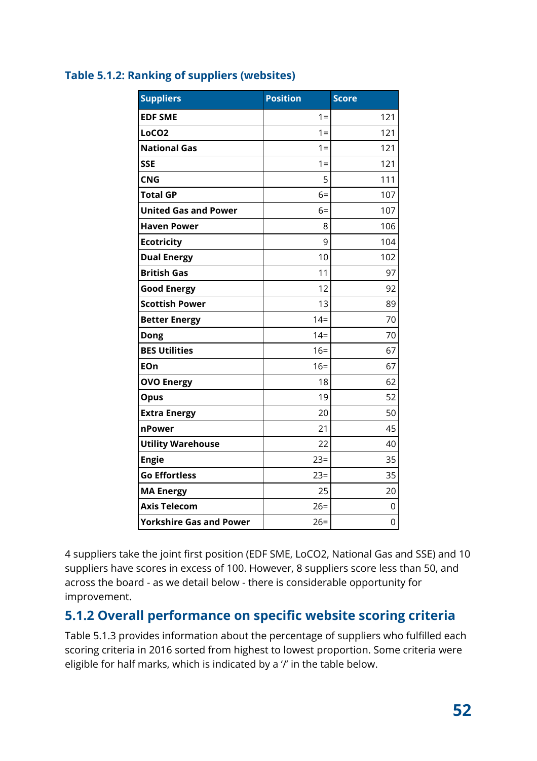**Table 5.1.2: Ranking of suppliers (websites)**

| Suppliers | Position | Score |
|---|---|---|
| **EDF SME** | 1= | 121 |
| **LoCO2** | 1= | 121 |
| **National Gas** | 1= | 121 |
| **SSE** | 1= | 121 |
| **CNG** | 5 | 111 |
| **Total GP** | 6= | 107 |
| **United Gas and Power** | 6= | 107 |
| **Haven Power** | 8 | 106 |
| **Ecotricity** | 9 | 104 |
| **Dual Energy** | 10 | 102 |
| **British Gas** | 11 | 97 |
| **Good Energy** | 12 | 92 |
| **Scottish Power** | 13 | 89 |
| **Better Energy** | 14= | 70 |
| **Dong** | 14= | 70 |
| **BES Utilities** | 16= | 67 |
| **EOn** | 16= | 67 |
| **OVO Energy** | 18 | 62 |
| **Opus** | 19 | 52 |
| **Extra Energy** | 20 | 50 |
| **nPower** | 21 | 45 |
| **Utility Warehouse** | 22 | 40 |
| **Engie** | 23= | 35 |
| **Go Effortless** | 23= | 35 |
| **MA Energy** | 25 | 20 |
| **Axis Telecom** | 26= | 0 |
| **Yorkshire Gas and Power** | 26= | 0 |

4 suppliers take the joint first position (EDF SME, LoCO2, National Gas and SSE) and 10 suppliers have scores in excess of 100. However, 8 suppliers score less than 50, and across the board - as we detail below - there is considerable opportunity for improvement.

## 5.1.2 Overall performance on specific website scoring criteria

Table 5.1.3 provides information about the percentage of suppliers who fulfilled each scoring criteria in 2016 sorted from highest to lowest proportion. Some criteria were eligible for half marks, which is indicated by a '/' in the table below.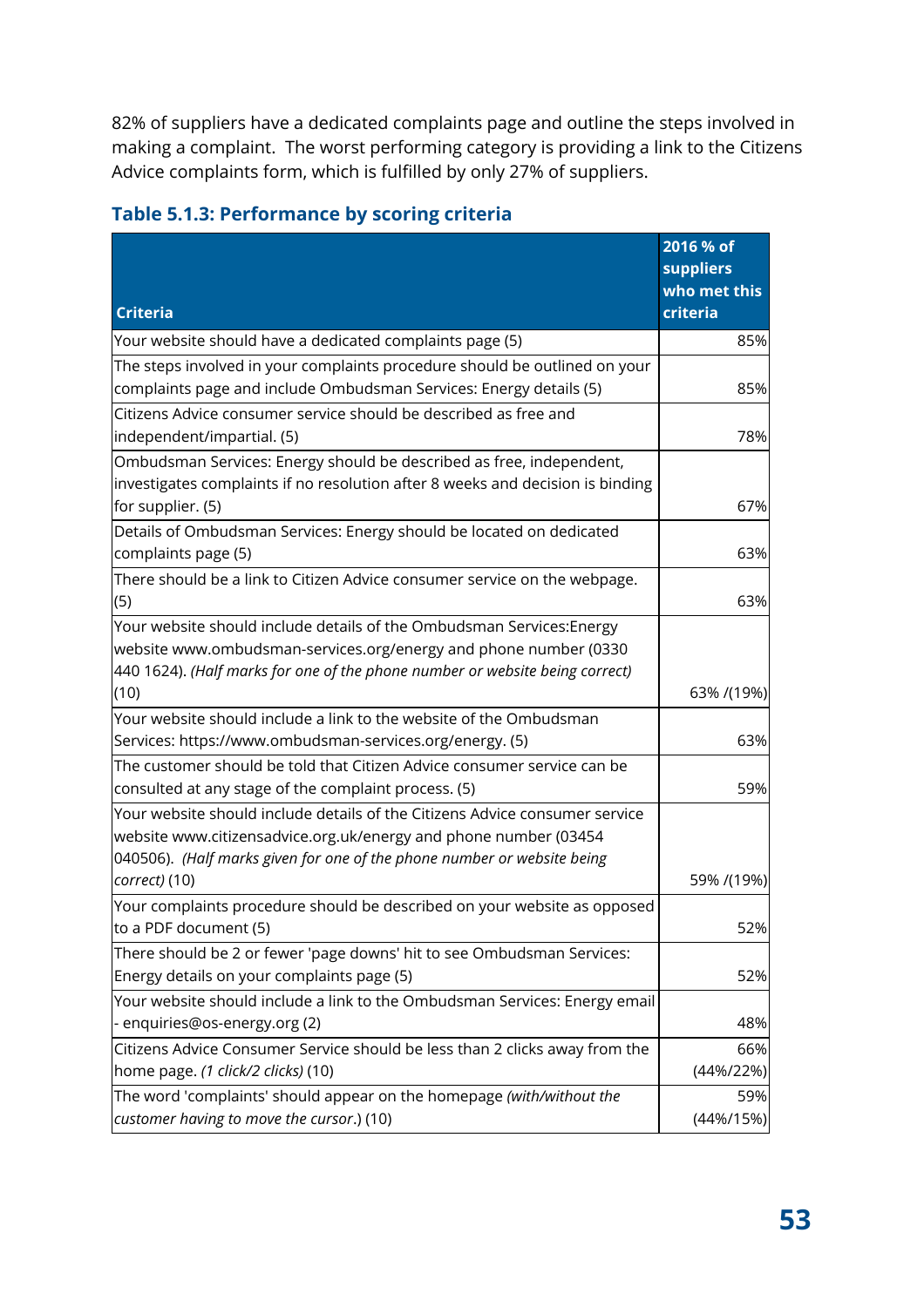82% of suppliers have a dedicated complaints page and outline the steps involved in making a complaint. The worst performing category is providing a link to the Citizens Advice complaints form, which is fulfilled by only 27% of suppliers.

### Table 5.1.3: Performance by scoring criteria

| Criteria | 2016 % of suppliers who met this criteria |
|---|---|
| Your website should have a dedicated complaints page (5) | 85% |
| The steps involved in your complaints procedure should be outlined on your complaints page and include Ombudsman Services: Energy details (5) | 85% |
| Citizens Advice consumer service should be described as free and independent/impartial. (5) | 78% |
| Ombudsman Services: Energy should be described as free, independent, investigates complaints if no resolution after 8 weeks and decision is binding for supplier. (5) | 67% |
| Details of Ombudsman Services: Energy should be located on dedicated complaints page (5) | 63% |
| There should be a link to Citizen Advice consumer service on the webpage. (5) | 63% |
| Your website should include details of the Ombudsman Services:Energy website www.ombudsman-services.org/energy and phone number (0330 440 1624). *(Half marks for one of the phone number or website being correct)* (10) | 63% /(19%) |
| Your website should include a link to the website of the Ombudsman Services: https://www.ombudsman-services.org/energy. (5) | 63% |
| The customer should be told that Citizen Advice consumer service can be consulted at any stage of the complaint process. (5) | 59% |
| Your website should include details of the Citizens Advice consumer service website www.citizensadvice.org.uk/energy and phone number (03454 040506). *(Half marks given for one of the phone number or website being correct)* (10) | 59% /(19%) |
| Your complaints procedure should be described on your website as opposed to a PDF document (5) | 52% |
| There should be 2 or fewer 'page downs' hit to see Ombudsman Services: Energy details on your complaints page (5) | 52% |
| Your website should include a link to the Ombudsman Services: Energy email - enquiries@os-energy.org (2) | 48% |
| Citizens Advice Consumer Service should be less than 2 clicks away from the home page. *(1 click/2 clicks)* (10) | 66% (44%/22%) |
| The word 'complaints' should appear on the homepage *(with/without the customer having to move the cursor.)* (10) | 59% (44%/15%) |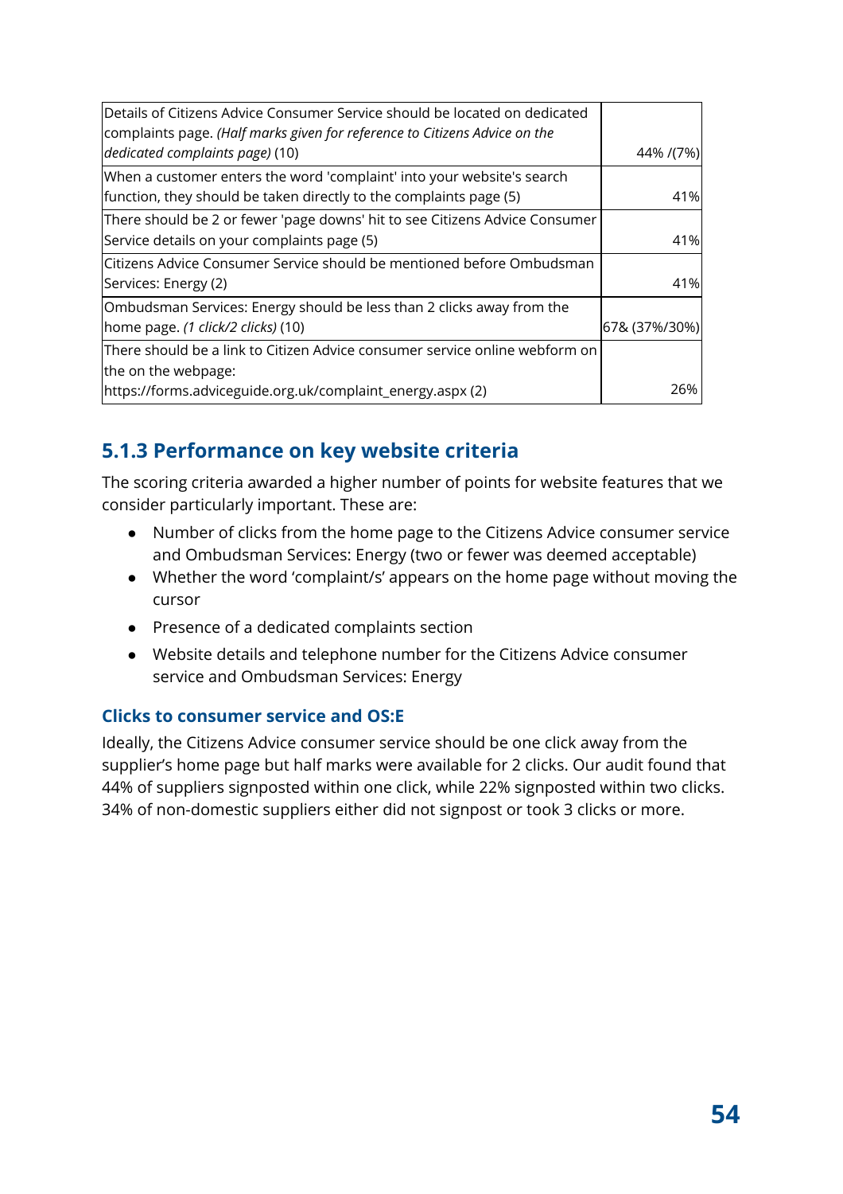| | |
|---|---|
| Details of Citizens Advice Consumer Service should be located on dedicated complaints page. *(Half marks given for reference to Citizens Advice on the dedicated complaints page)* (10) | 44% /(7%) |
| When a customer enters the word 'complaint' into your website's search function, they should be taken directly to the complaints page (5) | 41% |
| There should be 2 or fewer 'page downs' hit to see Citizens Advice Consumer Service details on your complaints page (5) | 41% |
| Citizens Advice Consumer Service should be mentioned before Ombudsman Services: Energy (2) | 41% |
| Ombudsman Services: Energy should be less than 2 clicks away from the home page. *(1 click/2 clicks)* (10) | 67& (37%/30%) |
| There should be a link to Citizen Advice consumer service online webform on the on the webpage: https://forms.adviceguide.org.uk/complaint_energy.aspx (2) | 26% |

### 5.1.3 Performance on key website criteria

The scoring criteria awarded a higher number of points for website features that we consider particularly important. These are:

- Number of clicks from the home page to the Citizens Advice consumer service and Ombudsman Services: Energy (two or fewer was deemed acceptable)
- Whether the word 'complaint/s' appears on the home page without moving the cursor
- Presence of a dedicated complaints section
- Website details and telephone number for the Citizens Advice consumer service and Ombudsman Services: Energy

#### Clicks to consumer service and OS:E

Ideally, the Citizens Advice consumer service should be one click away from the supplier's home page but half marks were available for 2 clicks. Our audit found that 44% of suppliers signposted within one click, while 22% signposted within two clicks. 34% of non-domestic suppliers either did not signpost or took 3 clicks or more.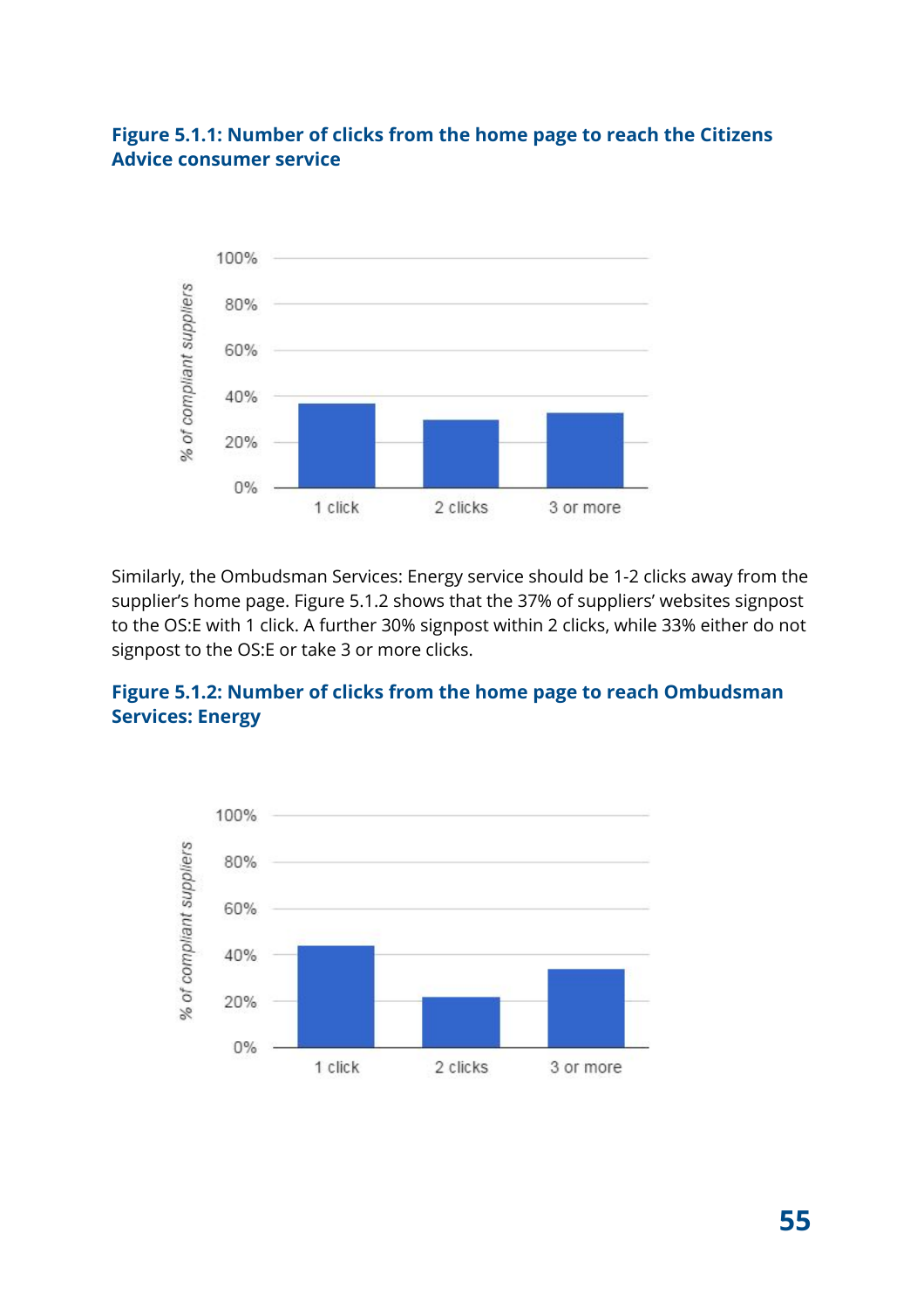**Figure 5.1.1: Number of clicks from the home page to reach the Citizens Advice consumer service**

Similarly, the Ombudsman Services: Energy service should be 1-2 clicks away from the supplier's home page. Figure 5.1.2 shows that the 37% of suppliers' websites signpost to the OS:E with 1 click. A further 30% signpost within 2 clicks, while 33% either do not signpost to the OS:E or take 3 or more clicks.

**Figure 5.1.2: Number of clicks from the home page to reach Ombudsman Services: Energy**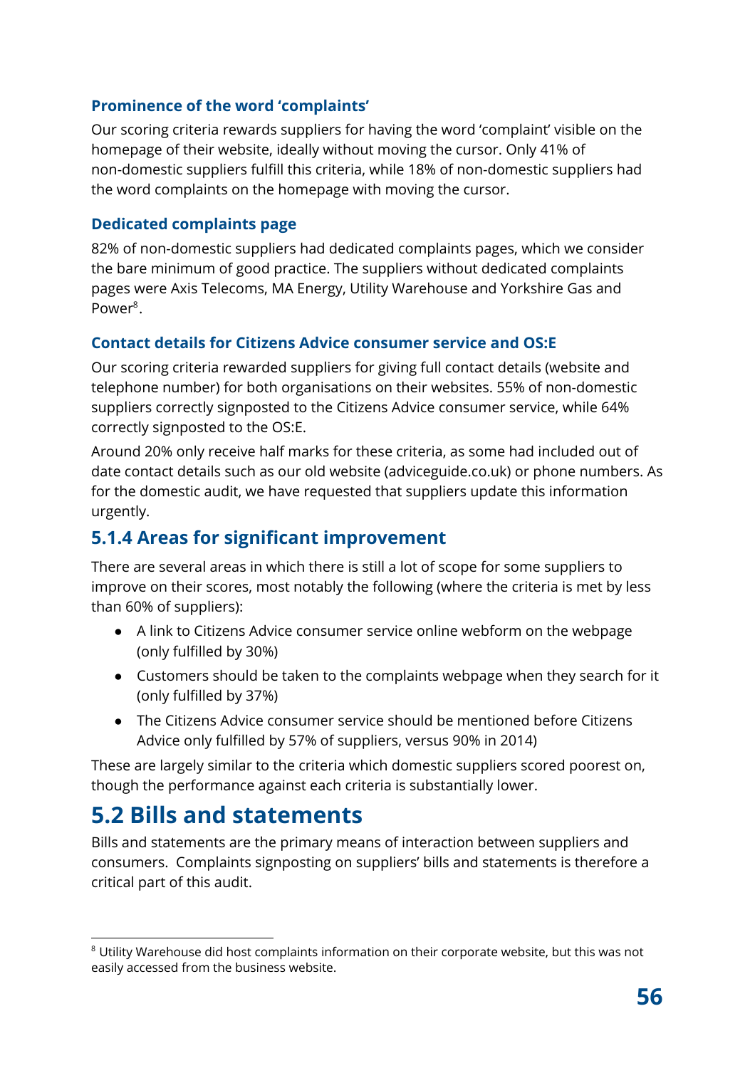#### Prominence of the word 'complaints'

Our scoring criteria rewards suppliers for having the word 'complaint' visible on the homepage of their website, ideally without moving the cursor. Only 41% of non-domestic suppliers fulfill this criteria, while 18% of non-domestic suppliers had the word complaints on the homepage with moving the cursor.

#### Dedicated complaints page

82% of non-domestic suppliers had dedicated complaints pages, which we consider the bare minimum of good practice. The suppliers without dedicated complaints pages were Axis Telecoms, MA Energy, Utility Warehouse and Yorkshire Gas and Power[8].

#### Contact details for Citizens Advice consumer service and OS:E

Our scoring criteria rewarded suppliers for giving full contact details (website and telephone number) for both organisations on their websites. 55% of non-domestic suppliers correctly signposted to the Citizens Advice consumer service, while 64% correctly signposted to the OS:E.

Around 20% only receive half marks for these criteria, as some had included out of date contact details such as our old website (adviceguide.co.uk) or phone numbers. As for the domestic audit, we have requested that suppliers update this information urgently.

### 5.1.4 Areas for significant improvement

There are several areas in which there is still a lot of scope for some suppliers to improve on their scores, most notably the following (where the criteria is met by less than 60% of suppliers):

- A link to Citizens Advice consumer service online webform on the webpage (only fulfilled by 30%)
- Customers should be taken to the complaints webpage when they search for it (only fulfilled by 37%)
- The Citizens Advice consumer service should be mentioned before Citizens Advice only fulfilled by 57% of suppliers, versus 90% in 2014)

These are largely similar to the criteria which domestic suppliers scored poorest on, though the performance against each criteria is substantially lower.

## 5.2 Bills and statements

Bills and statements are the primary means of interaction between suppliers and consumers. Complaints signposting on suppliers' bills and statements is therefore a critical part of this audit.

[8] Utility Warehouse did host complaints information on their corporate website, but this was not easily accessed from the business website.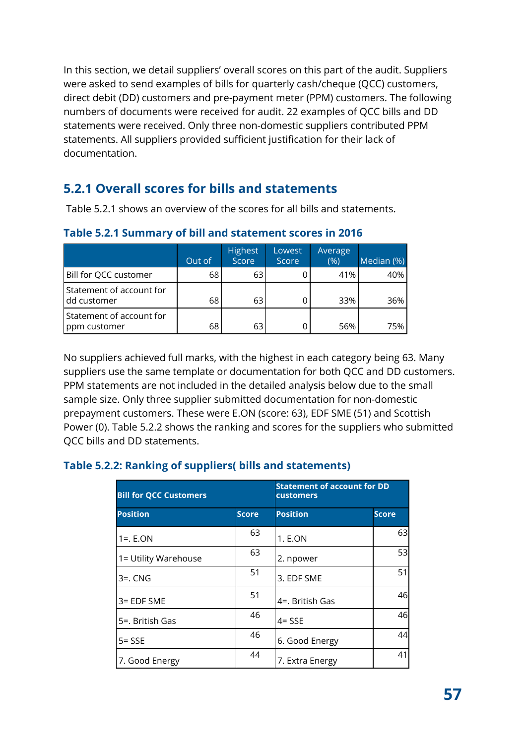In this section, we detail suppliers' overall scores on this part of the audit. Suppliers were asked to send examples of bills for quarterly cash/cheque (QCC) customers, direct debit (DD) customers and pre-payment meter (PPM) customers. The following numbers of documents were received for audit. 22 examples of QCC bills and DD statements were received. Only three non-domestic suppliers contributed PPM statements. All suppliers provided sufficient justification for their lack of documentation.

## 5.2.1 Overall scores for bills and statements

Table 5.2.1 shows an overview of the scores for all bills and statements.

**Table 5.2.1 Summary of bill and statement scores in 2016**

| | Out of | Highest Score | Lowest Score | Average (%) | Median (%) |
|---|---|---|---|---|---|
| Bill for QCC customer | 68 | 63 | 0 | 41% | 40% |
| Statement of account for dd customer | 68 | 63 | 0 | 33% | 36% |
| Statement of account for ppm customer | 68 | 63 | 0 | 56% | 75% |

No suppliers achieved full marks, with the highest in each category being 63. Many suppliers use the same template or documentation for both QCC and DD customers. PPM statements are not included in the detailed analysis below due to the small sample size. Only three supplier submitted documentation for non-domestic prepayment customers. These were E.ON (score: 63), EDF SME (51) and Scottish Power (0). Table 5.2.2 shows the ranking and scores for the suppliers who submitted QCC bills and DD statements.

**Table 5.2.2: Ranking of suppliers( bills and statements)**

| Bill for QCC Customers | | Statement of account for DD customers | |
|---|---|---|---|
| **Position** | **Score** | **Position** | **Score** |
| 1=. E.ON | 63 | 1. E.ON | 63 |
| 1= Utility Warehouse | 63 | 2. npower | 53 |
| 3=. CNG | 51 | 3. EDF SME | 51 |
| 3= EDF SME | 51 | 4=. British Gas | 46 |
| 5=. British Gas | 46 | 4= SSE | 46 |
| 5= SSE | 46 | 6. Good Energy | 44 |
| 7. Good Energy | 44 | 7. Extra Energy | 41 |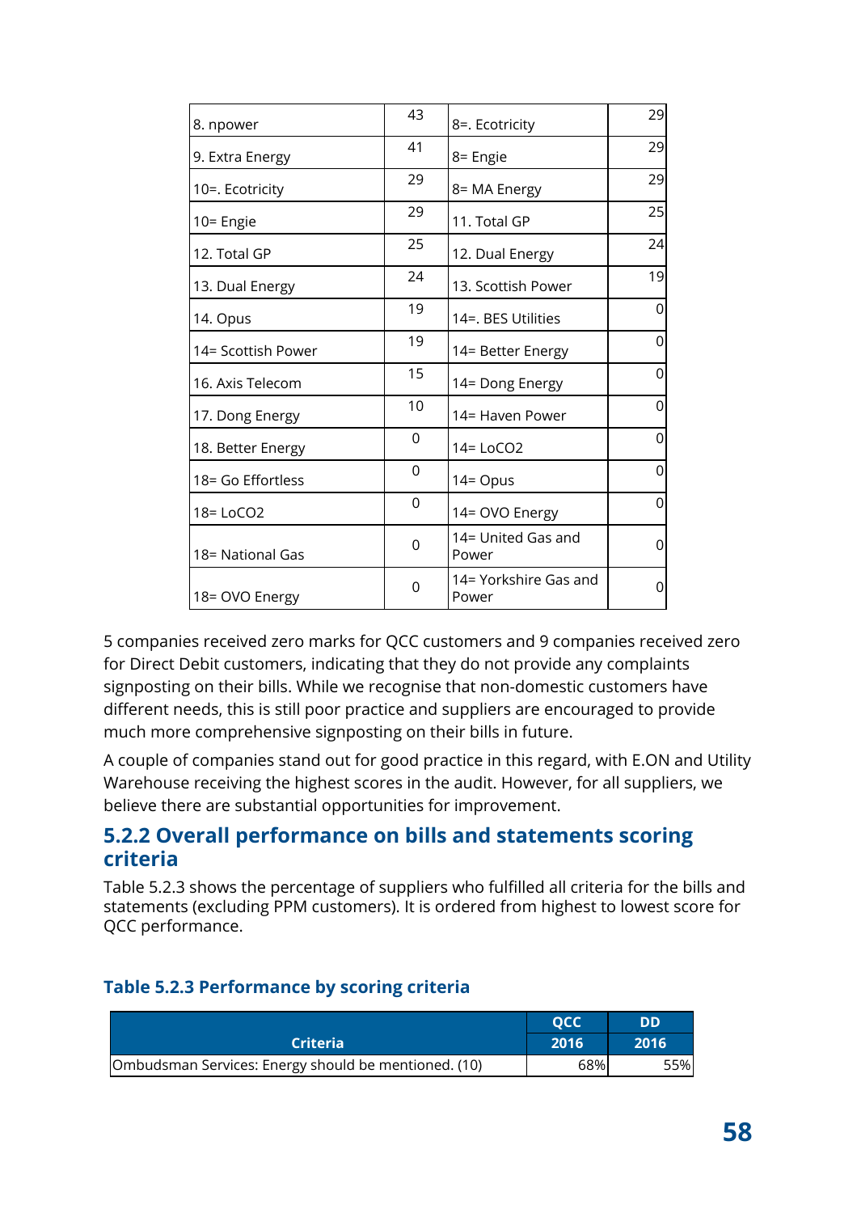| 8. npower | 43 | 8=. Ecotricity | 29 |
|---|---|---|---|
| 9. Extra Energy | 41 | 8= Engie | 29 |
| 10=. Ecotricity | 29 | 8= MA Energy | 29 |
| 10= Engie | 29 | 11. Total GP | 25 |
| 12. Total GP | 25 | 12. Dual Energy | 24 |
| 13. Dual Energy | 24 | 13. Scottish Power | 19 |
| 14. Opus | 19 | 14=. BES Utilities | 0 |
| 14= Scottish Power | 19 | 14= Better Energy | 0 |
| 16. Axis Telecom | 15 | 14= Dong Energy | 0 |
| 17. Dong Energy | 10 | 14= Haven Power | 0 |
| 18. Better Energy | 0 | 14= LoCO2 | 0 |
| 18= Go Effortless | 0 | 14= Opus | 0 |
| 18= LoCO2 | 0 | 14= OVO Energy | 0 |
| 18= National Gas | 0 | 14= United Gas and Power | 0 |
| 18= OVO Energy | 0 | 14= Yorkshire Gas and Power | 0 |

5 companies received zero marks for QCC customers and 9 companies received zero for Direct Debit customers, indicating that they do not provide any complaints signposting on their bills. While we recognise that non-domestic customers have different needs, this is still poor practice and suppliers are encouraged to provide much more comprehensive signposting on their bills in future.

A couple of companies stand out for good practice in this regard, with E.ON and Utility Warehouse receiving the highest scores in the audit. However, for all suppliers, we believe there are substantial opportunities for improvement.

### 5.2.2 Overall performance on bills and statements scoring criteria

Table 5.2.3 shows the percentage of suppliers who fulfilled all criteria for the bills and statements (excluding PPM customers). It is ordered from highest to lowest score for QCC performance.

**Table 5.2.3 Performance by scoring criteria**

| Criteria | QCC 2016 | DD 2016 |
|---|---|---|
| Ombudsman Services: Energy should be mentioned. (10) | 68% | 55% |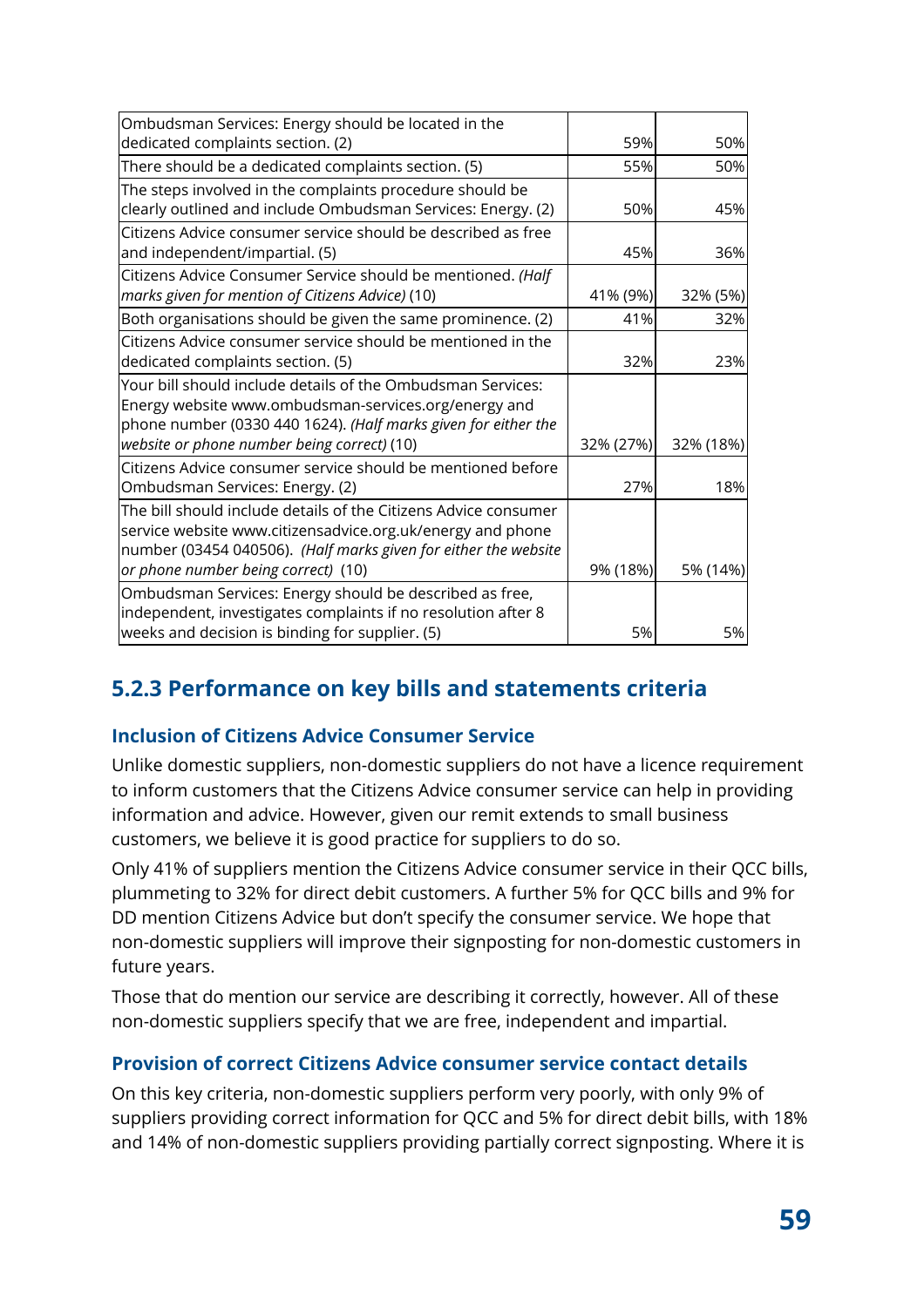| | | |
|---|---|---|
| Ombudsman Services: Energy should be located in the dedicated complaints section. (2) | 59% | 50% |
| There should be a dedicated complaints section. (5) | 55% | 50% |
| The steps involved in the complaints procedure should be clearly outlined and include Ombudsman Services: Energy. (2) | 50% | 45% |
| Citizens Advice consumer service should be described as free and independent/impartial. (5) | 45% | 36% |
| Citizens Advice Consumer Service should be mentioned. *(Half marks given for mention of Citizens Advice)* (10) | 41% (9%) | 32% (5%) |
| Both organisations should be given the same prominence. (2) | 41% | 32% |
| Citizens Advice consumer service should be mentioned in the dedicated complaints section. (5) | 32% | 23% |
| Your bill should include details of the Ombudsman Services: Energy website www.ombudsman-services.org/energy and phone number (0330 440 1624). *(Half marks given for either the website or phone number being correct)* (10) | 32% (27%) | 32% (18%) |
| Citizens Advice consumer service should be mentioned before Ombudsman Services: Energy. (2) | 27% | 18% |
| The bill should include details of the Citizens Advice consumer service website www.citizensadvice.org.uk/energy and phone number (03454 040506). *(Half marks given for either the website or phone number being correct)* (10) | 9% (18%) | 5% (14%) |
| Ombudsman Services: Energy should be described as free, independent, investigates complaints if no resolution after 8 weeks and decision is binding for supplier. (5) | 5% | 5% |

### 5.2.3 Performance on key bills and statements criteria

#### Inclusion of Citizens Advice Consumer Service

Unlike domestic suppliers, non-domestic suppliers do not have a licence requirement to inform customers that the Citizens Advice consumer service can help in providing information and advice. However, given our remit extends to small business customers, we believe it is good practice for suppliers to do so.

Only 41% of suppliers mention the Citizens Advice consumer service in their QCC bills, plummeting to 32% for direct debit customers. A further 5% for QCC bills and 9% for DD mention Citizens Advice but don't specify the consumer service. We hope that non-domestic suppliers will improve their signposting for non-domestic customers in future years.

Those that do mention our service are describing it correctly, however. All of these non-domestic suppliers specify that we are free, independent and impartial.

#### Provision of correct Citizens Advice consumer service contact details

On this key criteria, non-domestic suppliers perform very poorly, with only 9% of suppliers providing correct information for QCC and 5% for direct debit bills, with 18% and 14% of non-domestic suppliers providing partially correct signposting. Where it is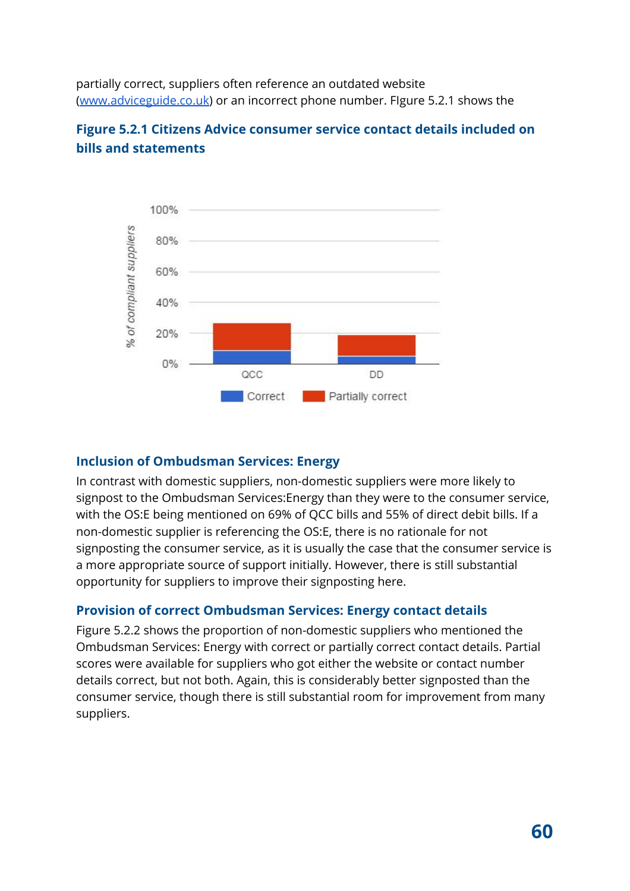partially correct, suppliers often reference an outdated website (www.adviceguide.co.uk) or an incorrect phone number. FIgure 5.2.1 shows the

### Figure 5.2.1 Citizens Advice consumer service contact details included on bills and statements

### Inclusion of Ombudsman Services: Energy

In contrast with domestic suppliers, non-domestic suppliers were more likely to signpost to the Ombudsman Services:Energy than they were to the consumer service, with the OS:E being mentioned on 69% of QCC bills and 55% of direct debit bills. If a non-domestic supplier is referencing the OS:E, there is no rationale for not signposting the consumer service, as it is usually the case that the consumer service is a more appropriate source of support initially. However, there is still substantial opportunity for suppliers to improve their signposting here.

### Provision of correct Ombudsman Services: Energy contact details

Figure 5.2.2 shows the proportion of non-domestic suppliers who mentioned the Ombudsman Services: Energy with correct or partially correct contact details. Partial scores were available for suppliers who got either the website or contact number details correct, but not both. Again, this is considerably better signposted than the consumer service, though there is still substantial room for improvement from many suppliers.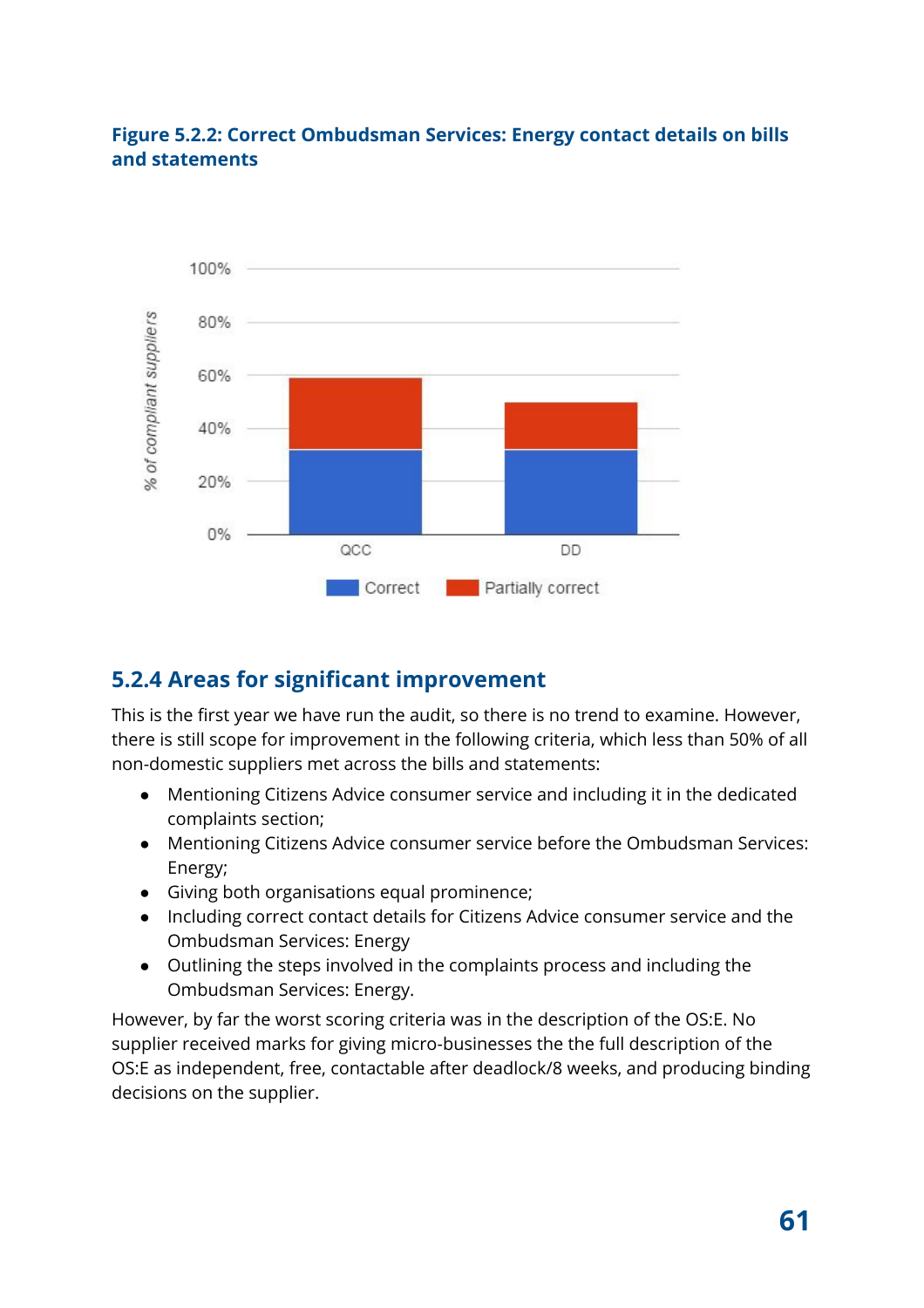**Figure 5.2.2: Correct Ombudsman Services: Energy contact details on bills and statements**

## 5.2.4 Areas for significant improvement

This is the first year we have run the audit, so there is no trend to examine. However, there is still scope for improvement in the following criteria, which less than 50% of all non-domestic suppliers met across the bills and statements:

- Mentioning Citizens Advice consumer service and including it in the dedicated complaints section;
- Mentioning Citizens Advice consumer service before the Ombudsman Services: Energy;
- Giving both organisations equal prominence;
- Including correct contact details for Citizens Advice consumer service and the Ombudsman Services: Energy
- Outlining the steps involved in the complaints process and including the Ombudsman Services: Energy.

However, by far the worst scoring criteria was in the description of the OS:E. No supplier received marks for giving micro-businesses the the full description of the OS:E as independent, free, contactable after deadlock/8 weeks, and producing binding decisions on the supplier.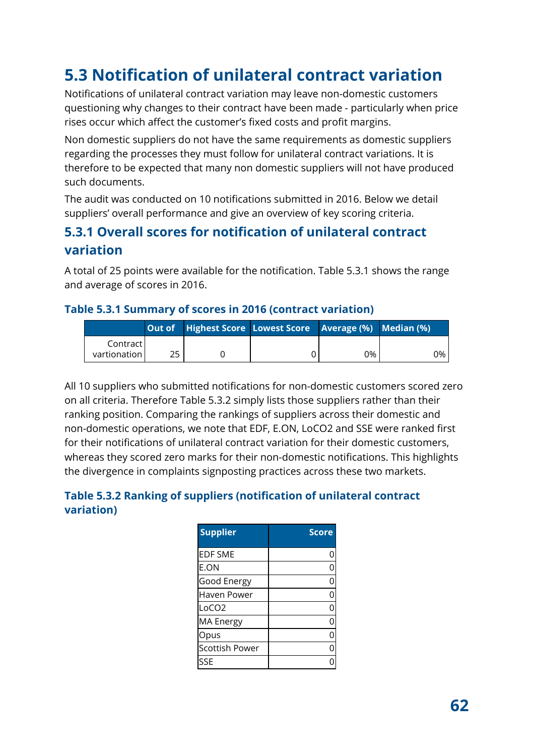## 5.3 Notification of unilateral contract variation

Notifications of unilateral contract variation may leave non-domestic customers questioning why changes to their contract have been made - particularly when price rises occur which affect the customer's fixed costs and profit margins.

Non domestic suppliers do not have the same requirements as domestic suppliers regarding the processes they must follow for unilateral contract variations. It is therefore to be expected that many non domestic suppliers will not have produced such documents.

The audit was conducted on 10 notifications submitted in 2016. Below we detail suppliers' overall performance and give an overview of key scoring criteria.

### 5.3.1 Overall scores for notification of unilateral contract variation

A total of 25 points were available for the notification. Table 5.3.1 shows the range and average of scores in 2016.

#### Table 5.3.1 Summary of scores in 2016 (contract variation)

| | Out of | Highest Score | Lowest Score | Average (%) | Median (%) |
|---|---|---|---|---|---|
| Contract vartionation | 25 | 0 | 0 | 0% | 0% |

All 10 suppliers who submitted notifications for non-domestic customers scored zero on all criteria. Therefore Table 5.3.2 simply lists those suppliers rather than their ranking position. Comparing the rankings of suppliers across their domestic and non-domestic operations, we note that EDF, E.ON, LoCO2 and SSE were ranked first for their notifications of unilateral contract variation for their domestic customers, whereas they scored zero marks for their non-domestic notifications. This highlights the divergence in complaints signposting practices across these two markets.

#### Table 5.3.2 Ranking of suppliers (notification of unilateral contract variation)

| Supplier | Score |
|---|---|
| EDF SME | 0 |
| E.ON | 0 |
| Good Energy | 0 |
| Haven Power | 0 |
| LoCO2 | 0 |
| MA Energy | 0 |
| Opus | 0 |
| Scottish Power | 0 |
| SSE | 0 |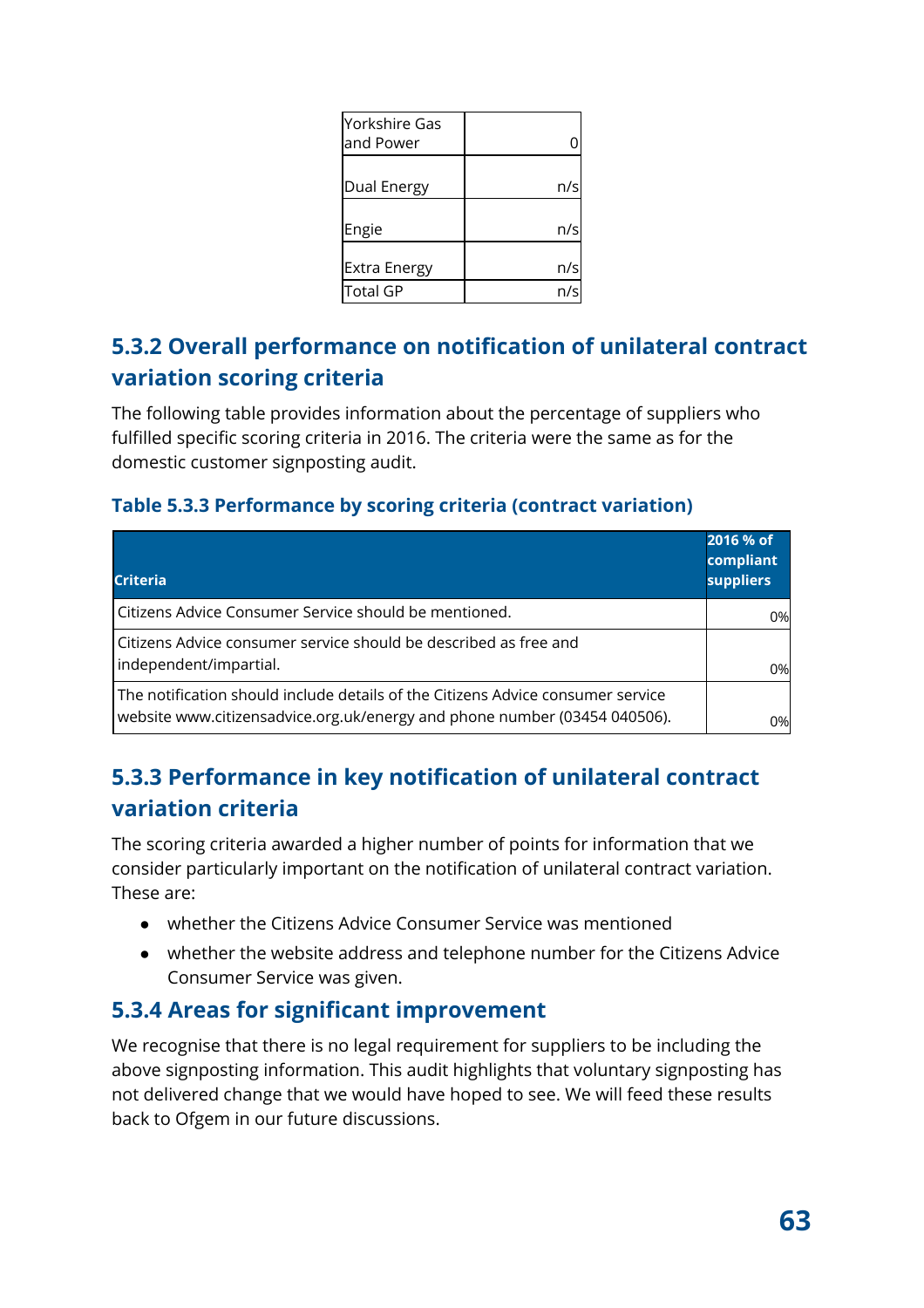| | |
|---|---|
| Yorkshire Gas and Power | 0 |
| Dual Energy | n/s |
| Engie | n/s |
| Extra Energy | n/s |
| Total GP | n/s |

### 5.3.2 Overall performance on notification of unilateral contract variation scoring criteria

The following table provides information about the percentage of suppliers who fulfilled specific scoring criteria in 2016. The criteria were the same as for the domestic customer signposting audit.

#### Table 5.3.3 Performance by scoring criteria (contract variation)

| Criteria | 2016 % of compliant suppliers |
|---|---|
| Citizens Advice Consumer Service should be mentioned. | 0% |
| Citizens Advice consumer service should be described as free and independent/impartial. | 0% |
| The notification should include details of the Citizens Advice consumer service website www.citizensadvice.org.uk/energy and phone number (03454 040506). | 0% |

### 5.3.3 Performance in key notification of unilateral contract variation criteria

The scoring criteria awarded a higher number of points for information that we consider particularly important on the notification of unilateral contract variation. These are:

- whether the Citizens Advice Consumer Service was mentioned
- whether the website address and telephone number for the Citizens Advice Consumer Service was given.

### 5.3.4 Areas for significant improvement

We recognise that there is no legal requirement for suppliers to be including the above signposting information. This audit highlights that voluntary signposting has not delivered change that we would have hoped to see. We will feed these results back to Ofgem in our future discussions.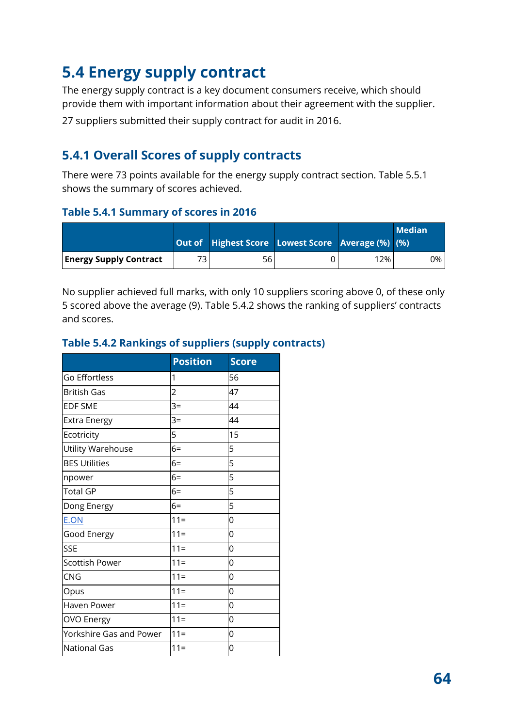## 5.4 Energy supply contract

The energy supply contract is a key document consumers receive, which should provide them with important information about their agreement with the supplier.

27 suppliers submitted their supply contract for audit in 2016.

### 5.4.1 Overall Scores of supply contracts

There were 73 points available for the energy supply contract section. Table 5.5.1 shows the summary of scores achieved.

**Table 5.4.1 Summary of scores in 2016**

| | Out of | Highest Score | Lowest Score | Average (%) | Median (%) |
|---|---|---|---|---|---|
| **Energy Supply Contract** | 73 | 56 | 0 | 12% | 0% |

No supplier achieved full marks, with only 10 suppliers scoring above 0, of these only 5 scored above the average (9). Table 5.4.2 shows the ranking of suppliers' contracts and scores.

**Table 5.4.2 Rankings of suppliers (supply contracts)**

| | Position | Score |
|---|---|---|
| Go Effortless | 1 | 56 |
| British Gas | 2 | 47 |
| EDF SME | 3= | 44 |
| Extra Energy | 3= | 44 |
| Ecotricity | 5 | 15 |
| Utility Warehouse | 6= | 5 |
| BES Utilities | 6= | 5 |
| npower | 6= | 5 |
| Total GP | 6= | 5 |
| Dong Energy | 6= | 5 |
| E.ON | 11= | 0 |
| Good Energy | 11= | 0 |
| SSE | 11= | 0 |
| Scottish Power | 11= | 0 |
| CNG | 11= | 0 |
| Opus | 11= | 0 |
| Haven Power | 11= | 0 |
| OVO Energy | 11= | 0 |
| Yorkshire Gas and Power | 11= | 0 |
| National Gas | 11= | 0 |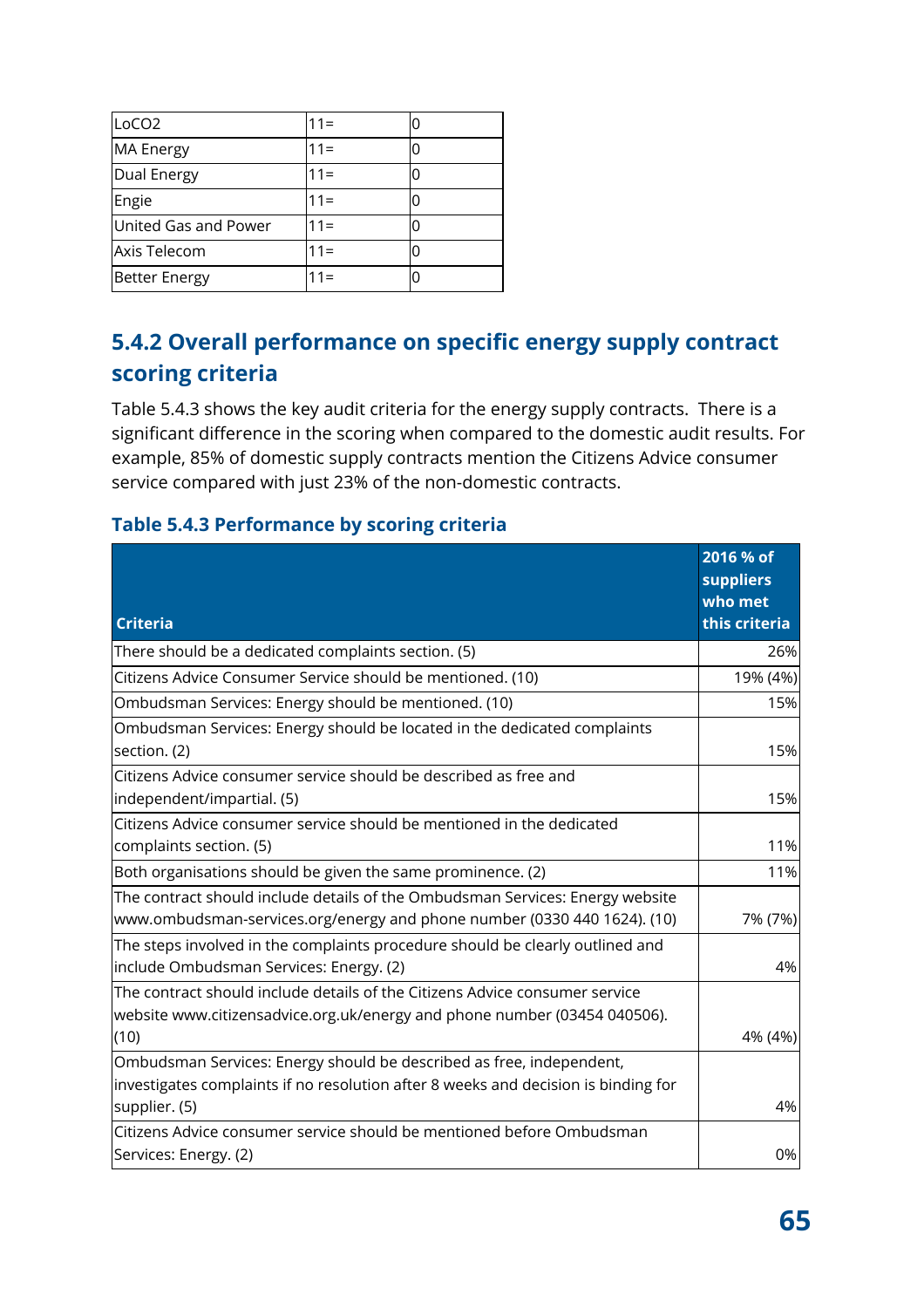| LoCO2 | 11= | 0 |
|---|---|---|
| MA Energy | 11= | 0 |
| Dual Energy | 11= | 0 |
| Engie | 11= | 0 |
| United Gas and Power | 11= | 0 |
| Axis Telecom | 11= | 0 |
| Better Energy | 11= | 0 |

## 5.4.2 Overall performance on specific energy supply contract scoring criteria

Table 5.4.3 shows the key audit criteria for the energy supply contracts. There is a significant difference in the scoring when compared to the domestic audit results. For example, 85% of domestic supply contracts mention the Citizens Advice consumer service compared with just 23% of the non-domestic contracts.

### Table 5.4.3 Performance by scoring criteria

| Criteria | 2016 % of suppliers who met this criteria |
|---|---|
| There should be a dedicated complaints section. (5) | 26% |
| Citizens Advice Consumer Service should be mentioned. (10) | 19% (4%) |
| Ombudsman Services: Energy should be mentioned. (10) | 15% |
| Ombudsman Services: Energy should be located in the dedicated complaints section. (2) | 15% |
| Citizens Advice consumer service should be described as free and independent/impartial. (5) | 15% |
| Citizens Advice consumer service should be mentioned in the dedicated complaints section. (5) | 11% |
| Both organisations should be given the same prominence. (2) | 11% |
| The contract should include details of the Ombudsman Services: Energy website www.ombudsman-services.org/energy and phone number (0330 440 1624). (10) | 7% (7%) |
| The steps involved in the complaints procedure should be clearly outlined and include Ombudsman Services: Energy. (2) | 4% |
| The contract should include details of the Citizens Advice consumer service website www.citizensadvice.org.uk/energy and phone number (03454 040506). (10) | 4% (4%) |
| Ombudsman Services: Energy should be described as free, independent, investigates complaints if no resolution after 8 weeks and decision is binding for supplier. (5) | 4% |
| Citizens Advice consumer service should be mentioned before Ombudsman Services: Energy. (2) | 0% |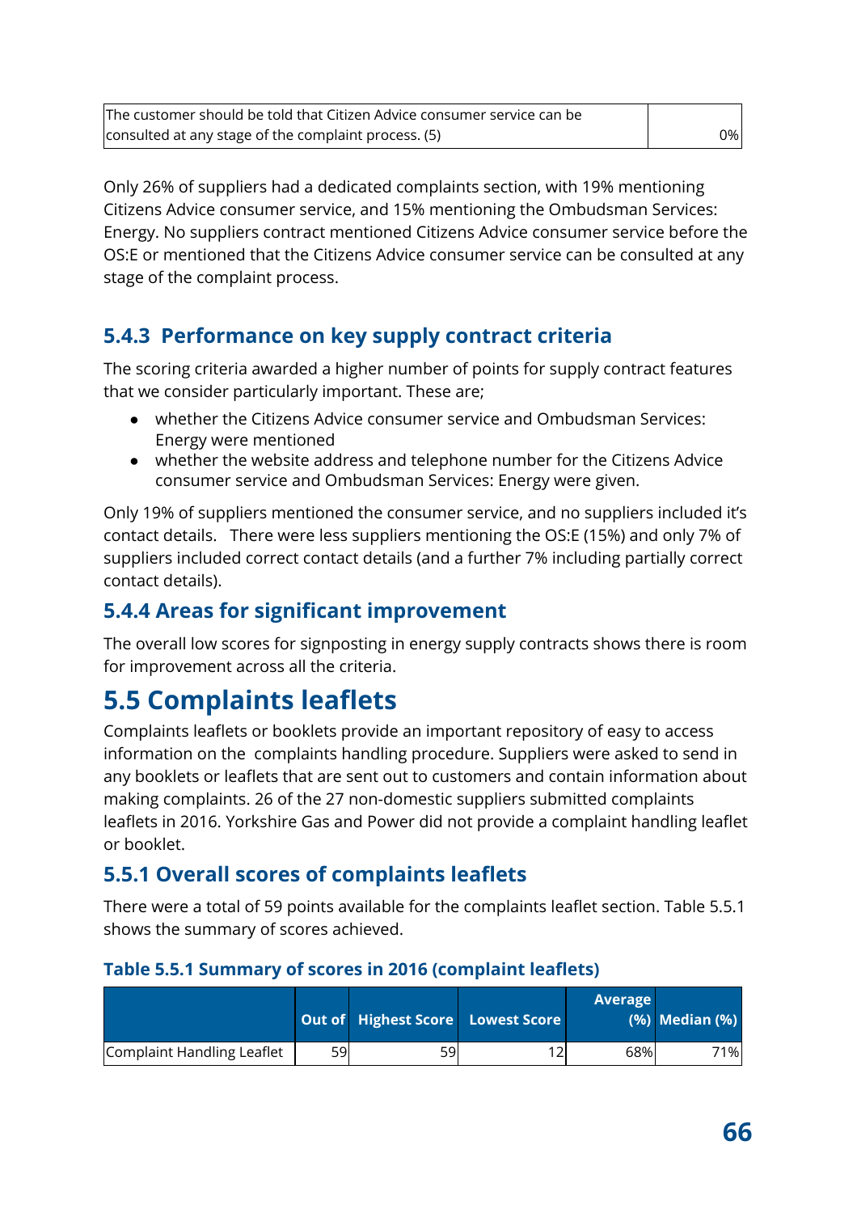| The customer should be told that Citizen Advice consumer service can be consulted at any stage of the complaint process. (5) | 0% |
|---|---|

Only 26% of suppliers had a dedicated complaints section, with 19% mentioning Citizens Advice consumer service, and 15% mentioning the Ombudsman Services: Energy. No suppliers contract mentioned Citizens Advice consumer service before the OS:E or mentioned that the Citizens Advice consumer service can be consulted at any stage of the complaint process.

### 5.4.3 Performance on key supply contract criteria

The scoring criteria awarded a higher number of points for supply contract features that we consider particularly important. These are;

- whether the Citizens Advice consumer service and Ombudsman Services: Energy were mentioned
- whether the website address and telephone number for the Citizens Advice consumer service and Ombudsman Services: Energy were given.

Only 19% of suppliers mentioned the consumer service, and no suppliers included it's contact details. There were less suppliers mentioning the OS:E (15%) and only 7% of suppliers included correct contact details (and a further 7% including partially correct contact details).

### 5.4.4 Areas for significant improvement

The overall low scores for signposting in energy supply contracts shows there is room for improvement across all the criteria.

## 5.5 Complaints leaflets

Complaints leaflets or booklets provide an important repository of easy to access information on the complaints handling procedure. Suppliers were asked to send in any booklets or leaflets that are sent out to customers and contain information about making complaints. 26 of the 27 non-domestic suppliers submitted complaints leaflets in 2016. Yorkshire Gas and Power did not provide a complaint handling leaflet or booklet.

### 5.5.1 Overall scores of complaints leaflets

There were a total of 59 points available for the complaints leaflet section. Table 5.5.1 shows the summary of scores achieved.

**Table 5.5.1 Summary of scores in 2016 (complaint leaflets)**

| | Out of | Highest Score | Lowest Score | Average (%) | Median (%) |
|---|---|---|---|---|---|
| Complaint Handling Leaflet | 59 | 59 | 12 | 68% | 71% |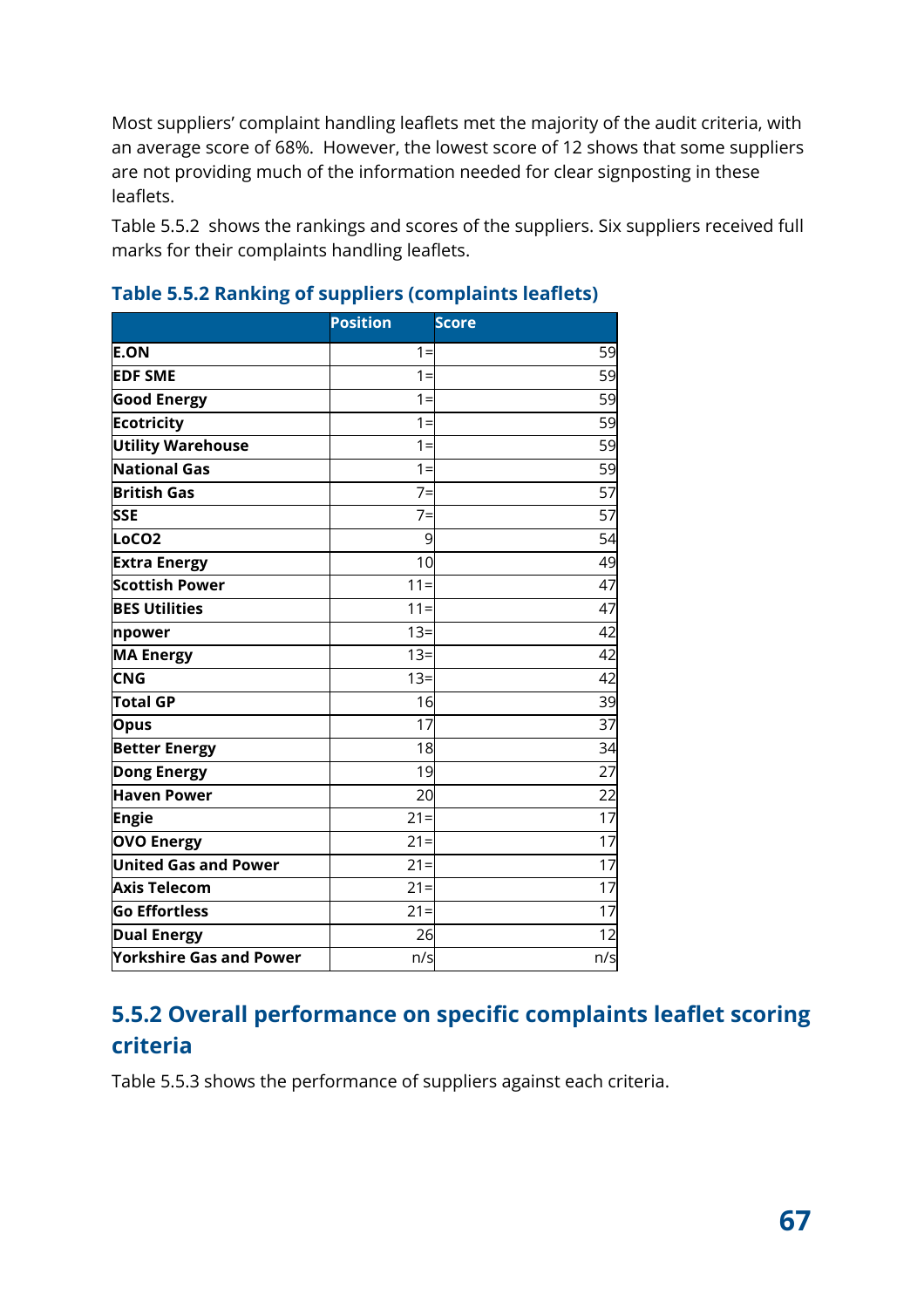Most suppliers' complaint handling leaflets met the majority of the audit criteria, with an average score of 68%. However, the lowest score of 12 shows that some suppliers are not providing much of the information needed for clear signposting in these leaflets.

Table 5.5.2 shows the rankings and scores of the suppliers. Six suppliers received full marks for their complaints handling leaflets.

### Table 5.5.2 Ranking of suppliers (complaints leaflets)

| | Position | Score |
|---|---|---|
| **E.ON** | 1= | 59 |
| **EDF SME** | 1= | 59 |
| **Good Energy** | 1= | 59 |
| **Ecotricity** | 1= | 59 |
| **Utility Warehouse** | 1= | 59 |
| **National Gas** | 1= | 59 |
| **British Gas** | 7= | 57 |
| **SSE** | 7= | 57 |
| **LoCO2** | 9 | 54 |
| **Extra Energy** | 10 | 49 |
| **Scottish Power** | 11= | 47 |
| **BES Utilities** | 11= | 47 |
| **npower** | 13= | 42 |
| **MA Energy** | 13= | 42 |
| **CNG** | 13= | 42 |
| **Total GP** | 16 | 39 |
| **Opus** | 17 | 37 |
| **Better Energy** | 18 | 34 |
| **Dong Energy** | 19 | 27 |
| **Haven Power** | 20 | 22 |
| **Engie** | 21= | 17 |
| **OVO Energy** | 21= | 17 |
| **United Gas and Power** | 21= | 17 |
| **Axis Telecom** | 21= | 17 |
| **Go Effortless** | 21= | 17 |
| **Dual Energy** | 26 | 12 |
| **Yorkshire Gas and Power** | n/s | n/s |

## 5.5.2 Overall performance on specific complaints leaflet scoring criteria

Table 5.5.3 shows the performance of suppliers against each criteria.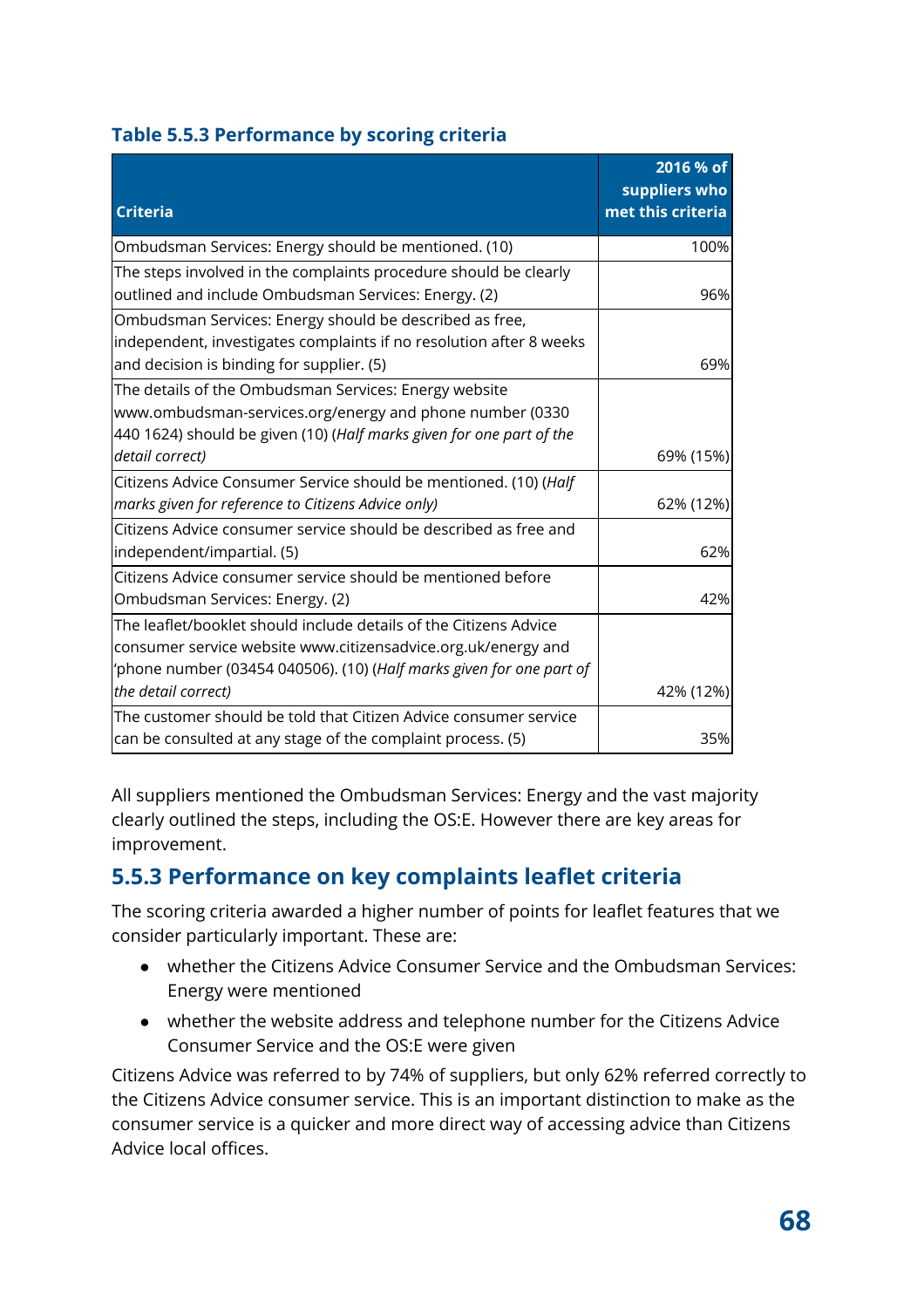### Table 5.5.3 Performance by scoring criteria

| Criteria | 2016 % of suppliers who met this criteria |
|---|---|
| Ombudsman Services: Energy should be mentioned. (10) | 100% |
| The steps involved in the complaints procedure should be clearly outlined and include Ombudsman Services: Energy. (2) | 96% |
| Ombudsman Services: Energy should be described as free, independent, investigates complaints if no resolution after 8 weeks and decision is binding for supplier. (5) | 69% |
| The details of the Ombudsman Services: Energy website www.ombudsman-services.org/energy and phone number (0330 440 1624) should be given (10) (*Half marks given for one part of the detail correct)* | 69% (15%) |
| Citizens Advice Consumer Service should be mentioned. (10) (*Half marks given for reference to Citizens Advice only)* | 62% (12%) |
| Citizens Advice consumer service should be described as free and independent/impartial. (5) | 62% |
| Citizens Advice consumer service should be mentioned before Ombudsman Services: Energy. (2) | 42% |
| The leaflet/booklet should include details of the Citizens Advice consumer service website www.citizensadvice.org.uk/energy and 'phone number (03454 040506). (10) (*Half marks given for one part of the detail correct)* | 42% (12%) |
| The customer should be told that Citizen Advice consumer service can be consulted at any stage of the complaint process. (5) | 35% |

All suppliers mentioned the Ombudsman Services: Energy and the vast majority clearly outlined the steps, including the OS:E. However there are key areas for improvement.

## 5.5.3 Performance on key complaints leaflet criteria

The scoring criteria awarded a higher number of points for leaflet features that we consider particularly important. These are:

- whether the Citizens Advice Consumer Service and the Ombudsman Services: Energy were mentioned
- whether the website address and telephone number for the Citizens Advice Consumer Service and the OS:E were given

Citizens Advice was referred to by 74% of suppliers, but only 62% referred correctly to the Citizens Advice consumer service. This is an important distinction to make as the consumer service is a quicker and more direct way of accessing advice than Citizens Advice local offices.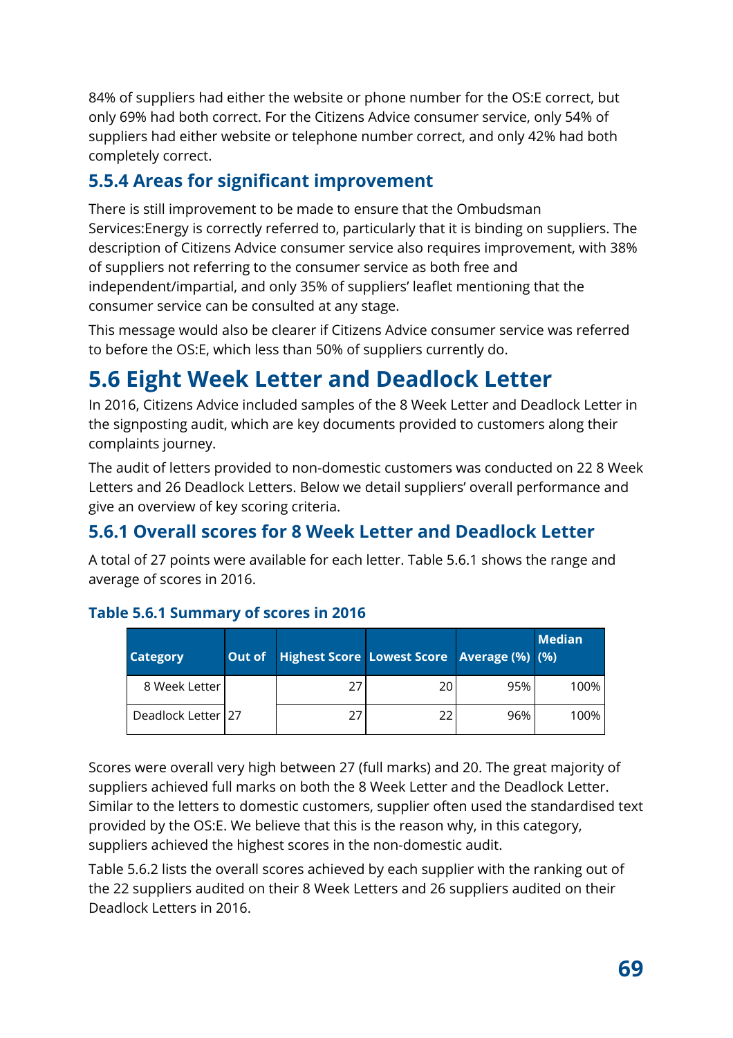84% of suppliers had either the website or phone number for the OS:E correct, but only 69% had both correct. For the Citizens Advice consumer service, only 54% of suppliers had either website or telephone number correct, and only 42% had both completely correct.

### 5.5.4 Areas for significant improvement

There is still improvement to be made to ensure that the Ombudsman Services:Energy is correctly referred to, particularly that it is binding on suppliers. The description of Citizens Advice consumer service also requires improvement, with 38% of suppliers not referring to the consumer service as both free and independent/impartial, and only 35% of suppliers' leaflet mentioning that the consumer service can be consulted at any stage.

This message would also be clearer if Citizens Advice consumer service was referred to before the OS:E, which less than 50% of suppliers currently do.

## 5.6 Eight Week Letter and Deadlock Letter

In 2016, Citizens Advice included samples of the 8 Week Letter and Deadlock Letter in the signposting audit, which are key documents provided to customers along their complaints journey.

The audit of letters provided to non-domestic customers was conducted on 22 8 Week Letters and 26 Deadlock Letters. Below we detail suppliers' overall performance and give an overview of key scoring criteria.

### 5.6.1 Overall scores for 8 Week Letter and Deadlock Letter

A total of 27 points were available for each letter. Table 5.6.1 shows the range and average of scores in 2016.

**Table 5.6.1 Summary of scores in 2016**

| Category | Out of | Highest Score | Lowest Score | Average (%) | Median (%) |
|---|---|---|---|---|---|
| 8 Week Letter | 27 | 27 | 20 | 95% | 100% |
| Deadlock Letter | | 27 | 22 | 96% | 100% |

Scores were overall very high between 27 (full marks) and 20. The great majority of suppliers achieved full marks on both the 8 Week Letter and the Deadlock Letter. Similar to the letters to domestic customers, supplier often used the standardised text provided by the OS:E. We believe that this is the reason why, in this category, suppliers achieved the highest scores in the non-domestic audit.

Table 5.6.2 lists the overall scores achieved by each supplier with the ranking out of the 22 suppliers audited on their 8 Week Letters and 26 suppliers audited on their Deadlock Letters in 2016.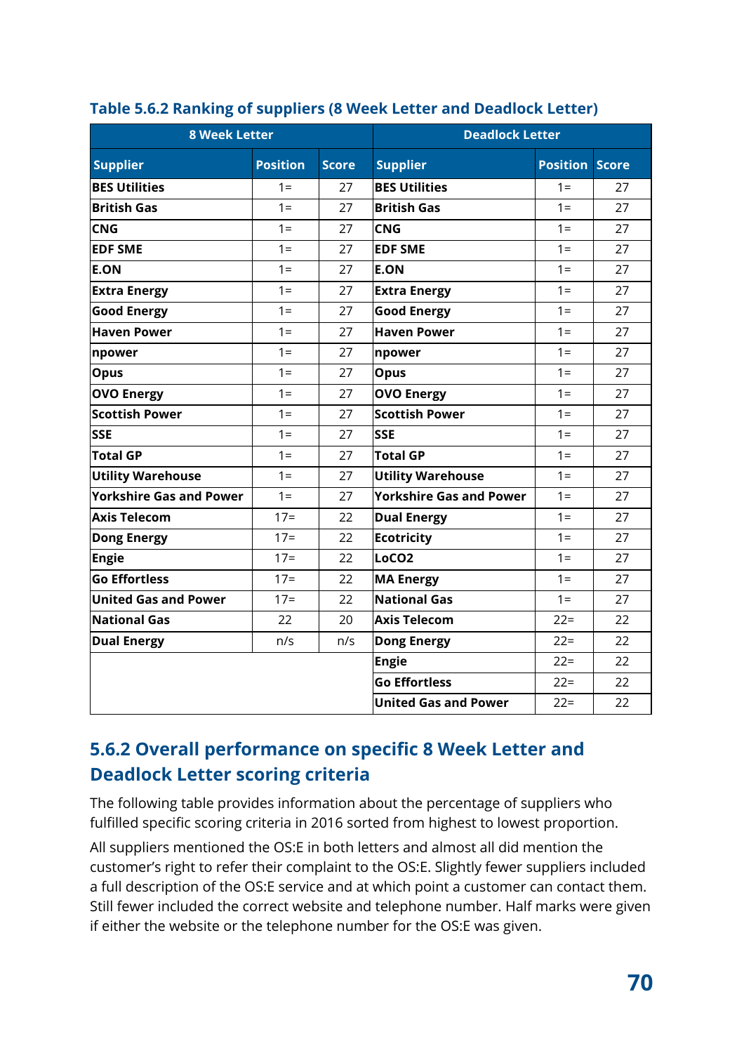**Table 5.6.2 Ranking of suppliers (8 Week Letter and Deadlock Letter)**

| 8 Week Letter | | | Deadlock Letter | | |
|---|---|---|---|---|---|
| **Supplier** | **Position** | **Score** | **Supplier** | **Position** | **Score** |
| **BES Utilities** | 1= | 27 | **BES Utilities** | 1= | 27 |
| **British Gas** | 1= | 27 | **British Gas** | 1= | 27 |
| **CNG** | 1= | 27 | **CNG** | 1= | 27 |
| **EDF SME** | 1= | 27 | **EDF SME** | 1= | 27 |
| **E.ON** | 1= | 27 | **E.ON** | 1= | 27 |
| **Extra Energy** | 1= | 27 | **Extra Energy** | 1= | 27 |
| **Good Energy** | 1= | 27 | **Good Energy** | 1= | 27 |
| **Haven Power** | 1= | 27 | **Haven Power** | 1= | 27 |
| **npower** | 1= | 27 | **npower** | 1= | 27 |
| **Opus** | 1= | 27 | **Opus** | 1= | 27 |
| **OVO Energy** | 1= | 27 | **OVO Energy** | 1= | 27 |
| **Scottish Power** | 1= | 27 | **Scottish Power** | 1= | 27 |
| **SSE** | 1= | 27 | **SSE** | 1= | 27 |
| **Total GP** | 1= | 27 | **Total GP** | 1= | 27 |
| **Utility Warehouse** | 1= | 27 | **Utility Warehouse** | 1= | 27 |
| **Yorkshire Gas and Power** | 1= | 27 | **Yorkshire Gas and Power** | 1= | 27 |
| **Axis Telecom** | 17= | 22 | **Dual Energy** | 1= | 27 |
| **Dong Energy** | 17= | 22 | **Ecotricity** | 1= | 27 |
| **Engie** | 17= | 22 | **LoCO2** | 1= | 27 |
| **Go Effortless** | 17= | 22 | **MA Energy** | 1= | 27 |
| **United Gas and Power** | 17= | 22 | **National Gas** | 1= | 27 |
| **National Gas** | 22 | 20 | **Axis Telecom** | 22= | 22 |
| **Dual Energy** | n/s | n/s | **Dong Energy** | 22= | 22 |
| | | | **Engie** | 22= | 22 |
| | | | **Go Effortless** | 22= | 22 |
| | | | **United Gas and Power** | 22= | 22 |

## 5.6.2 Overall performance on specific 8 Week Letter and Deadlock Letter scoring criteria

The following table provides information about the percentage of suppliers who fulfilled specific scoring criteria in 2016 sorted from highest to lowest proportion.

All suppliers mentioned the OS:E in both letters and almost all did mention the customer's right to refer their complaint to the OS:E. Slightly fewer suppliers included a full description of the OS:E service and at which point a customer can contact them. Still fewer included the correct website and telephone number. Half marks were given if either the website or the telephone number for the OS:E was given.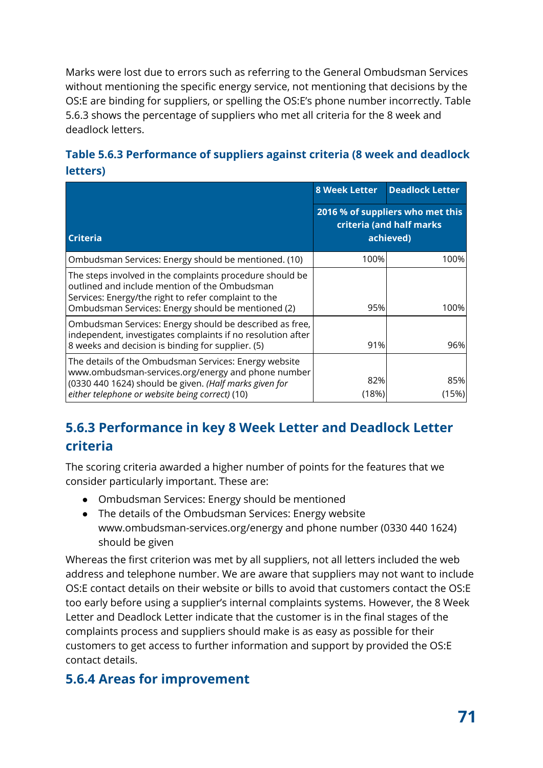Marks were lost due to errors such as referring to the General Ombudsman Services without mentioning the specific energy service, not mentioning that decisions by the OS:E are binding for suppliers, or spelling the OS:E's phone number incorrectly. Table 5.6.3 shows the percentage of suppliers who met all criteria for the 8 week and deadlock letters.

**Table 5.6.3 Performance of suppliers against criteria (8 week and deadlock letters)**

| Criteria | 8 Week Letter | Deadlock Letter |
|---|---|---|
| | 2016 % of suppliers who met this criteria (and half marks achieved) | |
| Ombudsman Services: Energy should be mentioned. (10) | 100% | 100% |
| The steps involved in the complaints procedure should be outlined and include mention of the Ombudsman Services: Energy/the right to refer complaint to the Ombudsman Services: Energy should be mentioned (2) | 95% | 100% |
| Ombudsman Services: Energy should be described as free, independent, investigates complaints if no resolution after 8 weeks and decision is binding for supplier. (5) | 91% | 96% |
| The details of the Ombudsman Services: Energy website www.ombudsman-services.org/energy and phone number (0330 440 1624) should be given. *(Half marks given for either telephone or website being correct)* (10) | 82% (18%) | 85% (15%) |

## 5.6.3 Performance in key 8 Week Letter and Deadlock Letter criteria

The scoring criteria awarded a higher number of points for the features that we consider particularly important. These are:

- Ombudsman Services: Energy should be mentioned
- The details of the Ombudsman Services: Energy website www.ombudsman-services.org/energy and phone number (0330 440 1624) should be given

Whereas the first criterion was met by all suppliers, not all letters included the web address and telephone number. We are aware that suppliers may not want to include OS:E contact details on their website or bills to avoid that customers contact the OS:E too early before using a supplier's internal complaints systems. However, the 8 Week Letter and Deadlock Letter indicate that the customer is in the final stages of the complaints process and suppliers should make is as easy as possible for their customers to get access to further information and support by provided the OS:E contact details.

## 5.6.4 Areas for improvement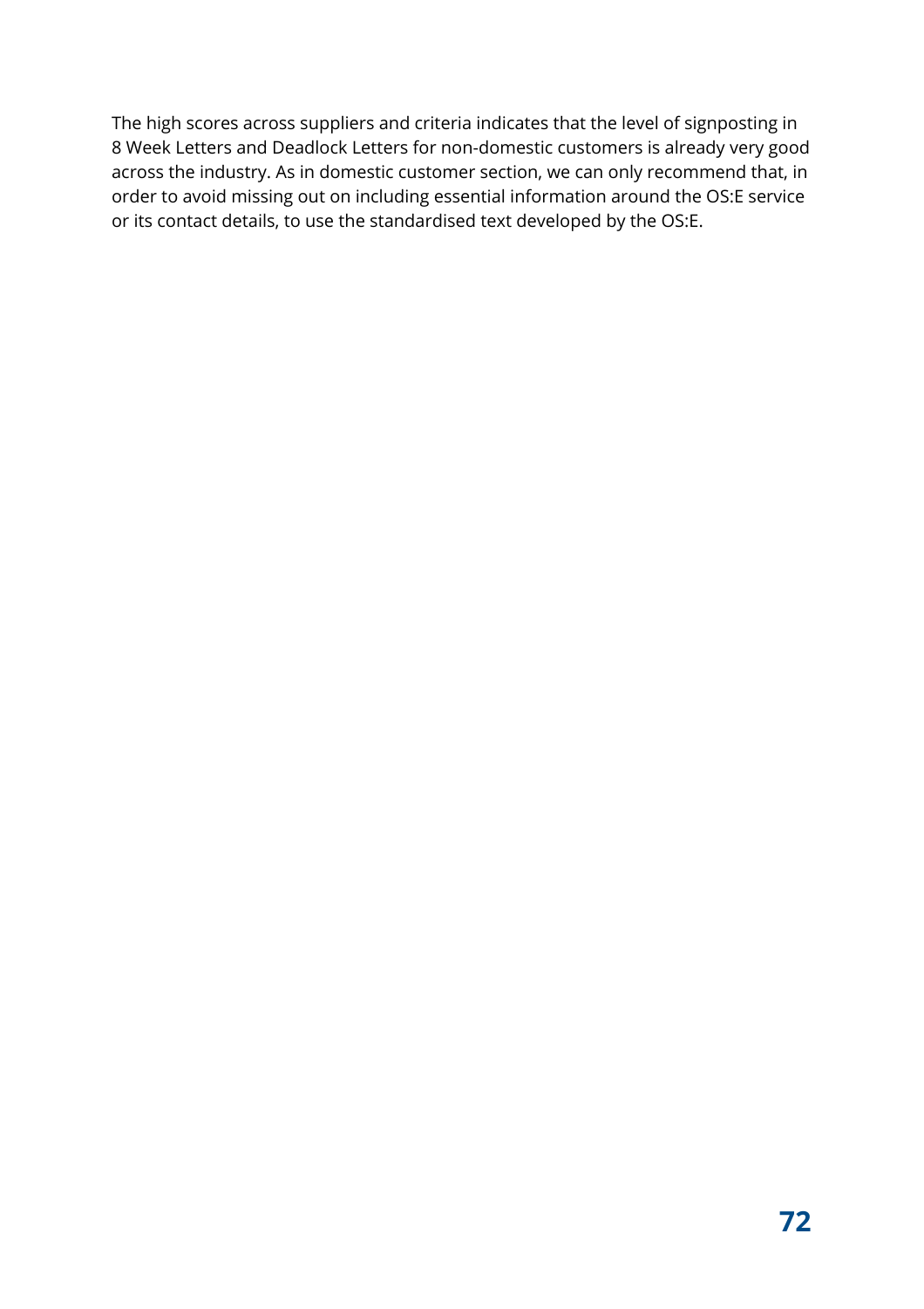The high scores across suppliers and criteria indicates that the level of signposting in 8 Week Letters and Deadlock Letters for non-domestic customers is already very good across the industry. As in domestic customer section, we can only recommend that, in order to avoid missing out on including essential information around the OS:E service or its contact details, to use the standardised text developed by the OS:E.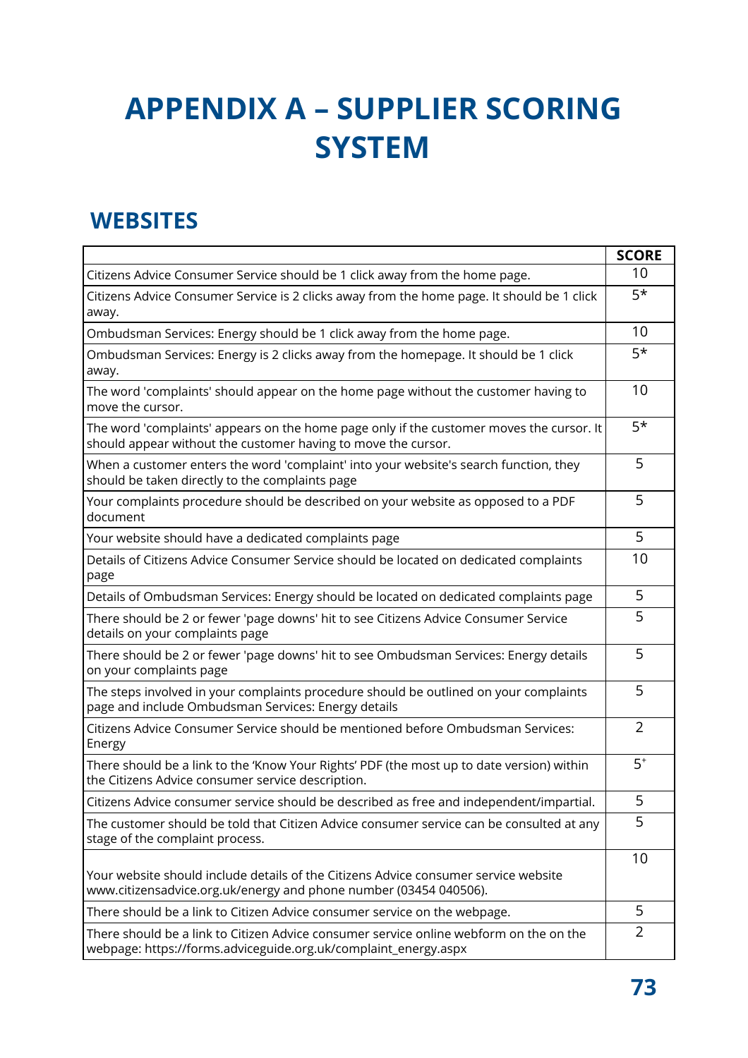# APPENDIX A – SUPPLIER SCORING SYSTEM

## WEBSITES

| | SCORE |
|---|---|
| Citizens Advice Consumer Service should be 1 click away from the home page. | 10 |
| Citizens Advice Consumer Service is 2 clicks away from the home page. It should be 1 click away. | 5* |
| Ombudsman Services: Energy should be 1 click away from the home page. | 10 |
| Ombudsman Services: Energy is 2 clicks away from the homepage. It should be 1 click away. | 5* |
| The word 'complaints' should appear on the home page without the customer having to move the cursor. | 10 |
| The word 'complaints' appears on the home page only if the customer moves the cursor. It should appear without the customer having to move the cursor. | 5* |
| When a customer enters the word 'complaint' into your website's search function, they should be taken directly to the complaints page | 5 |
| Your complaints procedure should be described on your website as opposed to a PDF document | 5 |
| Your website should have a dedicated complaints page | 5 |
| Details of Citizens Advice Consumer Service should be located on dedicated complaints page | 10 |
| Details of Ombudsman Services: Energy should be located on dedicated complaints page | 5 |
| There should be 2 or fewer 'page downs' hit to see Citizens Advice Consumer Service details on your complaints page | 5 |
| There should be 2 or fewer 'page downs' hit to see Ombudsman Services: Energy details on your complaints page | 5 |
| The steps involved in your complaints procedure should be outlined on your complaints page and include Ombudsman Services: Energy details | 5 |
| Citizens Advice Consumer Service should be mentioned before Ombudsman Services: Energy | 2 |
| There should be a link to the 'Know Your Rights' PDF (the most up to date version) within the Citizens Advice consumer service description. | 5+ |
| Citizens Advice consumer service should be described as free and independent/impartial. | 5 |
| The customer should be told that Citizen Advice consumer service can be consulted at any stage of the complaint process. | 5 |
| Your website should include details of the Citizens Advice consumer service website www.citizensadvice.org.uk/energy and phone number (03454 040506). | 10 |
| There should be a link to Citizen Advice consumer service on the webpage. | 5 |
| There should be a link to Citizen Advice consumer service online webform on the on the webpage: https://forms.adviceguide.org.uk/complaint_energy.aspx | 2 |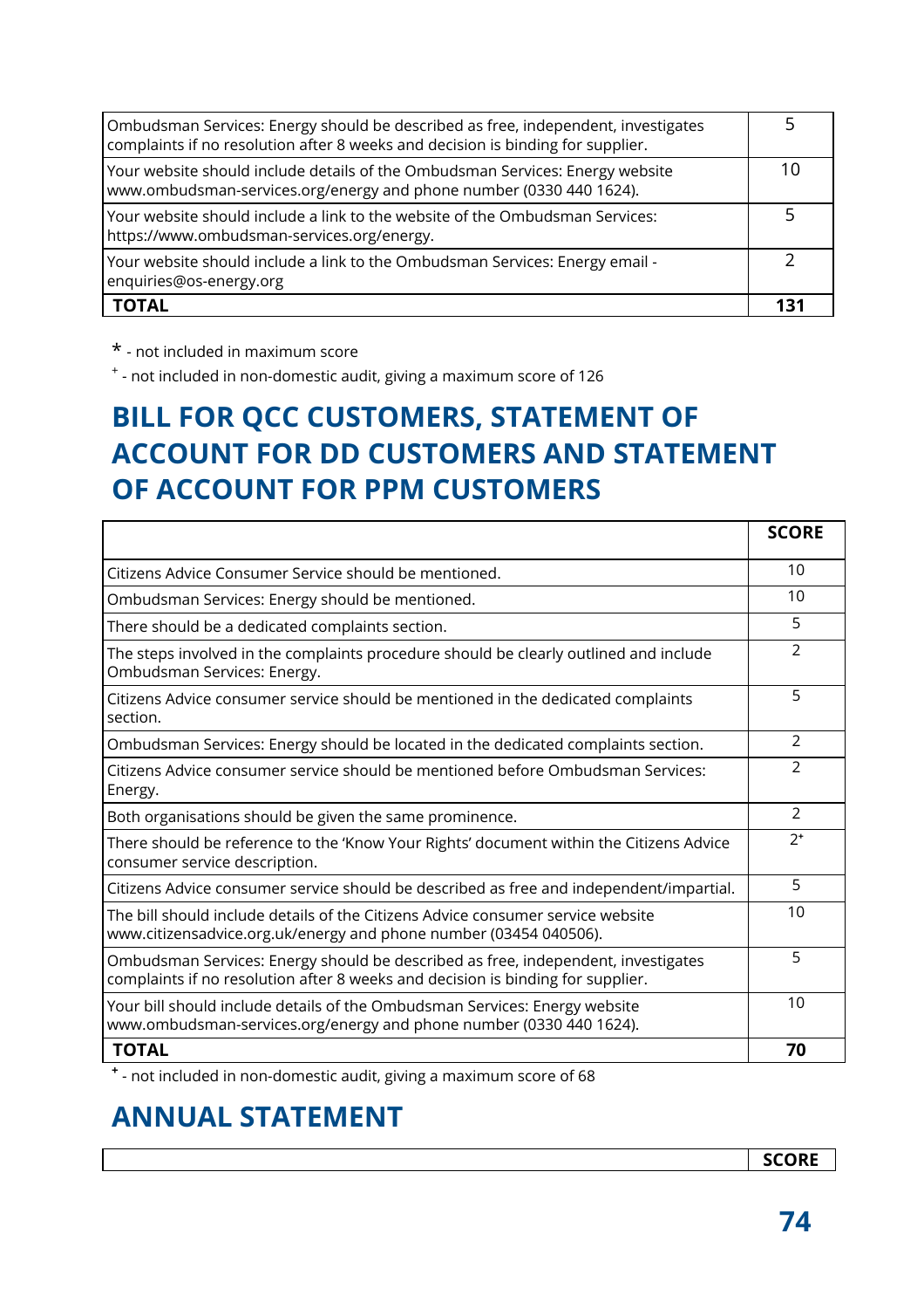| | |
|---|---|
| Ombudsman Services: Energy should be described as free, independent, investigates complaints if no resolution after 8 weeks and decision is binding for supplier. | 5 |
| Your website should include details of the Ombudsman Services: Energy website www.ombudsman-services.org/energy and phone number (0330 440 1624). | 10 |
| Your website should include a link to the website of the Ombudsman Services: https://www.ombudsman-services.org/energy. | 5 |
| Your website should include a link to the Ombudsman Services: Energy email - enquiries@os-energy.org | 2 |
| **TOTAL** | **131** |

\* - not included in maximum score

+ - not included in non-domestic audit, giving a maximum score of 126

## BILL FOR QCC CUSTOMERS, STATEMENT OF ACCOUNT FOR DD CUSTOMERS AND STATEMENT OF ACCOUNT FOR PPM CUSTOMERS

| | SCORE |
|---|---|
| Citizens Advice Consumer Service should be mentioned. | 10 |
| Ombudsman Services: Energy should be mentioned. | 10 |
| There should be a dedicated complaints section. | 5 |
| The steps involved in the complaints procedure should be clearly outlined and include Ombudsman Services: Energy. | 2 |
| Citizens Advice consumer service should be mentioned in the dedicated complaints section. | 5 |
| Ombudsman Services: Energy should be located in the dedicated complaints section. | 2 |
| Citizens Advice consumer service should be mentioned before Ombudsman Services: Energy. | 2 |
| Both organisations should be given the same prominence. | 2 |
| There should be reference to the 'Know Your Rights' document within the Citizens Advice consumer service description. | 2+ |
| Citizens Advice consumer service should be described as free and independent/impartial. | 5 |
| The bill should include details of the Citizens Advice consumer service website www.citizensadvice.org.uk/energy and phone number (03454 040506). | 10 |
| Ombudsman Services: Energy should be described as free, independent, investigates complaints if no resolution after 8 weeks and decision is binding for supplier. | 5 |
| Your bill should include details of the Ombudsman Services: Energy website www.ombudsman-services.org/energy and phone number (0330 440 1624). | 10 |
| **TOTAL** | **70** |

+ - not included in non-domestic audit, giving a maximum score of 68

## ANNUAL STATEMENT

| | SCORE |
|---|---|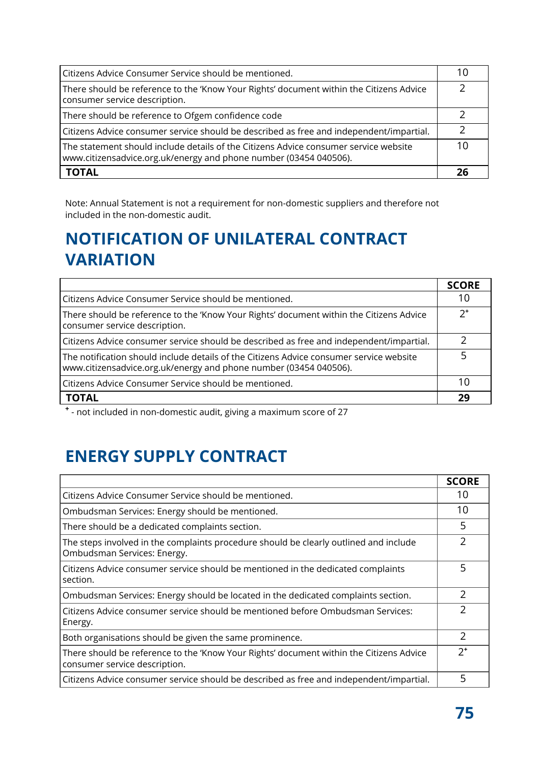| | |
|---|---|
| Citizens Advice Consumer Service should be mentioned. | 10 |
| There should be reference to the 'Know Your Rights' document within the Citizens Advice consumer service description. | 2 |
| There should be reference to Ofgem confidence code | 2 |
| Citizens Advice consumer service should be described as free and independent/impartial. | 2 |
| The statement should include details of the Citizens Advice consumer service website www.citizensadvice.org.uk/energy and phone number (03454 040506). | 10 |
| **TOTAL** | **26** |

Note: Annual Statement is not a requirement for non-domestic suppliers and therefore not included in the non-domestic audit.

## NOTIFICATION OF UNILATERAL CONTRACT VARIATION

| | **SCORE** |
|---|---|
| Citizens Advice Consumer Service should be mentioned. | 10 |
| There should be reference to the 'Know Your Rights' document within the Citizens Advice consumer service description. | 2⁺ |
| Citizens Advice consumer service should be described as free and independent/impartial. | 2 |
| The notification should include details of the Citizens Advice consumer service website www.citizensadvice.org.uk/energy and phone number (03454 040506). | 5 |
| Citizens Advice Consumer Service should be mentioned. | 10 |
| **TOTAL** | **29** |

⁺ - not included in non-domestic audit, giving a maximum score of 27

## ENERGY SUPPLY CONTRACT

| | **SCORE** |
|---|---|
| Citizens Advice Consumer Service should be mentioned. | 10 |
| Ombudsman Services: Energy should be mentioned. | 10 |
| There should be a dedicated complaints section. | 5 |
| The steps involved in the complaints procedure should be clearly outlined and include Ombudsman Services: Energy. | 2 |
| Citizens Advice consumer service should be mentioned in the dedicated complaints section. | 5 |
| Ombudsman Services: Energy should be located in the dedicated complaints section. | 2 |
| Citizens Advice consumer service should be mentioned before Ombudsman Services: Energy. | 2 |
| Both organisations should be given the same prominence. | 2 |
| There should be reference to the 'Know Your Rights' document within the Citizens Advice consumer service description. | 2⁺ |
| Citizens Advice consumer service should be described as free and independent/impartial. | 5 |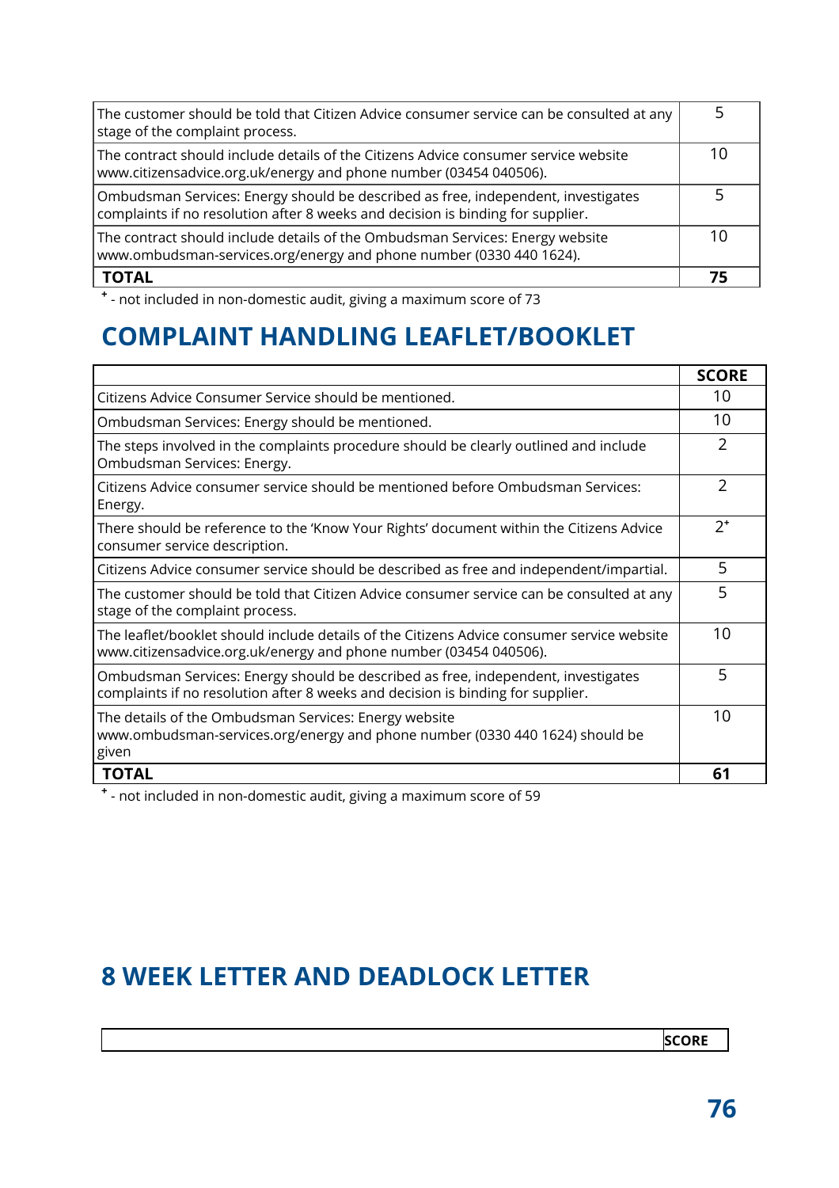| | |
|---|---|
| The customer should be told that Citizen Advice consumer service can be consulted at any stage of the complaint process. | 5 |
| The contract should include details of the Citizens Advice consumer service website www.citizensadvice.org.uk/energy and phone number (03454 040506). | 10 |
| Ombudsman Services: Energy should be described as free, independent, investigates complaints if no resolution after 8 weeks and decision is binding for supplier. | 5 |
| The contract should include details of the Ombudsman Services: Energy website www.ombudsman-services.org/energy and phone number (0330 440 1624). | 10 |
| **TOTAL** | **75** |

⁺ - not included in non-domestic audit, giving a maximum score of 73

## COMPLAINT HANDLING LEAFLET/BOOKLET

| | **SCORE** |
|---|---|
| Citizens Advice Consumer Service should be mentioned. | 10 |
| Ombudsman Services: Energy should be mentioned. | 10 |
| The steps involved in the complaints procedure should be clearly outlined and include Ombudsman Services: Energy. | 2 |
| Citizens Advice consumer service should be mentioned before Ombudsman Services: Energy. | 2 |
| There should be reference to the 'Know Your Rights' document within the Citizens Advice consumer service description. | 2⁺ |
| Citizens Advice consumer service should be described as free and independent/impartial. | 5 |
| The customer should be told that Citizen Advice consumer service can be consulted at any stage of the complaint process. | 5 |
| The leaflet/booklet should include details of the Citizens Advice consumer service website www.citizensadvice.org.uk/energy and phone number (03454 040506). | 10 |
| Ombudsman Services: Energy should be described as free, independent, investigates complaints if no resolution after 8 weeks and decision is binding for supplier. | 5 |
| The details of the Ombudsman Services: Energy website www.ombudsman-services.org/energy and phone number (0330 440 1624) should be given | 10 |
| **TOTAL** | **61** |

⁺ - not included in non-domestic audit, giving a maximum score of 59

## 8 WEEK LETTER AND DEADLOCK LETTER

| | **SCORE** |
|---|---|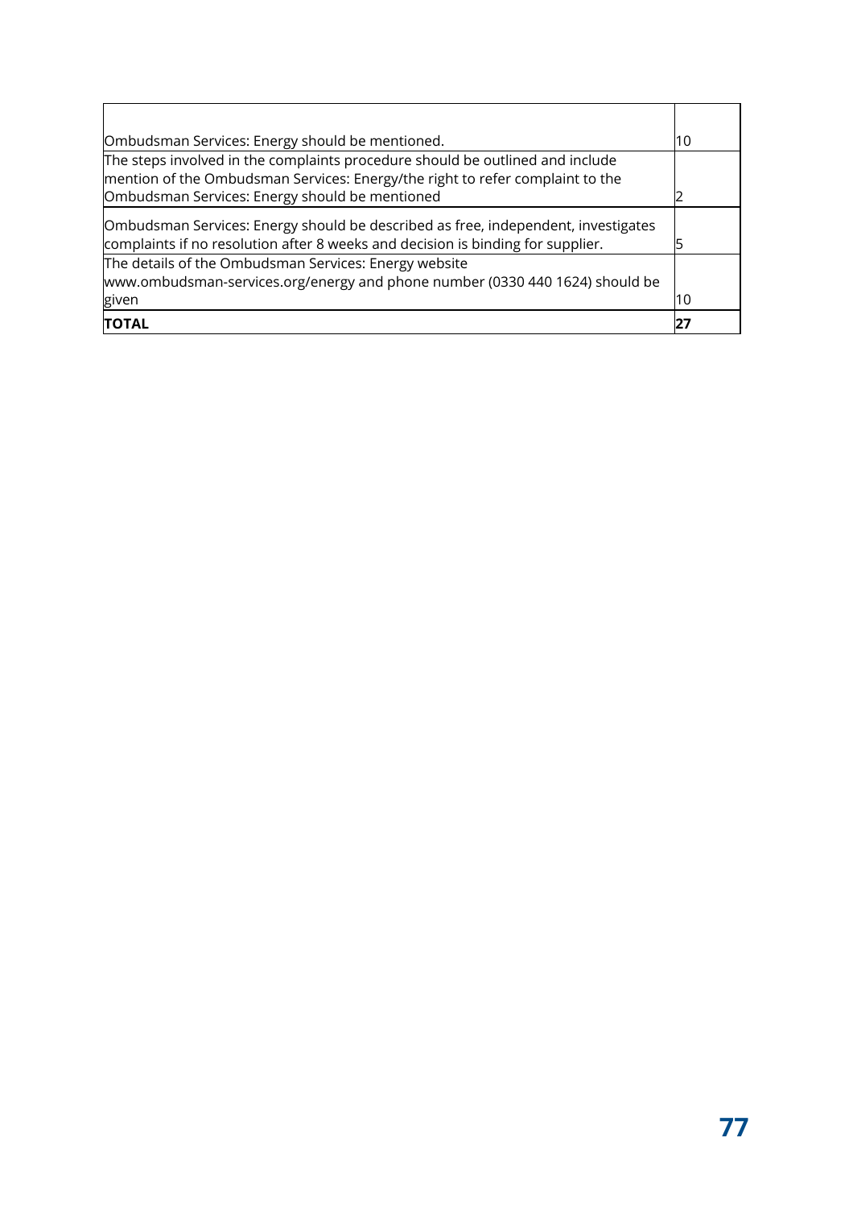| | |
|---|---|
| Ombudsman Services: Energy should be mentioned. | 10 |
| The steps involved in the complaints procedure should be outlined and include mention of the Ombudsman Services: Energy/the right to refer complaint to the Ombudsman Services: Energy should be mentioned | 2 |
| Ombudsman Services: Energy should be described as free, independent, investigates complaints if no resolution after 8 weeks and decision is binding for supplier. | 5 |
| The details of the Ombudsman Services: Energy website www.ombudsman-services.org/energy and phone number (0330 440 1624) should be given | 10 |
| **TOTAL** | **27** |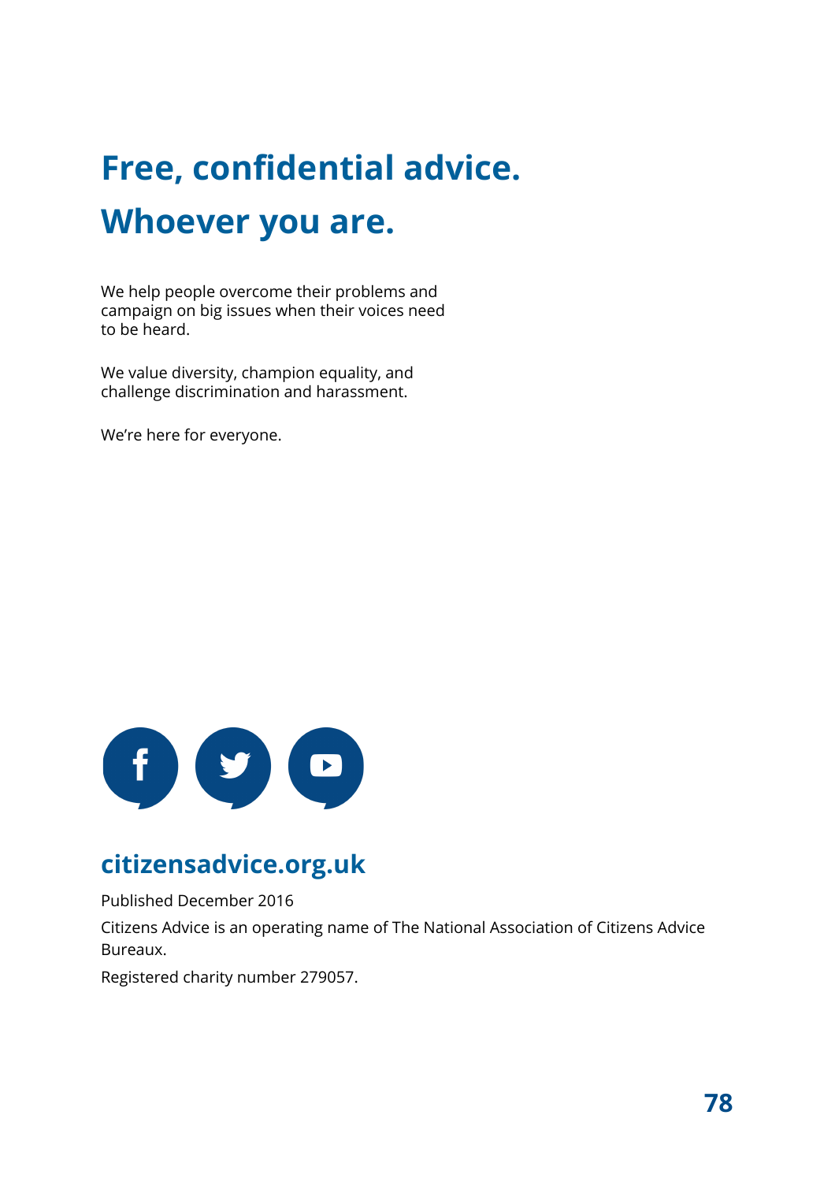# Free, confidential advice.
# Whoever you are.

We help people overcome their problems and campaign on big issues when their voices need to be heard.

We value diversity, champion equality, and challenge discrimination and harassment.

We're here for everyone.

## citizensadvice.org.uk

Published December 2016

Citizens Advice is an operating name of The National Association of Citizens Advice Bureaux.

Registered charity number 279057.